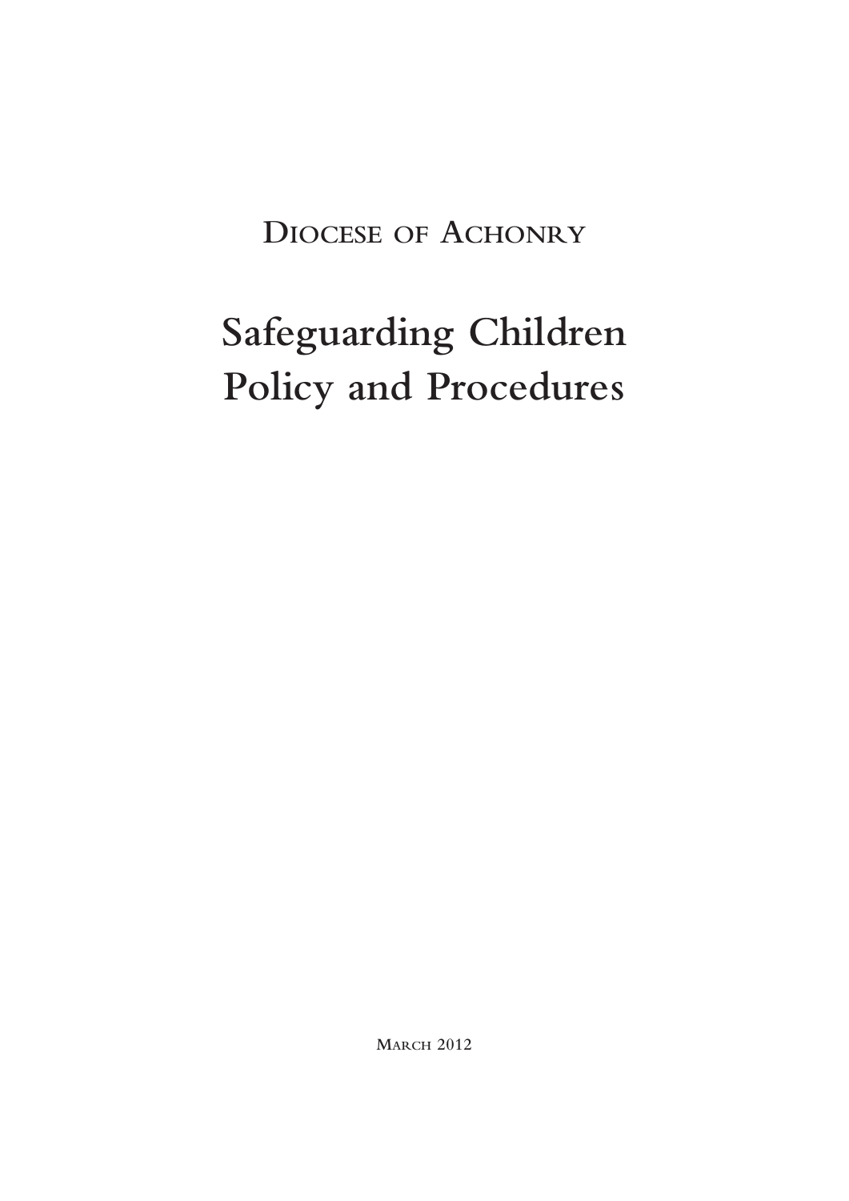DIOCESE OF ACHONRY

# Safeguarding Children Policy and Procedures

MARCH 2012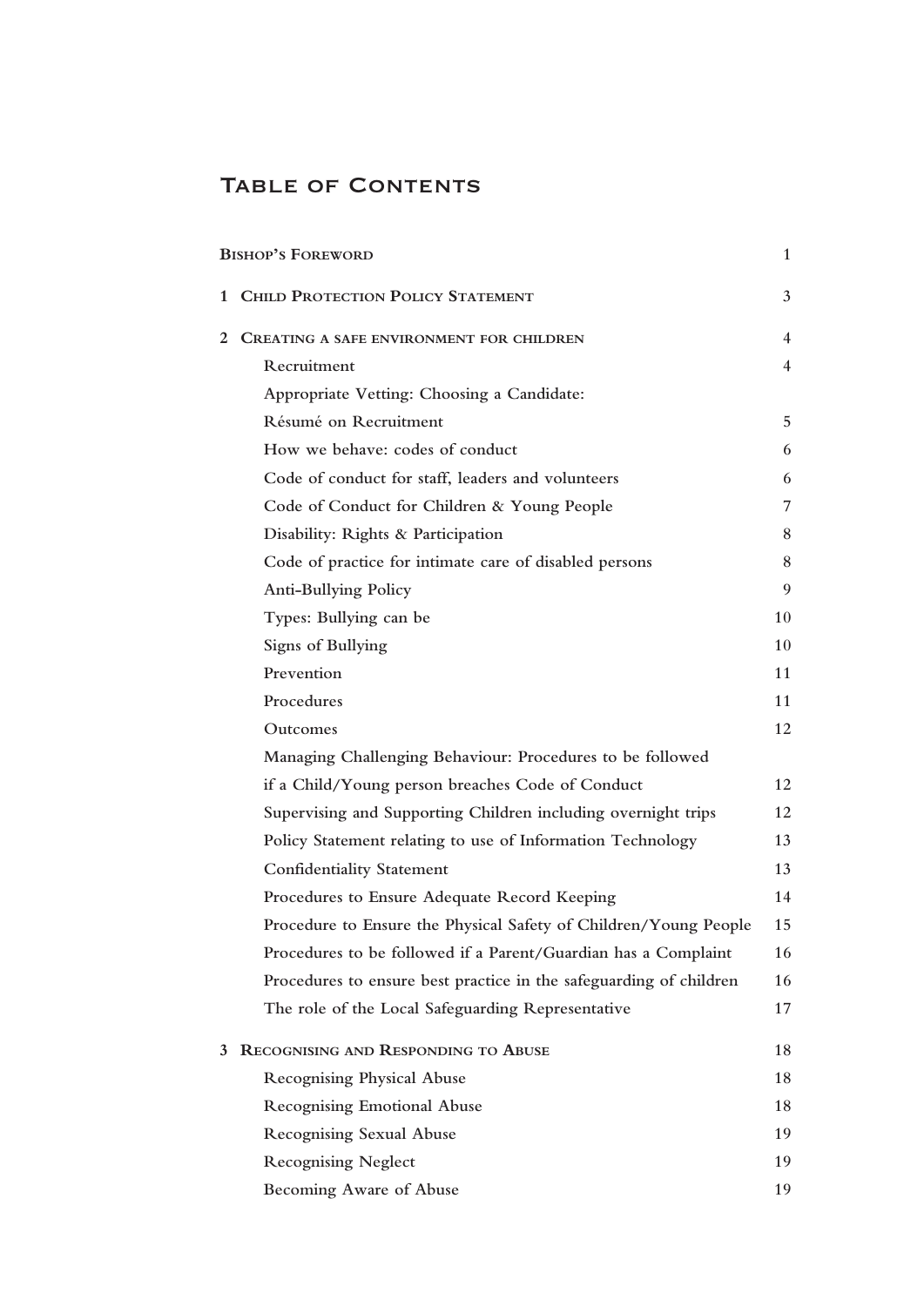# Table of Contents

| | |
|---|---|
| **Bishop's Foreword** | 1 |
| **1 Child Protection Policy Statement** | 3 |
| **2 Creating a safe environment for children** | 4 |
| Recruitment | 4 |
| Appropriate Vetting: Choosing a Candidate: Résumé on Recruitment | 5 |
| How we behave: codes of conduct | 6 |
| Code of conduct for staff, leaders and volunteers | 6 |
| Code of Conduct for Children & Young People | 7 |
| Disability: Rights & Participation | 8 |
| Code of practice for intimate care of disabled persons | 8 |
| Anti-Bullying Policy | 9 |
| Types: Bullying can be | 10 |
| Signs of Bullying | 10 |
| Prevention | 11 |
| Procedures | 11 |
| Outcomes | 12 |
| Managing Challenging Behaviour: Procedures to be followed if a Child/Young person breaches Code of Conduct | 12 |
| Supervising and Supporting Children including overnight trips | 12 |
| Policy Statement relating to use of Information Technology | 13 |
| Confidentiality Statement | 13 |
| Procedures to Ensure Adequate Record Keeping | 14 |
| Procedure to Ensure the Physical Safety of Children/Young People | 15 |
| Procedures to be followed if a Parent/Guardian has a Complaint | 16 |
| Procedures to ensure best practice in the safeguarding of children | 16 |
| The role of the Local Safeguarding Representative | 17 |
| **3 Recognising and Responding to Abuse** | 18 |
| Recognising Physical Abuse | 18 |
| Recognising Emotional Abuse | 18 |
| Recognising Sexual Abuse | 19 |
| Recognising Neglect | 19 |
| Becoming Aware of Abuse | 19 |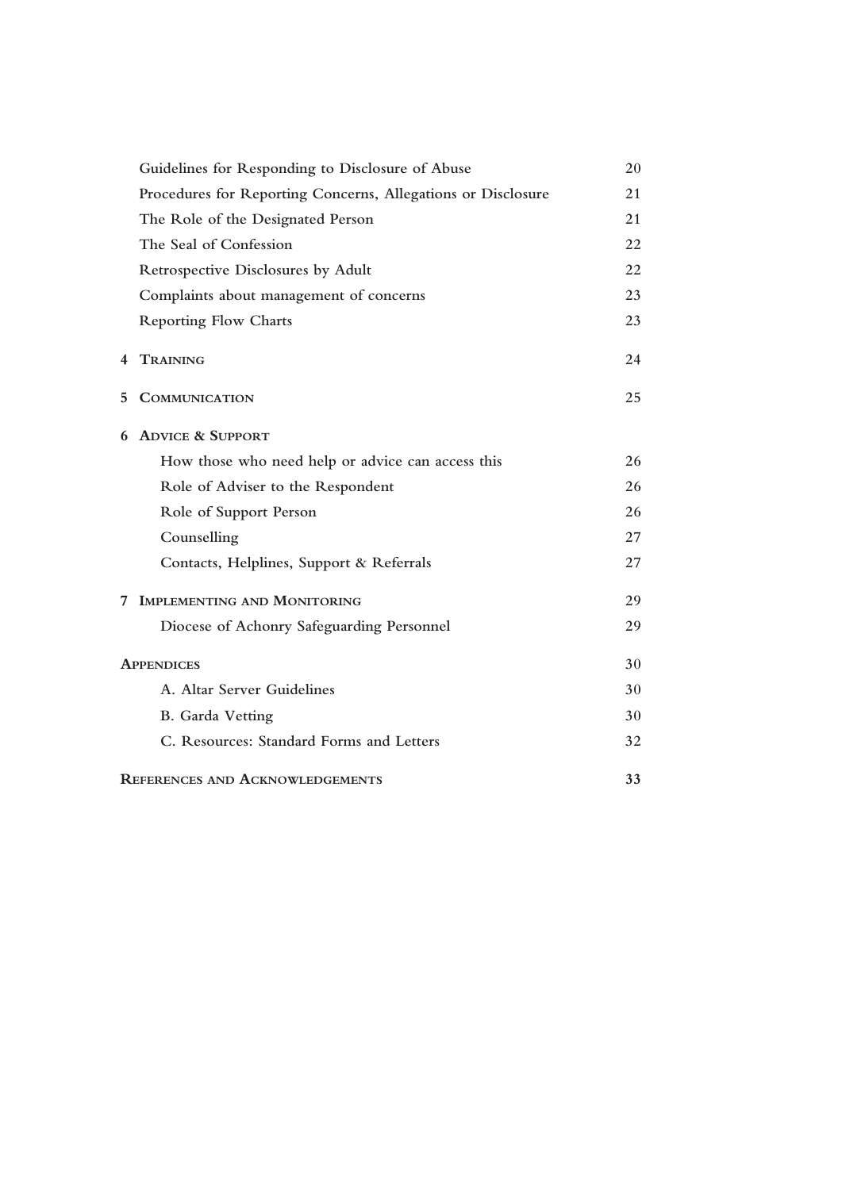| | |
|---|---|
| Guidelines for Responding to Disclosure of Abuse | 20 |
| Procedures for Reporting Concerns, Allegations or Disclosure | 21 |
| The Role of the Designated Person | 21 |
| The Seal of Confession | 22 |
| Retrospective Disclosures by Adult | 22 |
| Complaints about management of concerns | 23 |
| Reporting Flow Charts | 23 |
| **4 Training** | 24 |
| **5 Communication** | 25 |
| **6 Advice & Support** | |
| How those who need help or advice can access this | 26 |
| Role of Adviser to the Respondent | 26 |
| Role of Support Person | 26 |
| Counselling | 27 |
| Contacts, Helplines, Support & Referrals | 27 |
| **7 Implementing and Monitoring** | 29 |
| Diocese of Achonry Safeguarding Personnel | 29 |
| **Appendices** | 30 |
| A. Altar Server Guidelines | 30 |
| B. Garda Vetting | 30 |
| C. Resources: Standard Forms and Letters | 32 |
| **References and Acknowledgements** | **33** |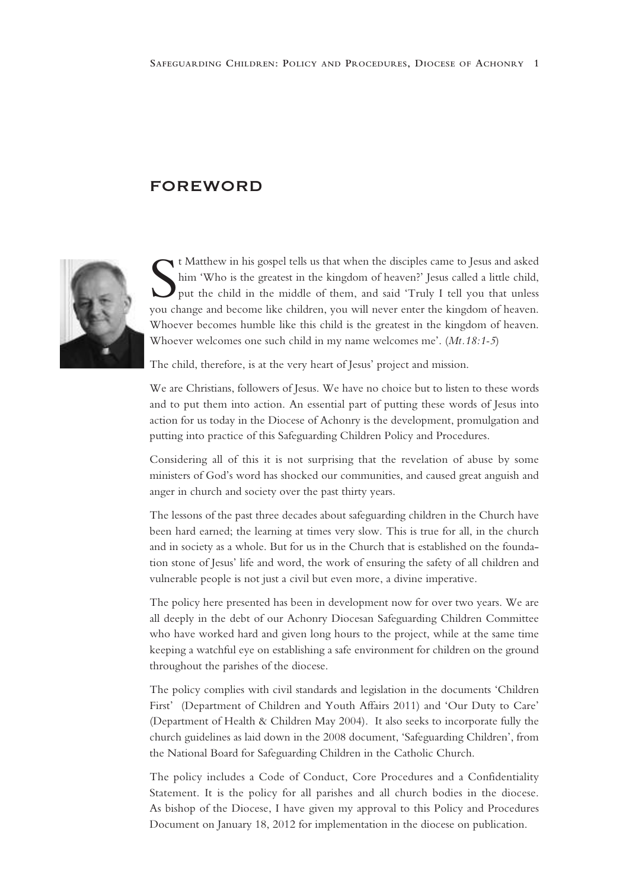# FOREWORD

St Matthew in his gospel tells us that when the disciples came to Jesus and asked him 'Who is the greatest in the kingdom of heaven?' Jesus called a little child, put the child in the middle of them, and said 'Truly I tell you that unless you change and become like children, you will never enter the kingdom of heaven. Whoever becomes humble like this child is the greatest in the kingdom of heaven. Whoever welcomes one such child in my name welcomes me'. (*Mt.18:1-5*)

The child, therefore, is at the very heart of Jesus' project and mission.

We are Christians, followers of Jesus. We have no choice but to listen to these words and to put them into action. An essential part of putting these words of Jesus into action for us today in the Diocese of Achonry is the development, promulgation and putting into practice of this Safeguarding Children Policy and Procedures.

Considering all of this it is not surprising that the revelation of abuse by some ministers of God's word has shocked our communities, and caused great anguish and anger in church and society over the past thirty years.

The lessons of the past three decades about safeguarding children in the Church have been hard earned; the learning at times very slow. This is true for all, in the church and in society as a whole. But for us in the Church that is established on the foundation stone of Jesus' life and word, the work of ensuring the safety of all children and vulnerable people is not just a civil but even more, a divine imperative.

The policy here presented has been in development now for over two years. We are all deeply in the debt of our Achonry Diocesan Safeguarding Children Committee who have worked hard and given long hours to the project, while at the same time keeping a watchful eye on establishing a safe environment for children on the ground throughout the parishes of the diocese.

The policy complies with civil standards and legislation in the documents 'Children First' (Department of Children and Youth Affairs 2011) and 'Our Duty to Care' (Department of Health & Children May 2004). It also seeks to incorporate fully the church guidelines as laid down in the 2008 document, 'Safeguarding Children', from the National Board for Safeguarding Children in the Catholic Church.

The policy includes a Code of Conduct, Core Procedures and a Confidentiality Statement. It is the policy for all parishes and all church bodies in the diocese. As bishop of the Diocese, I have given my approval to this Policy and Procedures Document on January 18, 2012 for implementation in the diocese on publication.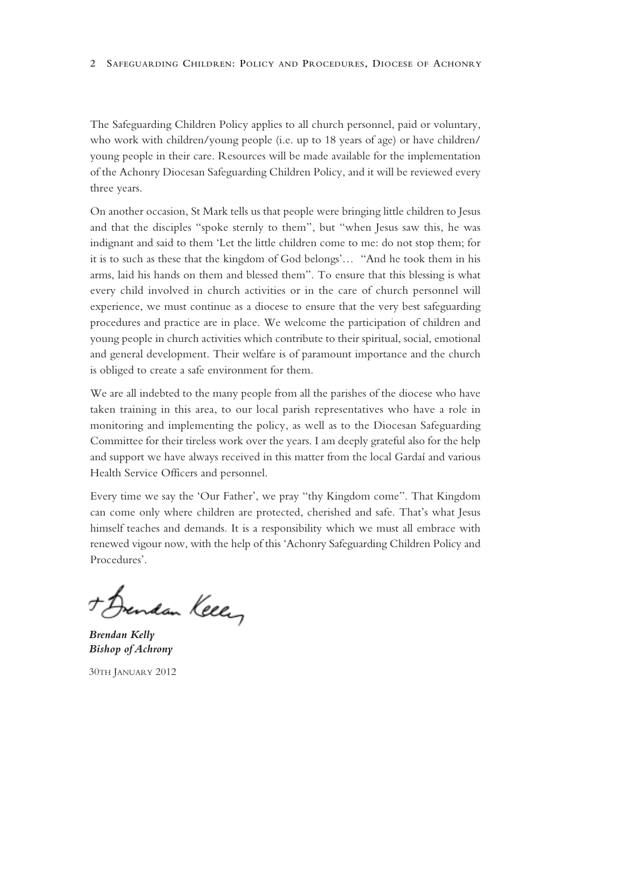The Safeguarding Children Policy applies to all church personnel, paid or voluntary, who work with children/young people (i.e. up to 18 years of age) or have children/ young people in their care. Resources will be made available for the implementation of the Achonry Diocesan Safeguarding Children Policy, and it will be reviewed every three years.

On another occasion, St Mark tells us that people were bringing little children to Jesus and that the disciples "spoke sternly to them", but "when Jesus saw this, he was indignant and said to them 'Let the little children come to me: do not stop them; for it is to such as these that the kingdom of God belongs'… "And he took them in his arms, laid his hands on them and blessed them". To ensure that this blessing is what every child involved in church activities or in the care of church personnel will experience, we must continue as a diocese to ensure that the very best safeguarding procedures and practice are in place. We welcome the participation of children and young people in church activities which contribute to their spiritual, social, emotional and general development. Their welfare is of paramount importance and the church is obliged to create a safe environment for them.

We are all indebted to the many people from all the parishes of the diocese who have taken training in this area, to our local parish representatives who have a role in monitoring and implementing the policy, as well as to the Diocesan Safeguarding Committee for their tireless work over the years. I am deeply grateful also for the help and support we have always received in this matter from the local Gardaí and various Health Service Officers and personnel.

Every time we say the 'Our Father', we pray "thy Kingdom come". That Kingdom can come only where children are protected, cherished and safe. That's what Jesus himself teaches and demands. It is a responsibility which we must all embrace with renewed vigour now, with the help of this 'Achonry Safeguarding Children Policy and Procedures'.

+ Brendan Kelly

***Brendan Kelly***
***Bishop of Achrony***

30TH JANUARY 2012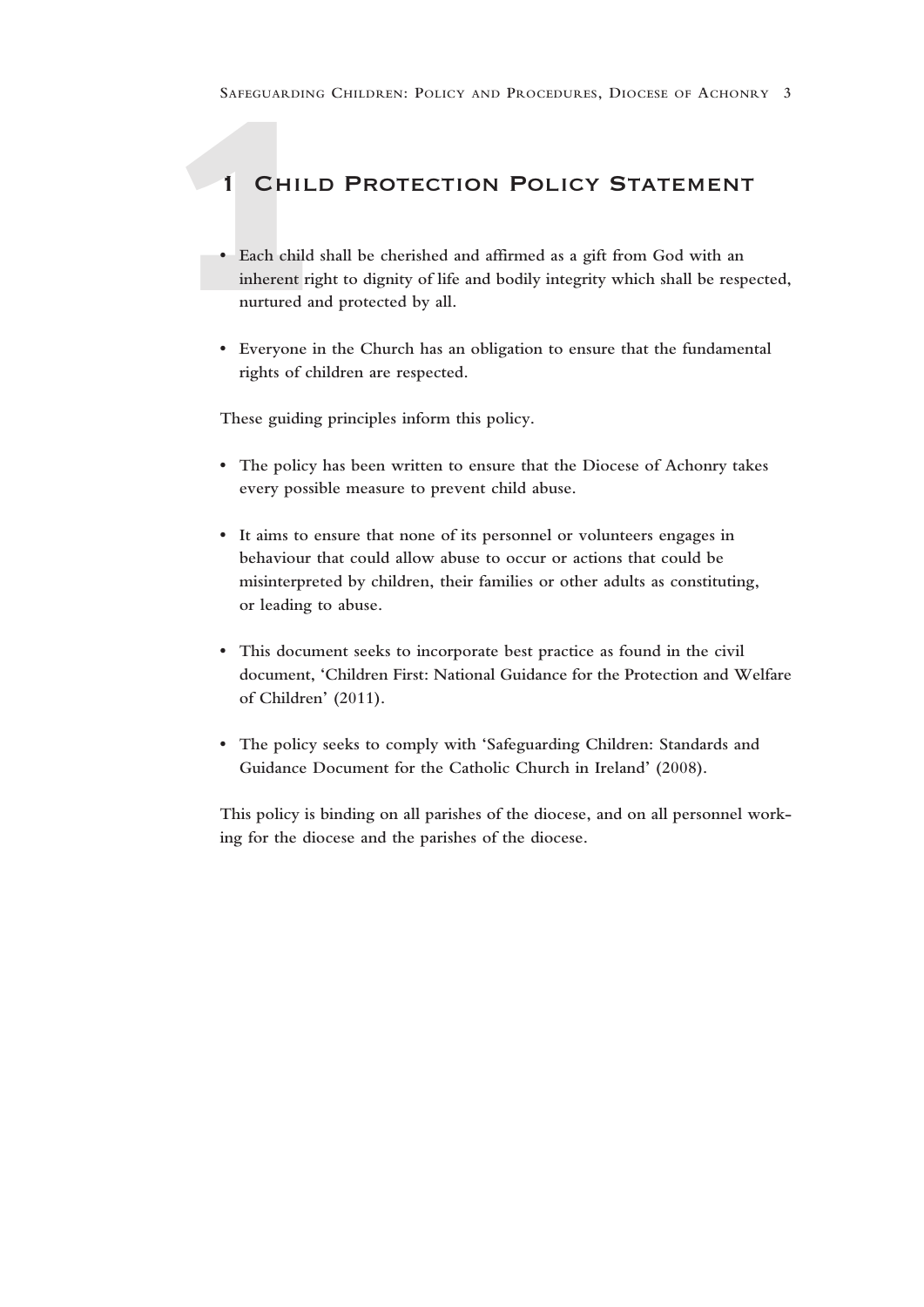# 1 Child Protection Policy Statement

- **Each child shall be cherished and affirmed as a gift from God with an inherent right to dignity of life and bodily integrity which shall be respected, nurtured and protected by all.**

- **Everyone in the Church has an obligation to ensure that the fundamental rights of children are respected.**

**These guiding principles inform this policy.**

- **The policy has been written to ensure that the Diocese of Achonry takes every possible measure to prevent child abuse.**

- **It aims to ensure that none of its personnel or volunteers engages in behaviour that could allow abuse to occur or actions that could be misinterpreted by children, their families or other adults as constituting, or leading to abuse.**

- **This document seeks to incorporate best practice as found in the civil document, 'Children First: National Guidance for the Protection and Welfare of Children' (2011).**

- **The policy seeks to comply with 'Safeguarding Children: Standards and Guidance Document for the Catholic Church in Ireland' (2008).**

**This policy is binding on all parishes of the diocese, and on all personnel working for the diocese and the parishes of the diocese.**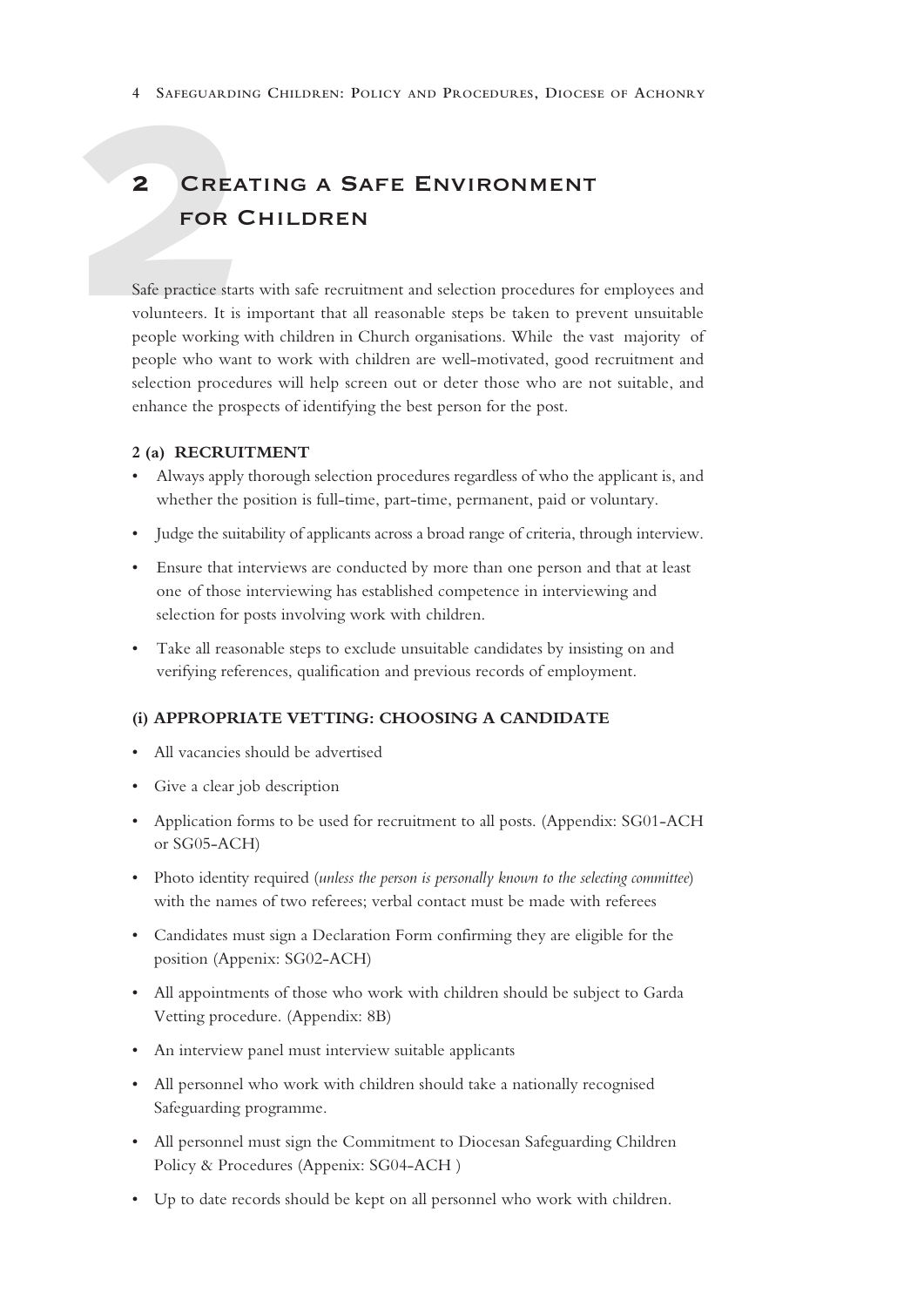# 2 Creating a Safe Environment for Children

Safe practice starts with safe recruitment and selection procedures for employees and volunteers. It is important that all reasonable steps be taken to prevent unsuitable people working with children in Church organisations. While the vast majority of people who want to work with children are well-motivated, good recruitment and selection procedures will help screen out or deter those who are not suitable, and enhance the prospects of identifying the best person for the post.

### 2 (a) RECRUITMENT

- Always apply thorough selection procedures regardless of who the applicant is, and whether the position is full-time, part-time, permanent, paid or voluntary.
- Judge the suitability of applicants across a broad range of criteria, through interview.
- Ensure that interviews are conducted by more than one person and that at least one of those interviewing has established competence in interviewing and selection for posts involving work with children.
- Take all reasonable steps to exclude unsuitable candidates by insisting on and verifying references, qualification and previous records of employment.

### (i) APPROPRIATE VETTING: CHOOSING A CANDIDATE

- All vacancies should be advertised
- Give a clear job description
- Application forms to be used for recruitment to all posts. (Appendix: SG01-ACH or SG05-ACH)
- Photo identity required (*unless the person is personally known to the selecting committee*) with the names of two referees; verbal contact must be made with referees
- Candidates must sign a Declaration Form confirming they are eligible for the position (Appenix: SG02-ACH)
- All appointments of those who work with children should be subject to Garda Vetting procedure. (Appendix: 8B)
- An interview panel must interview suitable applicants
- All personnel who work with children should take a nationally recognised Safeguarding programme.
- All personnel must sign the Commitment to Diocesan Safeguarding Children Policy & Procedures (Appenix: SG04-ACH )
- Up to date records should be kept on all personnel who work with children.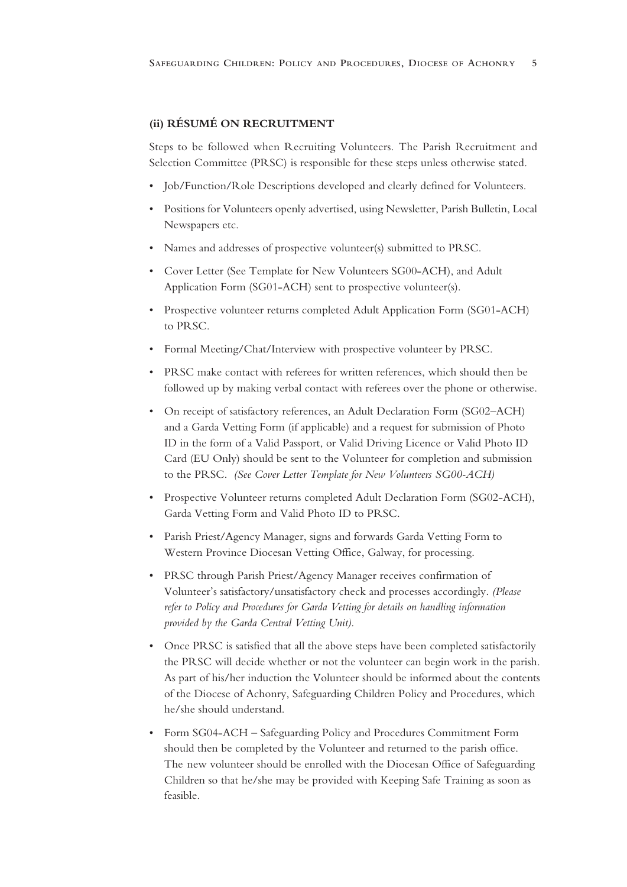### (ii) RÉSUMÉ ON RECRUITMENT

Steps to be followed when Recruiting Volunteers. The Parish Recruitment and Selection Committee (PRSC) is responsible for these steps unless otherwise stated.

- Job/Function/Role Descriptions developed and clearly defined for Volunteers.
- Positions for Volunteers openly advertised, using Newsletter, Parish Bulletin, Local Newspapers etc.
- Names and addresses of prospective volunteer(s) submitted to PRSC.
- Cover Letter (See Template for New Volunteers SG00-ACH), and Adult Application Form (SG01-ACH) sent to prospective volunteer(s).
- Prospective volunteer returns completed Adult Application Form (SG01-ACH) to PRSC.
- Formal Meeting/Chat/Interview with prospective volunteer by PRSC.
- PRSC make contact with referees for written references, which should then be followed up by making verbal contact with referees over the phone or otherwise.
- On receipt of satisfactory references, an Adult Declaration Form (SG02–ACH) and a Garda Vetting Form (if applicable) and a request for submission of Photo ID in the form of a Valid Passport, or Valid Driving Licence or Valid Photo ID Card (EU Only) should be sent to the Volunteer for completion and submission to the PRSC. *(See Cover Letter Template for New Volunteers SG00-ACH)*
- Prospective Volunteer returns completed Adult Declaration Form (SG02-ACH), Garda Vetting Form and Valid Photo ID to PRSC.
- Parish Priest/Agency Manager, signs and forwards Garda Vetting Form to Western Province Diocesan Vetting Office, Galway, for processing.
- PRSC through Parish Priest/Agency Manager receives confirmation of Volunteer's satisfactory/unsatisfactory check and processes accordingly. *(Please refer to Policy and Procedures for Garda Vetting for details on handling information provided by the Garda Central Vetting Unit).*
- Once PRSC is satisfied that all the above steps have been completed satisfactorily the PRSC will decide whether or not the volunteer can begin work in the parish. As part of his/her induction the Volunteer should be informed about the contents of the Diocese of Achonry, Safeguarding Children Policy and Procedures, which he/she should understand.
- Form SG04-ACH – Safeguarding Policy and Procedures Commitment Form should then be completed by the Volunteer and returned to the parish office. The new volunteer should be enrolled with the Diocesan Office of Safeguarding Children so that he/she may be provided with Keeping Safe Training as soon as feasible.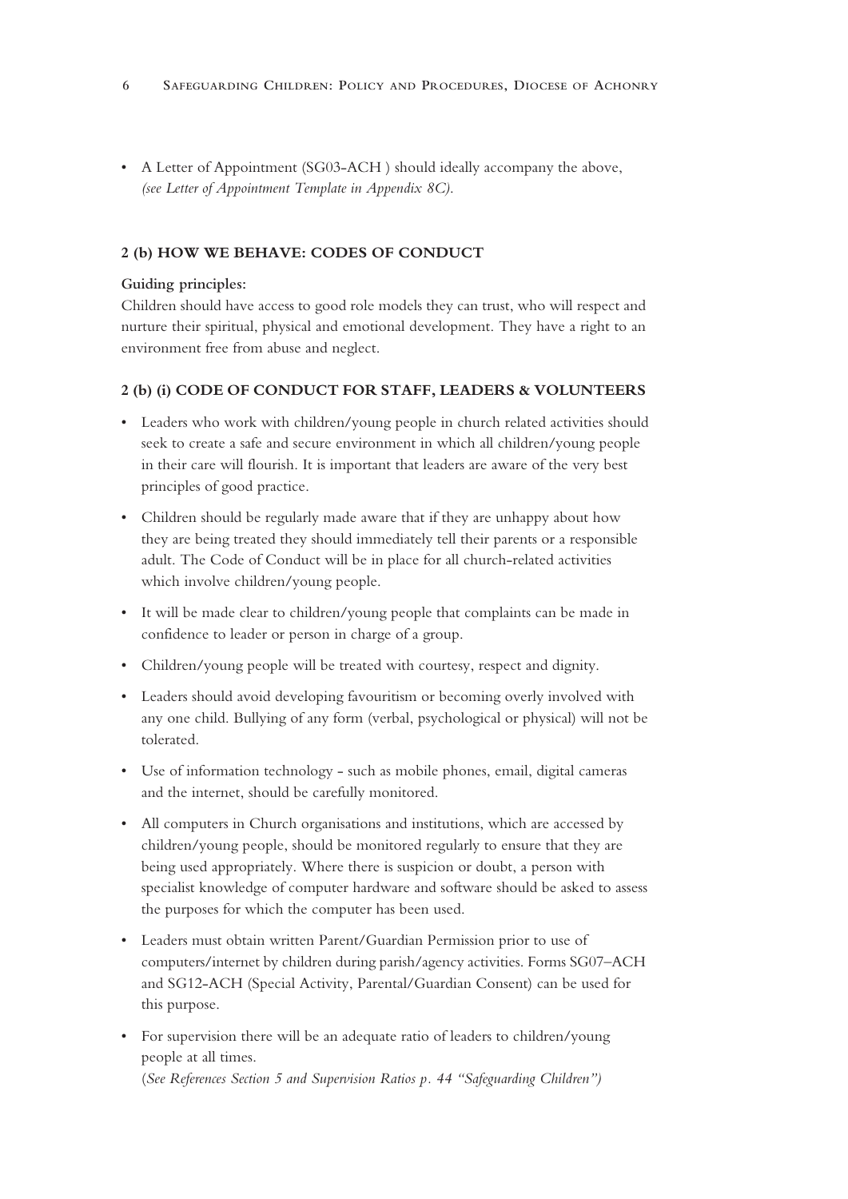- A Letter of Appointment (SG03-ACH ) should ideally accompany the above, *(see Letter of Appointment Template in Appendix 8C).*

### 2 (b) HOW WE BEHAVE: CODES OF CONDUCT

**Guiding principles:**

Children should have access to good role models they can trust, who will respect and nurture their spiritual, physical and emotional development. They have a right to an environment free from abuse and neglect.

### 2 (b) (i) CODE OF CONDUCT FOR STAFF, LEADERS & VOLUNTEERS

- Leaders who work with children/young people in church related activities should seek to create a safe and secure environment in which all children/young people in their care will flourish. It is important that leaders are aware of the very best principles of good practice.
- Children should be regularly made aware that if they are unhappy about how they are being treated they should immediately tell their parents or a responsible adult. The Code of Conduct will be in place for all church-related activities which involve children/young people.
- It will be made clear to children/young people that complaints can be made in confidence to leader or person in charge of a group.
- Children/young people will be treated with courtesy, respect and dignity.
- Leaders should avoid developing favouritism or becoming overly involved with any one child. Bullying of any form (verbal, psychological or physical) will not be tolerated.
- Use of information technology - such as mobile phones, email, digital cameras and the internet, should be carefully monitored.
- All computers in Church organisations and institutions, which are accessed by children/young people, should be monitored regularly to ensure that they are being used appropriately. Where there is suspicion or doubt, a person with specialist knowledge of computer hardware and software should be asked to assess the purposes for which the computer has been used.
- Leaders must obtain written Parent/Guardian Permission prior to use of computers/internet by children during parish/agency activities. Forms SG07–ACH and SG12-ACH (Special Activity, Parental/Guardian Consent) can be used for this purpose.
- For supervision there will be an adequate ratio of leaders to children/young people at all times.
  (*See References Section 5 and Supervision Ratios p. 44 "Safeguarding Children")*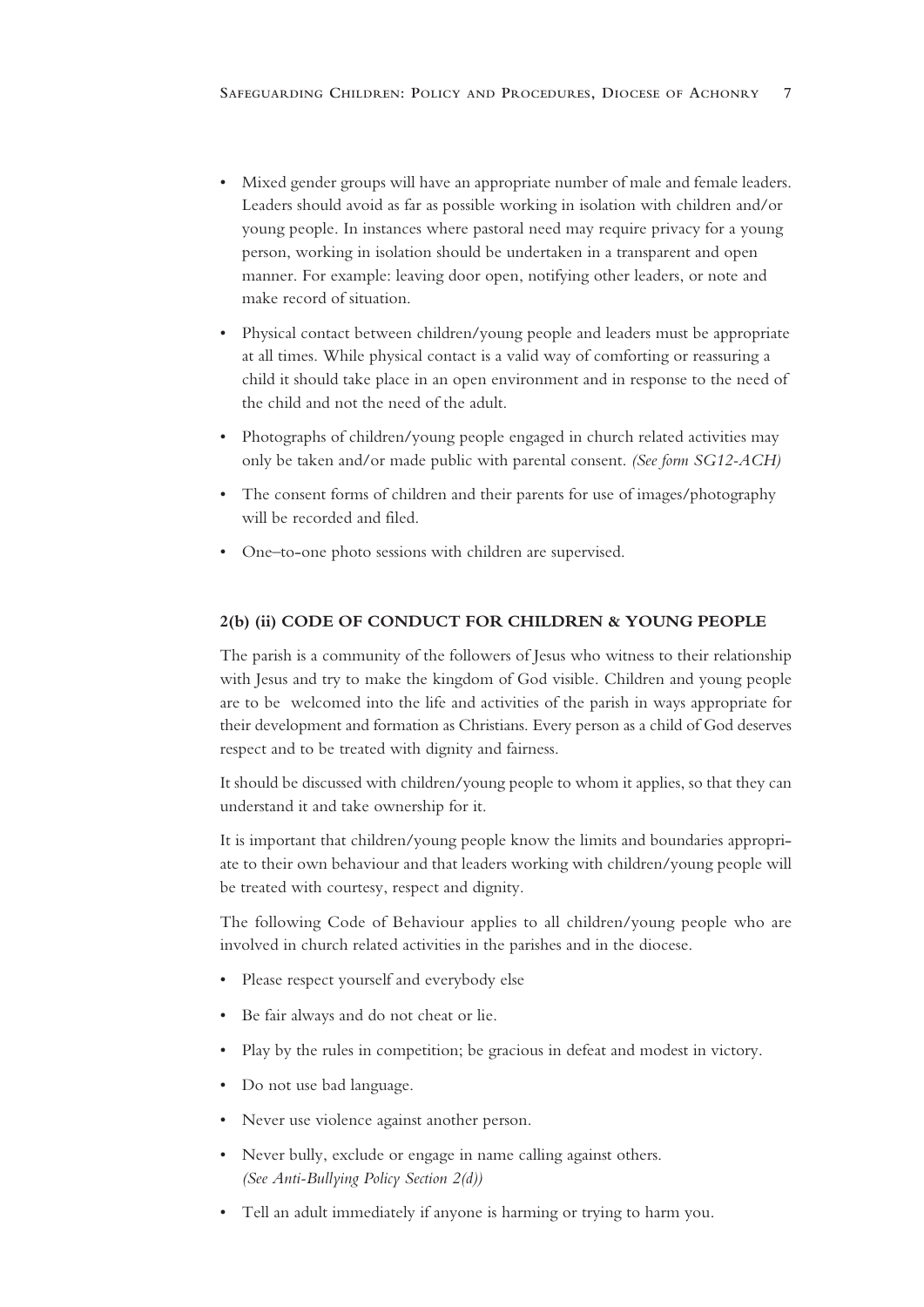- Mixed gender groups will have an appropriate number of male and female leaders. Leaders should avoid as far as possible working in isolation with children and/or young people. In instances where pastoral need may require privacy for a young person, working in isolation should be undertaken in a transparent and open manner. For example: leaving door open, notifying other leaders, or note and make record of situation.
- Physical contact between children/young people and leaders must be appropriate at all times. While physical contact is a valid way of comforting or reassuring a child it should take place in an open environment and in response to the need of the child and not the need of the adult.
- Photographs of children/young people engaged in church related activities may only be taken and/or made public with parental consent. *(See form SG12-ACH)*
- The consent forms of children and their parents for use of images/photography will be recorded and filed.
- One–to-one photo sessions with children are supervised.

#### 2(b) (ii) CODE OF CONDUCT FOR CHILDREN & YOUNG PEOPLE

The parish is a community of the followers of Jesus who witness to their relationship with Jesus and try to make the kingdom of God visible. Children and young people are to be welcomed into the life and activities of the parish in ways appropriate for their development and formation as Christians. Every person as a child of God deserves respect and to be treated with dignity and fairness.

It should be discussed with children/young people to whom it applies, so that they can understand it and take ownership for it.

It is important that children/young people know the limits and boundaries appropriate to their own behaviour and that leaders working with children/young people will be treated with courtesy, respect and dignity.

The following Code of Behaviour applies to all children/young people who are involved in church related activities in the parishes and in the diocese.

- Please respect yourself and everybody else
- Be fair always and do not cheat or lie.
- Play by the rules in competition; be gracious in defeat and modest in victory.
- Do not use bad language.
- Never use violence against another person.
- Never bully, exclude or engage in name calling against others. *(See Anti-Bullying Policy Section 2(d))*
- Tell an adult immediately if anyone is harming or trying to harm you.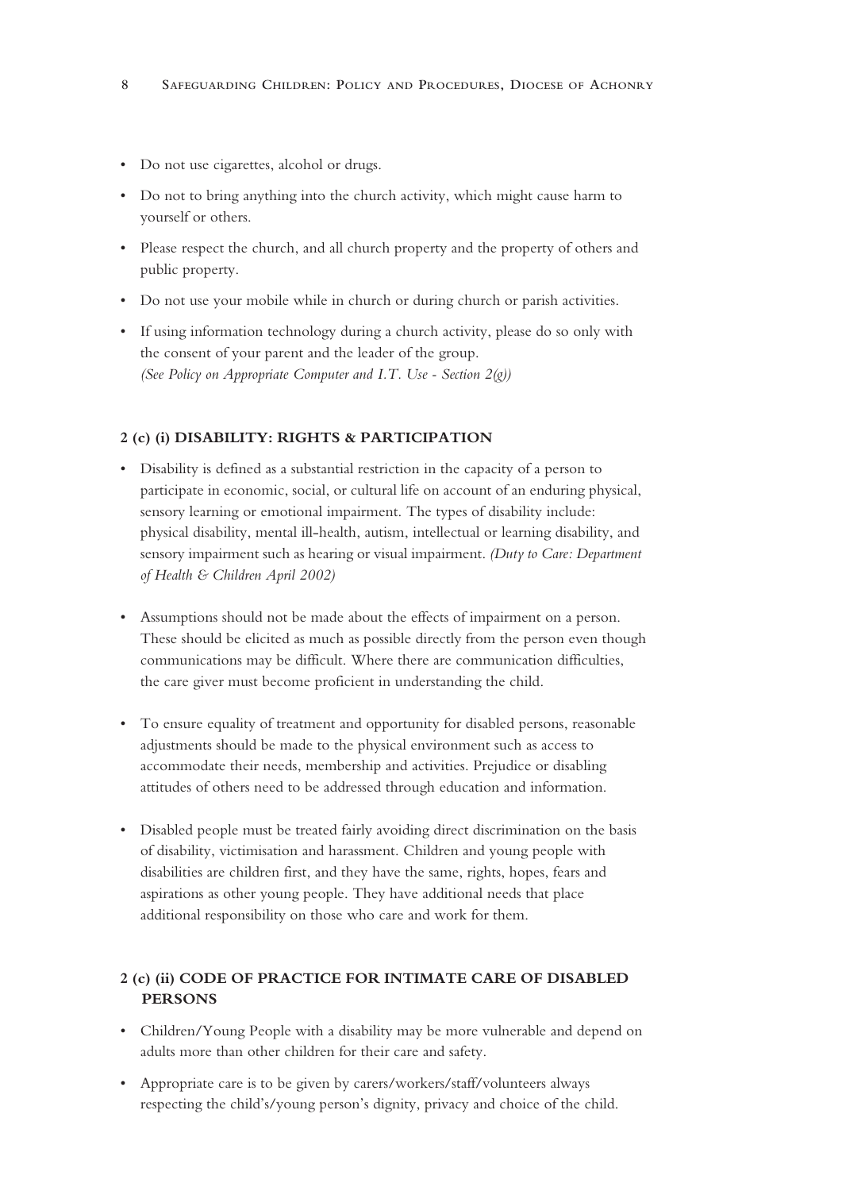- Do not use cigarettes, alcohol or drugs.
- Do not to bring anything into the church activity, which might cause harm to yourself or others.
- Please respect the church, and all church property and the property of others and public property.
- Do not use your mobile while in church or during church or parish activities.
- If using information technology during a church activity, please do so only with the consent of your parent and the leader of the group. *(See Policy on Appropriate Computer and I.T. Use - Section 2(g))*

### 2 (c) (i) DISABILITY: RIGHTS & PARTICIPATION

- Disability is defined as a substantial restriction in the capacity of a person to participate in economic, social, or cultural life on account of an enduring physical, sensory learning or emotional impairment. The types of disability include: physical disability, mental ill-health, autism, intellectual or learning disability, and sensory impairment such as hearing or visual impairment. *(Duty to Care: Department of Health & Children April 2002)*
- Assumptions should not be made about the effects of impairment on a person. These should be elicited as much as possible directly from the person even though communications may be difficult. Where there are communication difficulties, the care giver must become proficient in understanding the child.
- To ensure equality of treatment and opportunity for disabled persons, reasonable adjustments should be made to the physical environment such as access to accommodate their needs, membership and activities. Prejudice or disabling attitudes of others need to be addressed through education and information.
- Disabled people must be treated fairly avoiding direct discrimination on the basis of disability, victimisation and harassment. Children and young people with disabilities are children first, and they have the same, rights, hopes, fears and aspirations as other young people. They have additional needs that place additional responsibility on those who care and work for them.

### 2 (c) (ii) CODE OF PRACTICE FOR INTIMATE CARE OF DISABLED PERSONS

- Children/Young People with a disability may be more vulnerable and depend on adults more than other children for their care and safety.
- Appropriate care is to be given by carers/workers/staff/volunteers always respecting the child's/young person's dignity, privacy and choice of the child.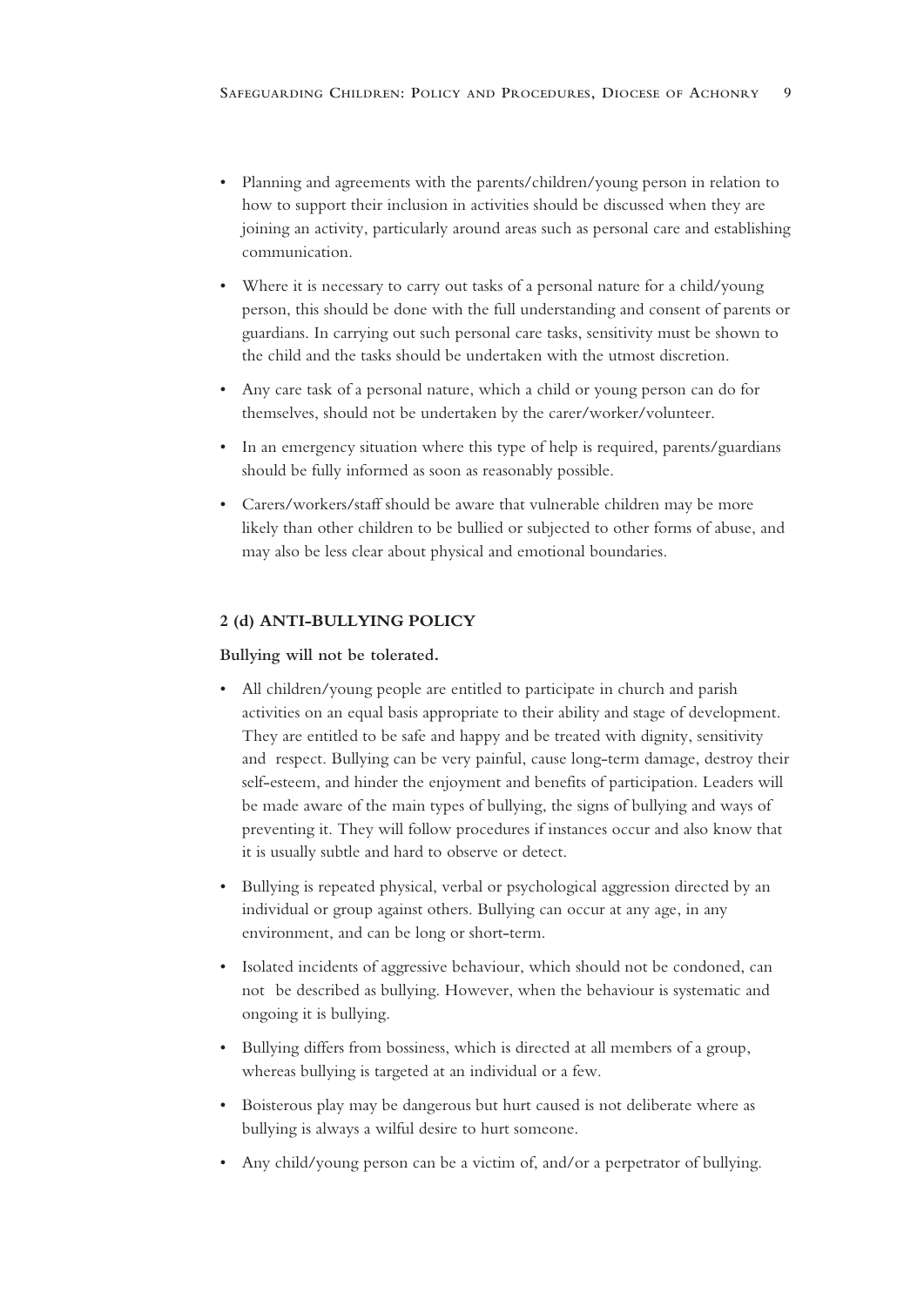- Planning and agreements with the parents/children/young person in relation to how to support their inclusion in activities should be discussed when they are joining an activity, particularly around areas such as personal care and establishing communication.
- Where it is necessary to carry out tasks of a personal nature for a child/young person, this should be done with the full understanding and consent of parents or guardians. In carrying out such personal care tasks, sensitivity must be shown to the child and the tasks should be undertaken with the utmost discretion.
- Any care task of a personal nature, which a child or young person can do for themselves, should not be undertaken by the carer/worker/volunteer.
- In an emergency situation where this type of help is required, parents/guardians should be fully informed as soon as reasonably possible.
- Carers/workers/staff should be aware that vulnerable children may be more likely than other children to be bullied or subjected to other forms of abuse, and may also be less clear about physical and emotional boundaries.

## 2 (d) ANTI-BULLYING POLICY

**Bullying will not be tolerated.**

- All children/young people are entitled to participate in church and parish activities on an equal basis appropriate to their ability and stage of development. They are entitled to be safe and happy and be treated with dignity, sensitivity and respect. Bullying can be very painful, cause long-term damage, destroy their self-esteem, and hinder the enjoyment and benefits of participation. Leaders will be made aware of the main types of bullying, the signs of bullying and ways of preventing it. They will follow procedures if instances occur and also know that it is usually subtle and hard to observe or detect.
- Bullying is repeated physical, verbal or psychological aggression directed by an individual or group against others. Bullying can occur at any age, in any environment, and can be long or short-term.
- Isolated incidents of aggressive behaviour, which should not be condoned, can not be described as bullying. However, when the behaviour is systematic and ongoing it is bullying.
- Bullying differs from bossiness, which is directed at all members of a group, whereas bullying is targeted at an individual or a few.
- Boisterous play may be dangerous but hurt caused is not deliberate where as bullying is always a wilful desire to hurt someone.
- Any child/young person can be a victim of, and/or a perpetrator of bullying.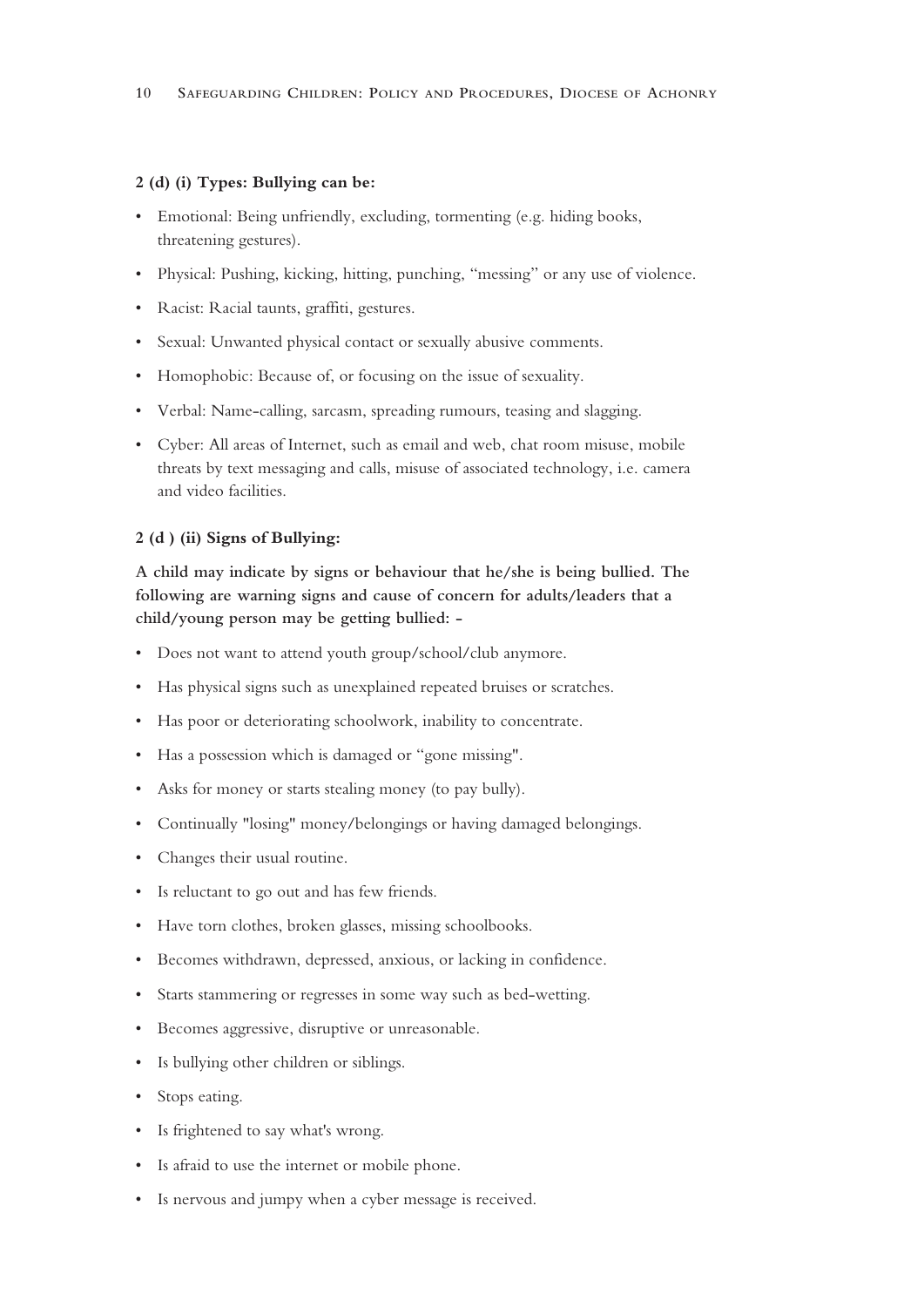**2 (d) (i) Types: Bullying can be:**

- Emotional: Being unfriendly, excluding, tormenting (e.g. hiding books, threatening gestures).
- Physical: Pushing, kicking, hitting, punching, "messing" or any use of violence.
- Racist: Racial taunts, graffiti, gestures.
- Sexual: Unwanted physical contact or sexually abusive comments.
- Homophobic: Because of, or focusing on the issue of sexuality.
- Verbal: Name-calling, sarcasm, spreading rumours, teasing and slagging.
- Cyber: All areas of Internet, such as email and web, chat room misuse, mobile threats by text messaging and calls, misuse of associated technology, i.e. camera and video facilities.

**2 (d ) (ii) Signs of Bullying:**

**A child may indicate by signs or behaviour that he/she is being bullied. The following are warning signs and cause of concern for adults/leaders that a child/young person may be getting bullied: -**

- Does not want to attend youth group/school/club anymore.
- Has physical signs such as unexplained repeated bruises or scratches.
- Has poor or deteriorating schoolwork, inability to concentrate.
- Has a possession which is damaged or "gone missing".
- Asks for money or starts stealing money (to pay bully).
- Continually "losing" money/belongings or having damaged belongings.
- Changes their usual routine.
- Is reluctant to go out and has few friends.
- Have torn clothes, broken glasses, missing schoolbooks.
- Becomes withdrawn, depressed, anxious, or lacking in confidence.
- Starts stammering or regresses in some way such as bed-wetting.
- Becomes aggressive, disruptive or unreasonable.
- Is bullying other children or siblings.
- Stops eating.
- Is frightened to say what's wrong.
- Is afraid to use the internet or mobile phone.
- Is nervous and jumpy when a cyber message is received.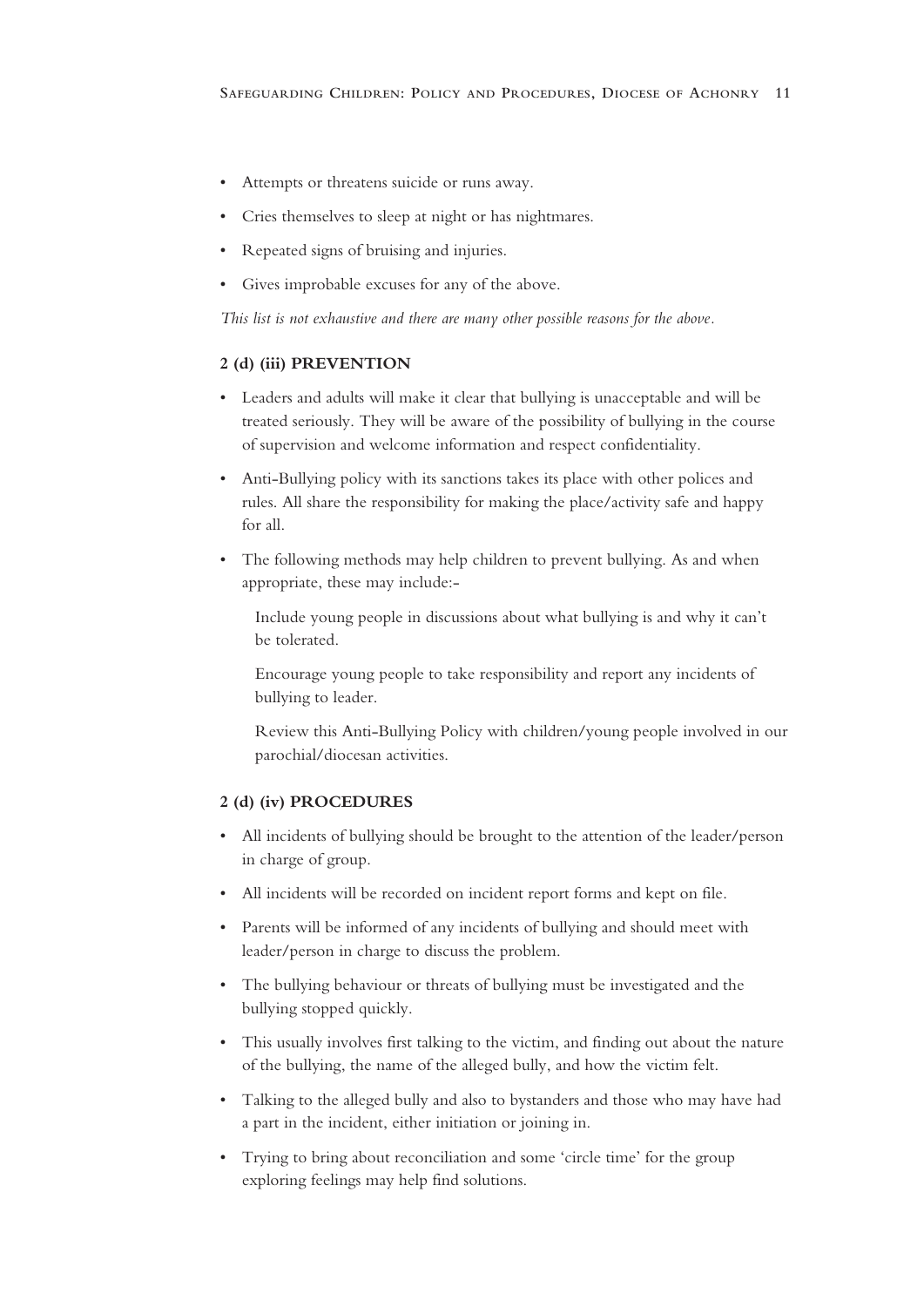- Attempts or threatens suicide or runs away.
- Cries themselves to sleep at night or has nightmares.
- Repeated signs of bruising and injuries.
- Gives improbable excuses for any of the above.

*This list is not exhaustive and there are many other possible reasons for the above.*

**2 (d) (iii) PREVENTION**

- Leaders and adults will make it clear that bullying is unacceptable and will be treated seriously. They will be aware of the possibility of bullying in the course of supervision and welcome information and respect confidentiality.
- Anti-Bullying policy with its sanctions takes its place with other polices and rules. All share the responsibility for making the place/activity safe and happy for all.
- The following methods may help children to prevent bullying. As and when appropriate, these may include:-

  Include young people in discussions about what bullying is and why it can't be tolerated.

  Encourage young people to take responsibility and report any incidents of bullying to leader.

  Review this Anti-Bullying Policy with children/young people involved in our parochial/diocesan activities.

**2 (d) (iv) PROCEDURES**

- All incidents of bullying should be brought to the attention of the leader/person in charge of group.
- All incidents will be recorded on incident report forms and kept on file.
- Parents will be informed of any incidents of bullying and should meet with leader/person in charge to discuss the problem.
- The bullying behaviour or threats of bullying must be investigated and the bullying stopped quickly.
- This usually involves first talking to the victim, and finding out about the nature of the bullying, the name of the alleged bully, and how the victim felt.
- Talking to the alleged bully and also to bystanders and those who may have had a part in the incident, either initiation or joining in.
- Trying to bring about reconciliation and some 'circle time' for the group exploring feelings may help find solutions.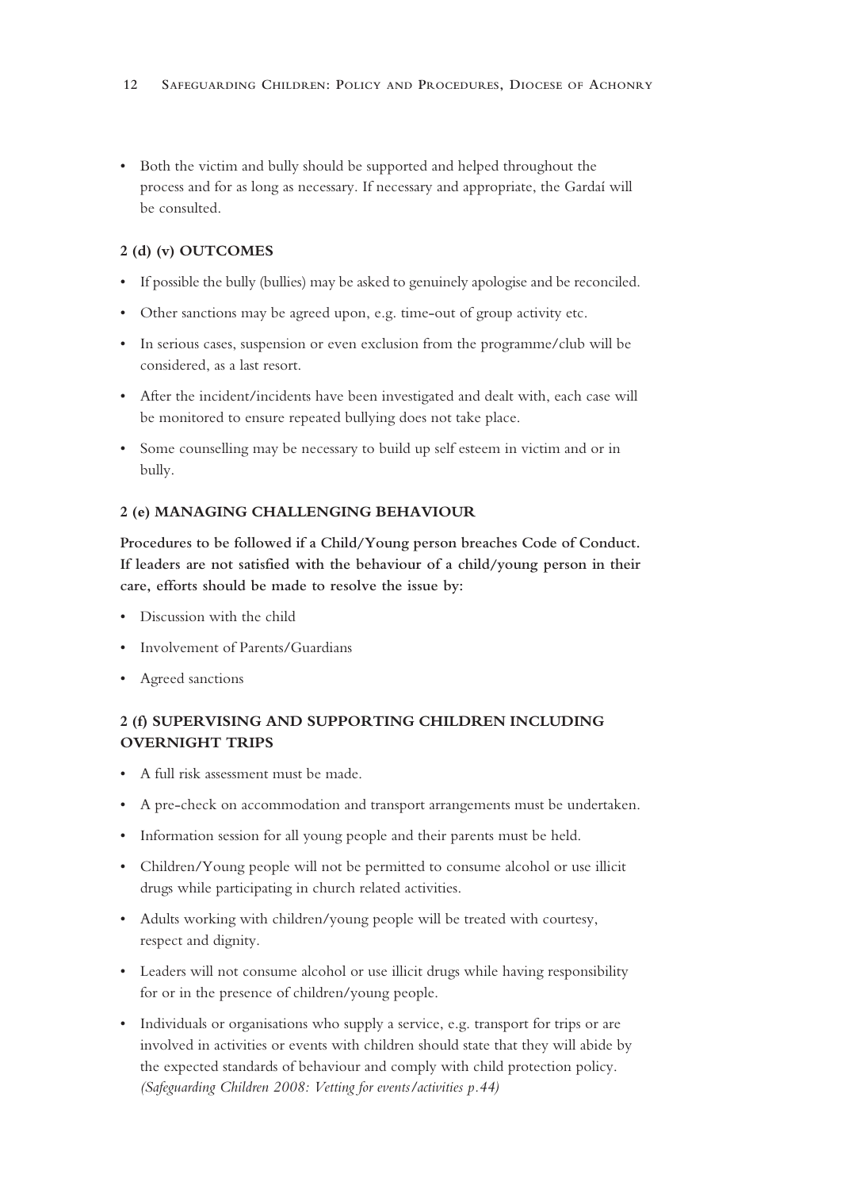- Both the victim and bully should be supported and helped throughout the process and for as long as necessary. If necessary and appropriate, the Gardaí will be consulted.

### 2 (d) (v) OUTCOMES

- If possible the bully (bullies) may be asked to genuinely apologise and be reconciled.
- Other sanctions may be agreed upon, e.g. time-out of group activity etc.
- In serious cases, suspension or even exclusion from the programme/club will be considered, as a last resort.
- After the incident/incidents have been investigated and dealt with, each case will be monitored to ensure repeated bullying does not take place.
- Some counselling may be necessary to build up self esteem in victim and or in bully.

### 2 (e) MANAGING CHALLENGING BEHAVIOUR

**Procedures to be followed if a Child/Young person breaches Code of Conduct. If leaders are not satisfied with the behaviour of a child/young person in their care, efforts should be made to resolve the issue by:**

- Discussion with the child
- Involvement of Parents/Guardians
- Agreed sanctions

### 2 (f) SUPERVISING AND SUPPORTING CHILDREN INCLUDING OVERNIGHT TRIPS

- A full risk assessment must be made.
- A pre-check on accommodation and transport arrangements must be undertaken.
- Information session for all young people and their parents must be held.
- Children/Young people will not be permitted to consume alcohol or use illicit drugs while participating in church related activities.
- Adults working with children/young people will be treated with courtesy, respect and dignity.
- Leaders will not consume alcohol or use illicit drugs while having responsibility for or in the presence of children/young people.
- Individuals or organisations who supply a service, e.g. transport for trips or are involved in activities or events with children should state that they will abide by the expected standards of behaviour and comply with child protection policy. *(Safeguarding Children 2008: Vetting for events/activities p.44)*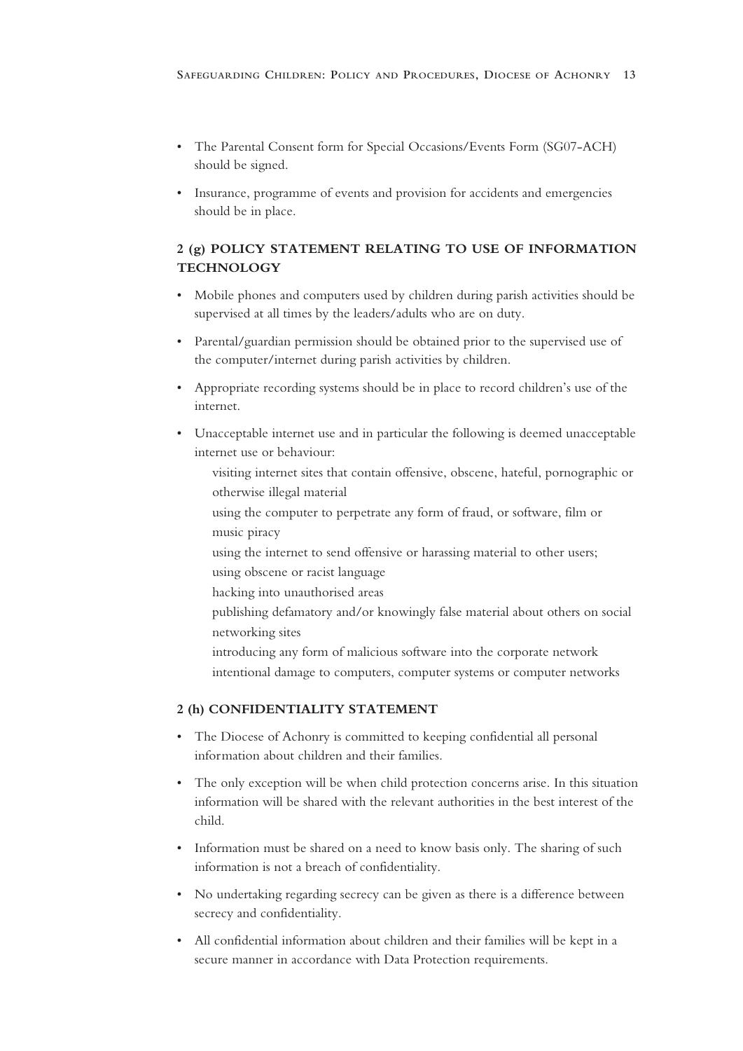- The Parental Consent form for Special Occasions/Events Form (SG07-ACH) should be signed.
- Insurance, programme of events and provision for accidents and emergencies should be in place.

### 2 (g) POLICY STATEMENT RELATING TO USE OF INFORMATION TECHNOLOGY

- Mobile phones and computers used by children during parish activities should be supervised at all times by the leaders/adults who are on duty.
- Parental/guardian permission should be obtained prior to the supervised use of the computer/internet during parish activities by children.
- Appropriate recording systems should be in place to record children's use of the internet.
- Unacceptable internet use and in particular the following is deemed unacceptable internet use or behaviour:

  visiting internet sites that contain offensive, obscene, hateful, pornographic or otherwise illegal material

  using the computer to perpetrate any form of fraud, or software, film or music piracy

  using the internet to send offensive or harassing material to other users;

  using obscene or racist language

  hacking into unauthorised areas

  publishing defamatory and/or knowingly false material about others on social networking sites

  introducing any form of malicious software into the corporate network

  intentional damage to computers, computer systems or computer networks

### 2 (h) CONFIDENTIALITY STATEMENT

- The Diocese of Achonry is committed to keeping confidential all personal information about children and their families.
- The only exception will be when child protection concerns arise. In this situation information will be shared with the relevant authorities in the best interest of the child.
- Information must be shared on a need to know basis only. The sharing of such information is not a breach of confidentiality.
- No undertaking regarding secrecy can be given as there is a difference between secrecy and confidentiality.
- All confidential information about children and their families will be kept in a secure manner in accordance with Data Protection requirements.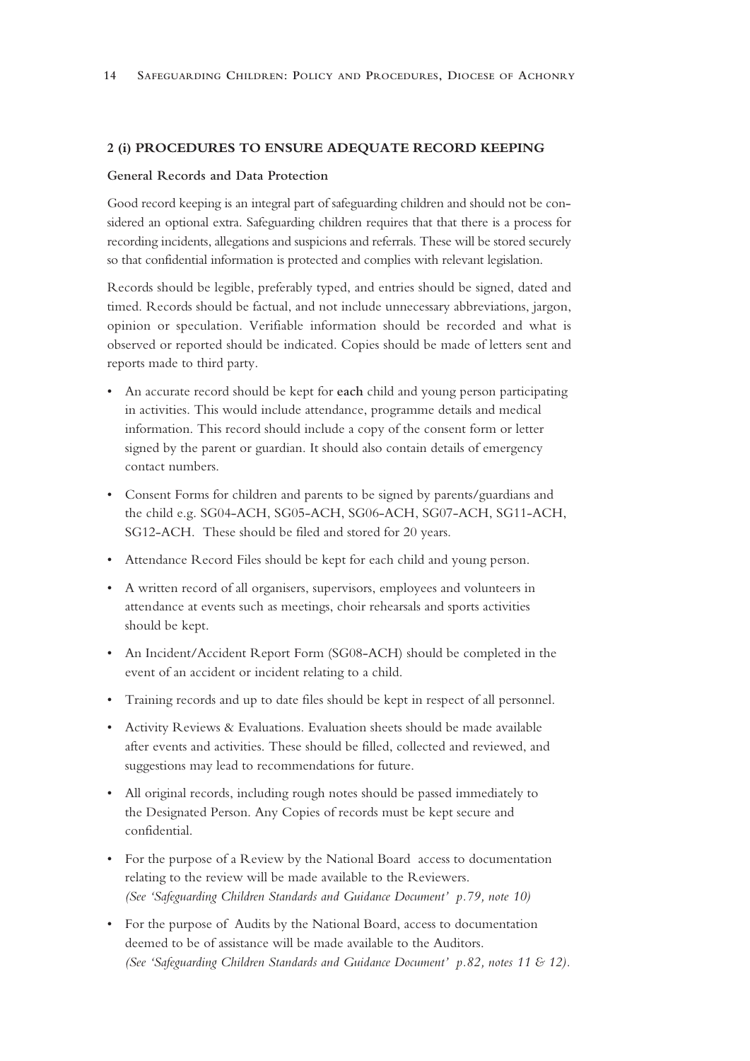## 2 (i) PROCEDURES TO ENSURE ADEQUATE RECORD KEEPING

### General Records and Data Protection

Good record keeping is an integral part of safeguarding children and should not be considered an optional extra. Safeguarding children requires that that there is a process for recording incidents, allegations and suspicions and referrals. These will be stored securely so that confidential information is protected and complies with relevant legislation.

Records should be legible, preferably typed, and entries should be signed, dated and timed. Records should be factual, and not include unnecessary abbreviations, jargon, opinion or speculation. Verifiable information should be recorded and what is observed or reported should be indicated. Copies should be made of letters sent and reports made to third party.

- An accurate record should be kept for **each** child and young person participating in activities. This would include attendance, programme details and medical information. This record should include a copy of the consent form or letter signed by the parent or guardian. It should also contain details of emergency contact numbers.
- Consent Forms for children and parents to be signed by parents/guardians and the child e.g. SG04-ACH, SG05-ACH, SG06-ACH, SG07-ACH, SG11-ACH, SG12-ACH. These should be filed and stored for 20 years.
- Attendance Record Files should be kept for each child and young person.
- A written record of all organisers, supervisors, employees and volunteers in attendance at events such as meetings, choir rehearsals and sports activities should be kept.
- An Incident/Accident Report Form (SG08-ACH) should be completed in the event of an accident or incident relating to a child.
- Training records and up to date files should be kept in respect of all personnel.
- Activity Reviews & Evaluations. Evaluation sheets should be made available after events and activities. These should be filled, collected and reviewed, and suggestions may lead to recommendations for future.
- All original records, including rough notes should be passed immediately to the Designated Person. Any Copies of records must be kept secure and confidential.
- For the purpose of a Review by the National Board access to documentation relating to the review will be made available to the Reviewers.
  *(See 'Safeguarding Children Standards and Guidance Document' p.79, note 10)*
- For the purpose of Audits by the National Board, access to documentation deemed to be of assistance will be made available to the Auditors.
  *(See 'Safeguarding Children Standards and Guidance Document' p.82, notes 11 & 12).*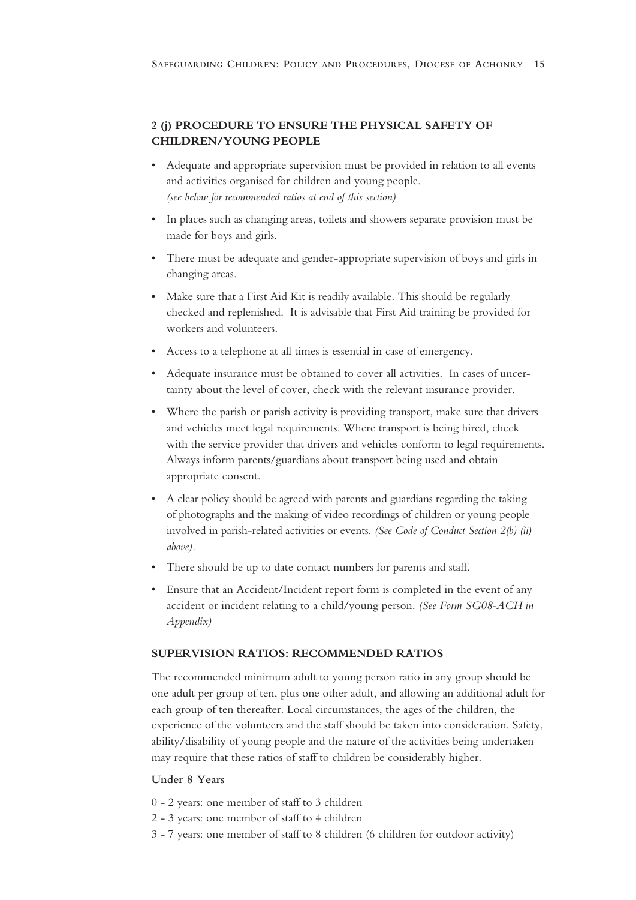## 2 (j) PROCEDURE TO ENSURE THE PHYSICAL SAFETY OF CHILDREN/YOUNG PEOPLE

- Adequate and appropriate supervision must be provided in relation to all events and activities organised for children and young people. *(see below for recommended ratios at end of this section)*
- In places such as changing areas, toilets and showers separate provision must be made for boys and girls.
- There must be adequate and gender-appropriate supervision of boys and girls in changing areas.
- Make sure that a First Aid Kit is readily available. This should be regularly checked and replenished. It is advisable that First Aid training be provided for workers and volunteers.
- Access to a telephone at all times is essential in case of emergency.
- Adequate insurance must be obtained to cover all activities. In cases of uncertainty about the level of cover, check with the relevant insurance provider.
- Where the parish or parish activity is providing transport, make sure that drivers and vehicles meet legal requirements. Where transport is being hired, check with the service provider that drivers and vehicles conform to legal requirements. Always inform parents/guardians about transport being used and obtain appropriate consent.
- A clear policy should be agreed with parents and guardians regarding the taking of photographs and the making of video recordings of children or young people involved in parish-related activities or events. *(See Code of Conduct Section 2(b) (ii) above).*
- There should be up to date contact numbers for parents and staff.
- Ensure that an Accident/Incident report form is completed in the event of any accident or incident relating to a child/young person. *(See Form SG08-ACH in Appendix)*

### SUPERVISION RATIOS: RECOMMENDED RATIOS

The recommended minimum adult to young person ratio in any group should be one adult per group of ten, plus one other adult, and allowing an additional adult for each group of ten thereafter. Local circumstances, the ages of the children, the experience of the volunteers and the staff should be taken into consideration. Safety, ability/disability of young people and the nature of the activities being undertaken may require that these ratios of staff to children be considerably higher.

**Under 8 Years**

0 - 2 years: one member of staff to 3 children
2 - 3 years: one member of staff to 4 children
3 - 7 years: one member of staff to 8 children (6 children for outdoor activity)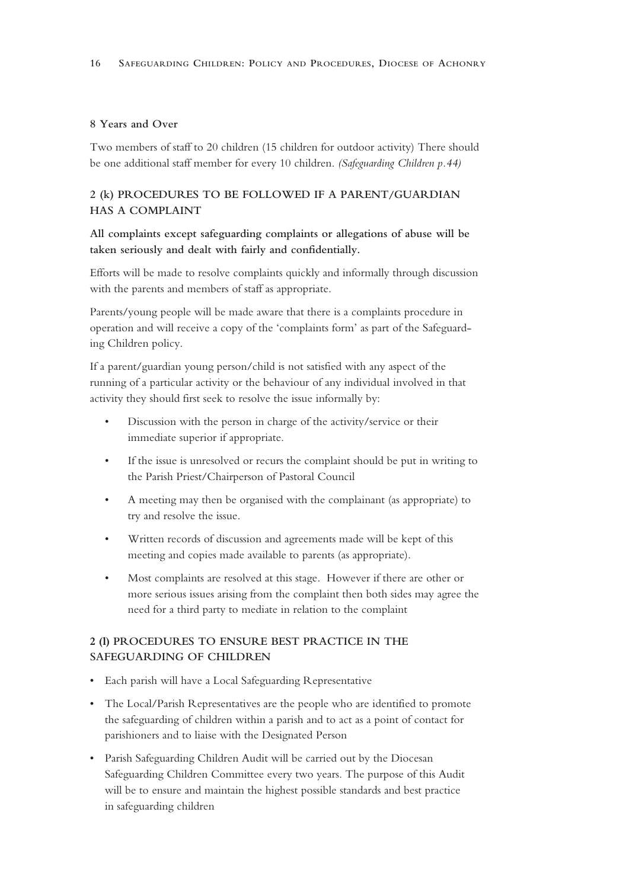**8 Years and Over**

Two members of staff to 20 children (15 children for outdoor activity) There should be one additional staff member for every 10 children. *(Safeguarding Children p.44)*

## 2 (k) PROCEDURES TO BE FOLLOWED IF A PARENT/GUARDIAN HAS A COMPLAINT

**All complaints except safeguarding complaints or allegations of abuse will be taken seriously and dealt with fairly and confidentially.**

Efforts will be made to resolve complaints quickly and informally through discussion with the parents and members of staff as appropriate.

Parents/young people will be made aware that there is a complaints procedure in operation and will receive a copy of the 'complaints form' as part of the Safeguarding Children policy.

If a parent/guardian young person/child is not satisfied with any aspect of the running of a particular activity or the behaviour of any individual involved in that activity they should first seek to resolve the issue informally by:

- Discussion with the person in charge of the activity/service or their immediate superior if appropriate.
- If the issue is unresolved or recurs the complaint should be put in writing to the Parish Priest/Chairperson of Pastoral Council
- A meeting may then be organised with the complainant (as appropriate) to try and resolve the issue.
- Written records of discussion and agreements made will be kept of this meeting and copies made available to parents (as appropriate).
- Most complaints are resolved at this stage. However if there are other or more serious issues arising from the complaint then both sides may agree the need for a third party to mediate in relation to the complaint

## 2 (l) PROCEDURES TO ENSURE BEST PRACTICE IN THE SAFEGUARDING OF CHILDREN

- Each parish will have a Local Safeguarding Representative
- The Local/Parish Representatives are the people who are identified to promote the safeguarding of children within a parish and to act as a point of contact for parishioners and to liaise with the Designated Person
- Parish Safeguarding Children Audit will be carried out by the Diocesan Safeguarding Children Committee every two years. The purpose of this Audit will be to ensure and maintain the highest possible standards and best practice in safeguarding children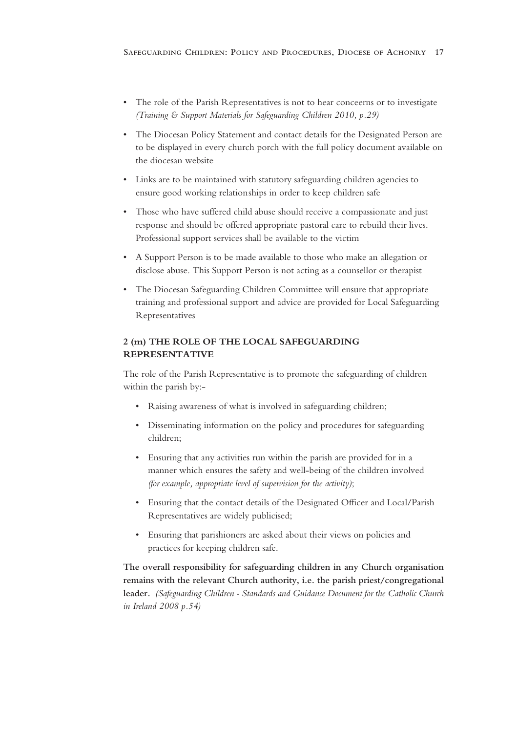- The role of the Parish Representatives is not to hear concerns or to investigate *(Training & Support Materials for Safeguarding Children 2010, p.29)*
- The Diocesan Policy Statement and contact details for the Designated Person are to be displayed in every church porch with the full policy document available on the diocesan website
- Links are to be maintained with statutory safeguarding children agencies to ensure good working relationships in order to keep children safe
- Those who have suffered child abuse should receive a compassionate and just response and should be offered appropriate pastoral care to rebuild their lives. Professional support services shall be available to the victim
- A Support Person is to be made available to those who make an allegation or disclose abuse. This Support Person is not acting as a counsellor or therapist
- The Diocesan Safeguarding Children Committee will ensure that appropriate training and professional support and advice are provided for Local Safeguarding Representatives

### 2 (m) THE ROLE OF THE LOCAL SAFEGUARDING REPRESENTATIVE

The role of the Parish Representative is to promote the safeguarding of children within the parish by:-

- Raising awareness of what is involved in safeguarding children;
- Disseminating information on the policy and procedures for safeguarding children;
- Ensuring that any activities run within the parish are provided for in a manner which ensures the safety and well-being of the children involved *(for example, appropriate level of supervision for the activity)*;
- Ensuring that the contact details of the Designated Officer and Local/Parish Representatives are widely publicised;
- Ensuring that parishioners are asked about their views on policies and practices for keeping children safe.

**The overall responsibility for safeguarding children in any Church organisation remains with the relevant Church authority, i.e. the parish priest/congregational leader.** *(Safeguarding Children - Standards and Guidance Document for the Catholic Church in Ireland 2008 p.54)*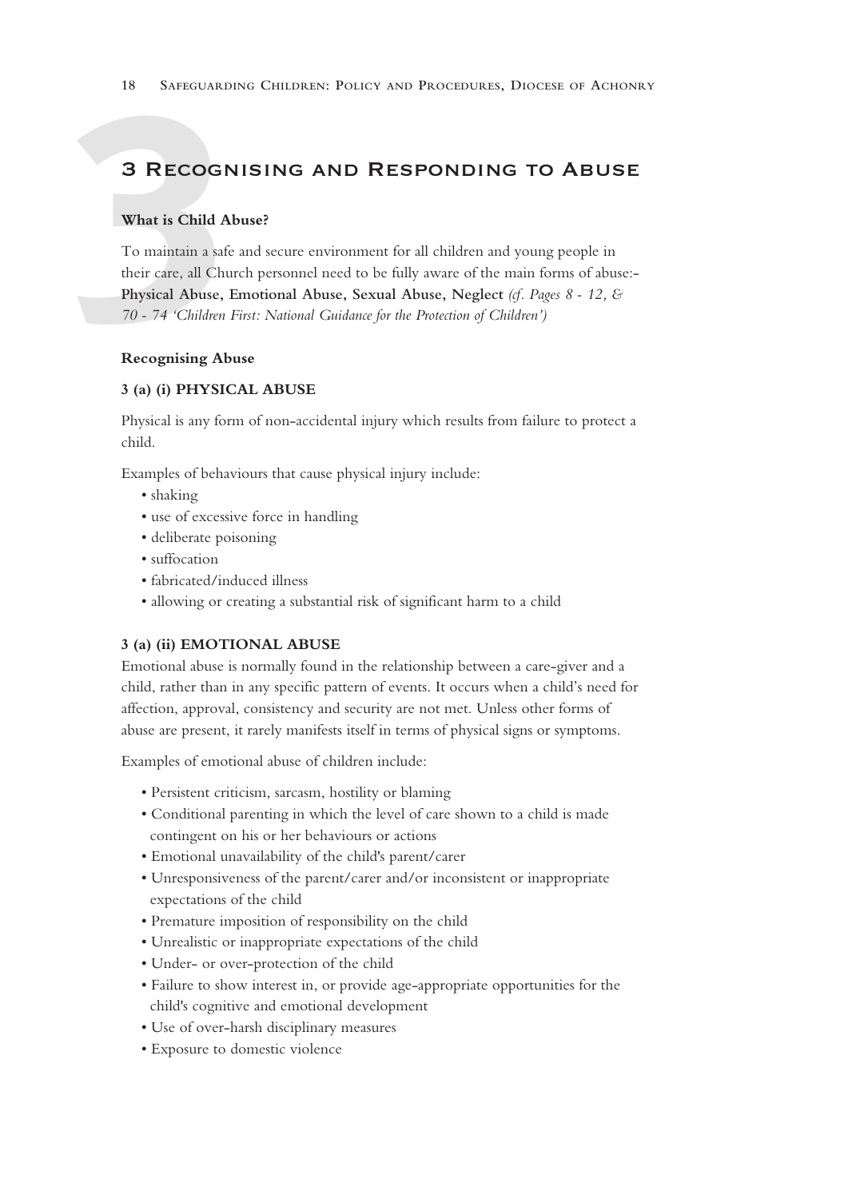# 3 Recognising and Responding to Abuse

**What is Child Abuse?**

To maintain a safe and secure environment for all children and young people in their care, all Church personnel need to be fully aware of the main forms of abuse:- **Physical Abuse, Emotional Abuse, Sexual Abuse, Neglect** *(cf. Pages 8 - 12, & 70 - 74 'Children First: National Guidance for the Protection of Children')*

**Recognising Abuse**

**3 (a) (i) PHYSICAL ABUSE**

Physical is any form of non-accidental injury which results from failure to protect a child.

Examples of behaviours that cause physical injury include:

- shaking
- use of excessive force in handling
- deliberate poisoning
- suffocation
- fabricated/induced illness
- allowing or creating a substantial risk of significant harm to a child

**3 (a) (ii) EMOTIONAL ABUSE**

Emotional abuse is normally found in the relationship between a care-giver and a child, rather than in any specific pattern of events. It occurs when a child's need for affection, approval, consistency and security are not met. Unless other forms of abuse are present, it rarely manifests itself in terms of physical signs or symptoms.

Examples of emotional abuse of children include:

- Persistent criticism, sarcasm, hostility or blaming
- Conditional parenting in which the level of care shown to a child is made contingent on his or her behaviours or actions
- Emotional unavailability of the child's parent/carer
- Unresponsiveness of the parent/carer and/or inconsistent or inappropriate expectations of the child
- Premature imposition of responsibility on the child
- Unrealistic or inappropriate expectations of the child
- Under- or over-protection of the child
- Failure to show interest in, or provide age-appropriate opportunities for the child's cognitive and emotional development
- Use of over-harsh disciplinary measures
- Exposure to domestic violence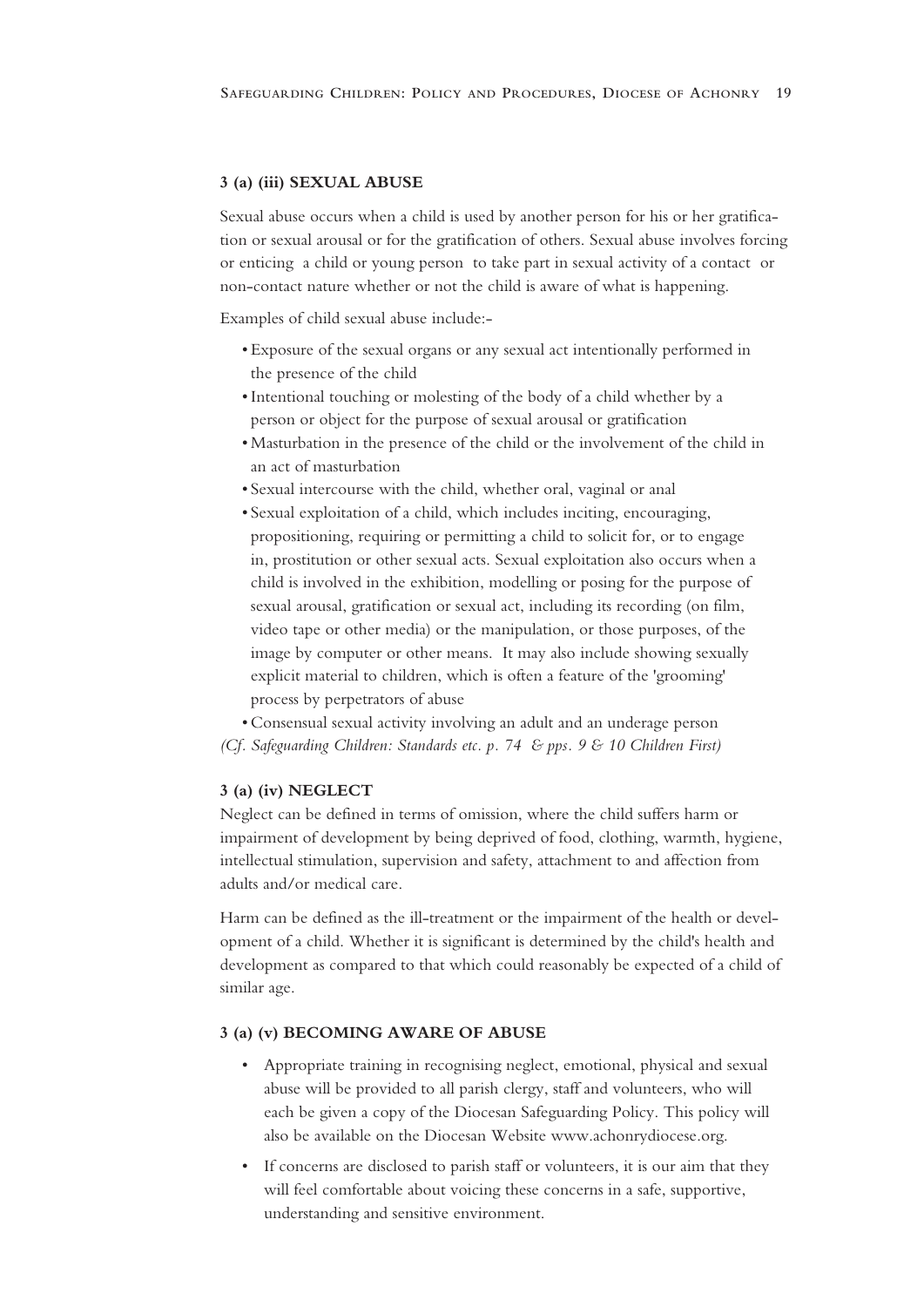### 3 (a) (iii) SEXUAL ABUSE

Sexual abuse occurs when a child is used by another person for his or her gratification or sexual arousal or for the gratification of others. Sexual abuse involves forcing or enticing a child or young person to take part in sexual activity of a contact or non-contact nature whether or not the child is aware of what is happening.

Examples of child sexual abuse include:-

- Exposure of the sexual organs or any sexual act intentionally performed in the presence of the child
- Intentional touching or molesting of the body of a child whether by a person or object for the purpose of sexual arousal or gratification
- Masturbation in the presence of the child or the involvement of the child in an act of masturbation
- Sexual intercourse with the child, whether oral, vaginal or anal
- Sexual exploitation of a child, which includes inciting, encouraging, propositioning, requiring or permitting a child to solicit for, or to engage in, prostitution or other sexual acts. Sexual exploitation also occurs when a child is involved in the exhibition, modelling or posing for the purpose of sexual arousal, gratification or sexual act, including its recording (on film, video tape or other media) or the manipulation, or those purposes, of the image by computer or other means. It may also include showing sexually explicit material to children, which is often a feature of the 'grooming' process by perpetrators of abuse
- Consensual sexual activity involving an adult and an underage person

*(Cf. Safeguarding Children: Standards etc. p. 74 & pps. 9 & 10 Children First)*

### 3 (a) (iv) NEGLECT

Neglect can be defined in terms of omission, where the child suffers harm or impairment of development by being deprived of food, clothing, warmth, hygiene, intellectual stimulation, supervision and safety, attachment to and affection from adults and/or medical care.

Harm can be defined as the ill-treatment or the impairment of the health or development of a child. Whether it is significant is determined by the child's health and development as compared to that which could reasonably be expected of a child of similar age.

### 3 (a) (v) BECOMING AWARE OF ABUSE

- Appropriate training in recognising neglect, emotional, physical and sexual abuse will be provided to all parish clergy, staff and volunteers, who will each be given a copy of the Diocesan Safeguarding Policy. This policy will also be available on the Diocesan Website www.achonrydiocese.org.
- If concerns are disclosed to parish staff or volunteers, it is our aim that they will feel comfortable about voicing these concerns in a safe, supportive, understanding and sensitive environment.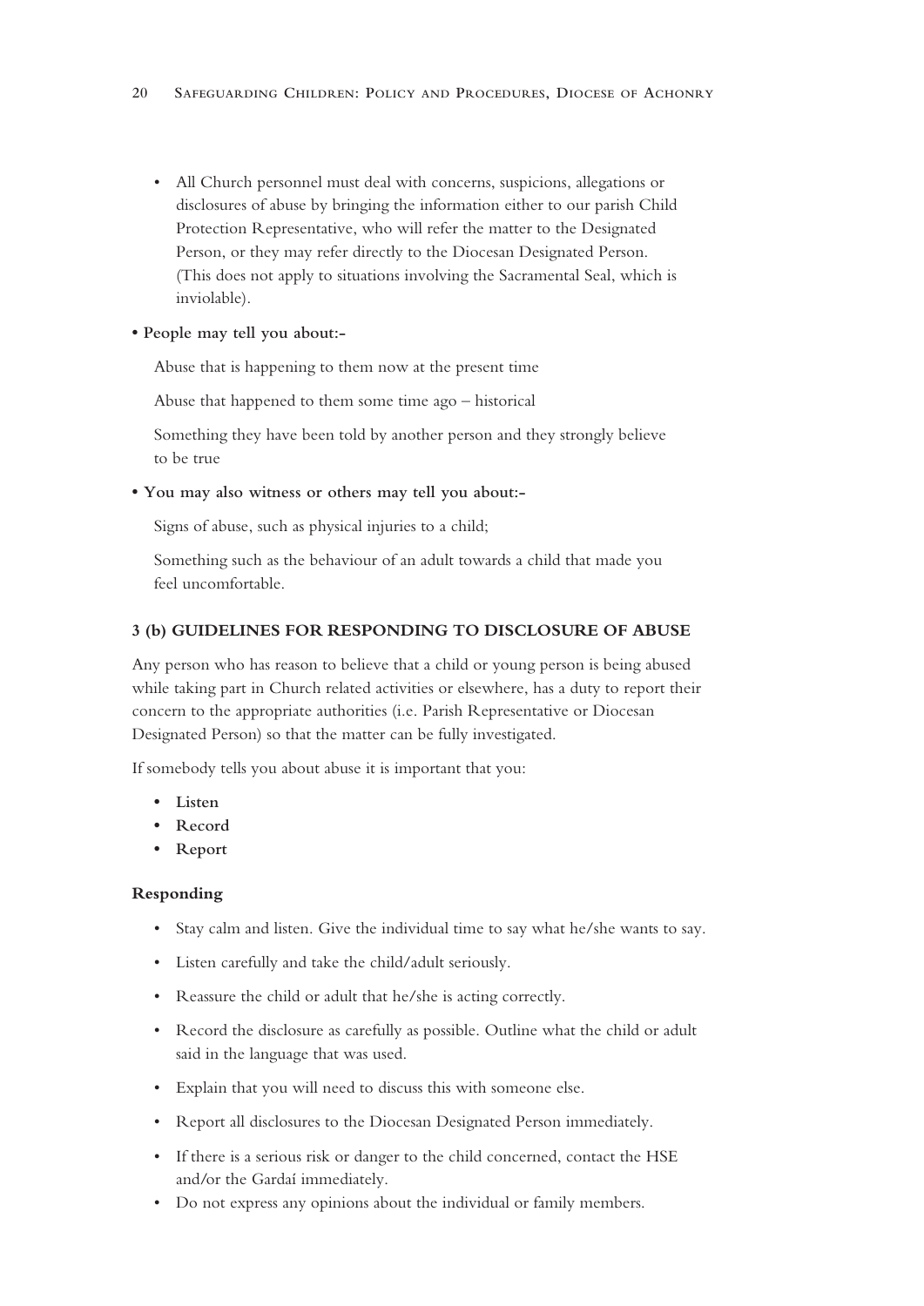- All Church personnel must deal with concerns, suspicions, allegations or disclosures of abuse by bringing the information either to our parish Child Protection Representative, who will refer the matter to the Designated Person, or they may refer directly to the Diocesan Designated Person. (This does not apply to situations involving the Sacramental Seal, which is inviolable).

- **People may tell you about:-**

  Abuse that is happening to them now at the present time

  Abuse that happened to them some time ago – historical

  Something they have been told by another person and they strongly believe to be true

- **You may also witness or others may tell you about:-**

  Signs of abuse, such as physical injuries to a child;

  Something such as the behaviour of an adult towards a child that made you feel uncomfortable.

### 3 (b) GUIDELINES FOR RESPONDING TO DISCLOSURE OF ABUSE

Any person who has reason to believe that a child or young person is being abused while taking part in Church related activities or elsewhere, has a duty to report their concern to the appropriate authorities (i.e. Parish Representative or Diocesan Designated Person) so that the matter can be fully investigated.

If somebody tells you about abuse it is important that you:

- **Listen**
- **Record**
- **Report**

#### Responding

- Stay calm and listen. Give the individual time to say what he/she wants to say.
- Listen carefully and take the child/adult seriously.
- Reassure the child or adult that he/she is acting correctly.
- Record the disclosure as carefully as possible. Outline what the child or adult said in the language that was used.
- Explain that you will need to discuss this with someone else.
- Report all disclosures to the Diocesan Designated Person immediately.
- If there is a serious risk or danger to the child concerned, contact the HSE and/or the Gardaí immediately.
- Do not express any opinions about the individual or family members.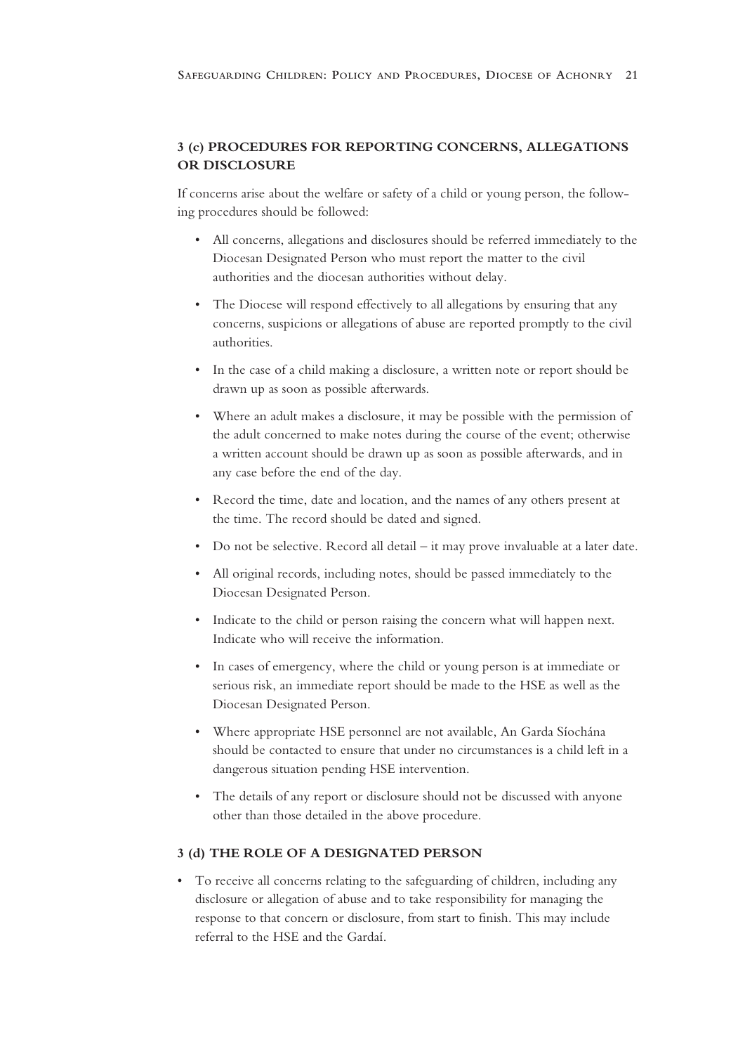### 3 (c) PROCEDURES FOR REPORTING CONCERNS, ALLEGATIONS OR DISCLOSURE

If concerns arise about the welfare or safety of a child or young person, the following procedures should be followed:

- All concerns, allegations and disclosures should be referred immediately to the Diocesan Designated Person who must report the matter to the civil authorities and the diocesan authorities without delay.
- The Diocese will respond effectively to all allegations by ensuring that any concerns, suspicions or allegations of abuse are reported promptly to the civil authorities.
- In the case of a child making a disclosure, a written note or report should be drawn up as soon as possible afterwards.
- Where an adult makes a disclosure, it may be possible with the permission of the adult concerned to make notes during the course of the event; otherwise a written account should be drawn up as soon as possible afterwards, and in any case before the end of the day.
- Record the time, date and location, and the names of any others present at the time. The record should be dated and signed.
- Do not be selective. Record all detail – it may prove invaluable at a later date.
- All original records, including notes, should be passed immediately to the Diocesan Designated Person.
- Indicate to the child or person raising the concern what will happen next. Indicate who will receive the information.
- In cases of emergency, where the child or young person is at immediate or serious risk, an immediate report should be made to the HSE as well as the Diocesan Designated Person.
- Where appropriate HSE personnel are not available, An Garda Síochána should be contacted to ensure that under no circumstances is a child left in a dangerous situation pending HSE intervention.
- The details of any report or disclosure should not be discussed with anyone other than those detailed in the above procedure.

### 3 (d) THE ROLE OF A DESIGNATED PERSON

- To receive all concerns relating to the safeguarding of children, including any disclosure or allegation of abuse and to take responsibility for managing the response to that concern or disclosure, from start to finish. This may include referral to the HSE and the Gardaí.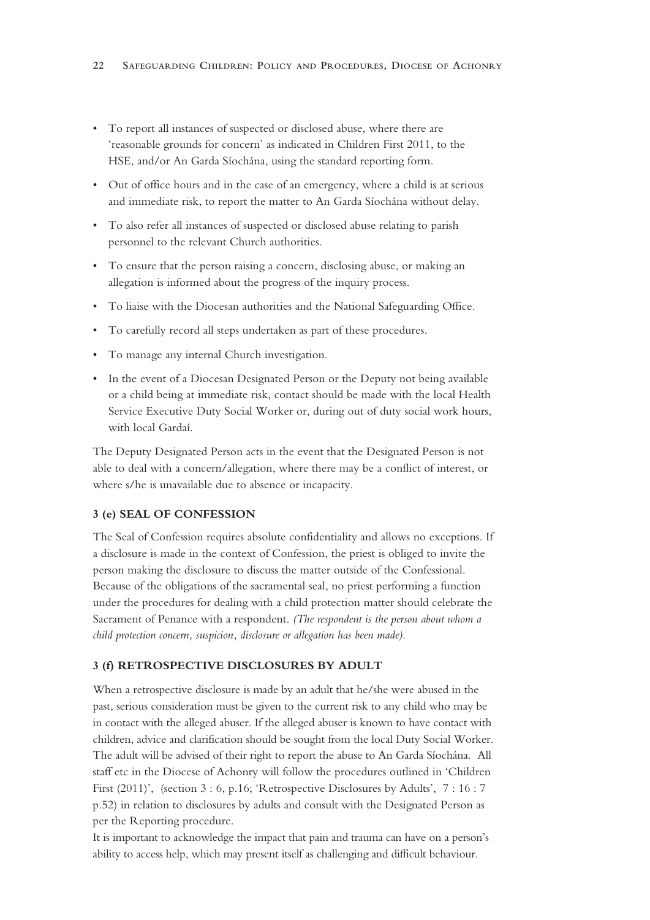- To report all instances of suspected or disclosed abuse, where there are 'reasonable grounds for concern' as indicated in Children First 2011, to the HSE, and/or An Garda Síochána, using the standard reporting form.
- Out of office hours and in the case of an emergency, where a child is at serious and immediate risk, to report the matter to An Garda Síochána without delay.
- To also refer all instances of suspected or disclosed abuse relating to parish personnel to the relevant Church authorities.
- To ensure that the person raising a concern, disclosing abuse, or making an allegation is informed about the progress of the inquiry process.
- To liaise with the Diocesan authorities and the National Safeguarding Office.
- To carefully record all steps undertaken as part of these procedures.
- To manage any internal Church investigation.
- In the event of a Diocesan Designated Person or the Deputy not being available or a child being at immediate risk, contact should be made with the local Health Service Executive Duty Social Worker or, during out of duty social work hours, with local Gardaí.

The Deputy Designated Person acts in the event that the Designated Person is not able to deal with a concern/allegation, where there may be a conflict of interest, or where s/he is unavailable due to absence or incapacity.

### 3 (e) SEAL OF CONFESSION

The Seal of Confession requires absolute confidentiality and allows no exceptions. If a disclosure is made in the context of Confession, the priest is obliged to invite the person making the disclosure to discuss the matter outside of the Confessional. Because of the obligations of the sacramental seal, no priest performing a function under the procedures for dealing with a child protection matter should celebrate the Sacrament of Penance with a respondent. *(The respondent is the person about whom a child protection concern, suspicion, disclosure or allegation has been made).*

### 3 (f) RETROSPECTIVE DISCLOSURES BY ADULT

When a retrospective disclosure is made by an adult that he/she were abused in the past, serious consideration must be given to the current risk to any child who may be in contact with the alleged abuser. If the alleged abuser is known to have contact with children, advice and clarification should be sought from the local Duty Social Worker. The adult will be advised of their right to report the abuse to An Garda Síochána. All staff etc in the Diocese of Achonry will follow the procedures outlined in 'Children First (2011)', (section 3 : 6, p.16; 'Retrospective Disclosures by Adults', 7 : 16 : 7 p.52) in relation to disclosures by adults and consult with the Designated Person as per the Reporting procedure.

It is important to acknowledge the impact that pain and trauma can have on a person's ability to access help, which may present itself as challenging and difficult behaviour.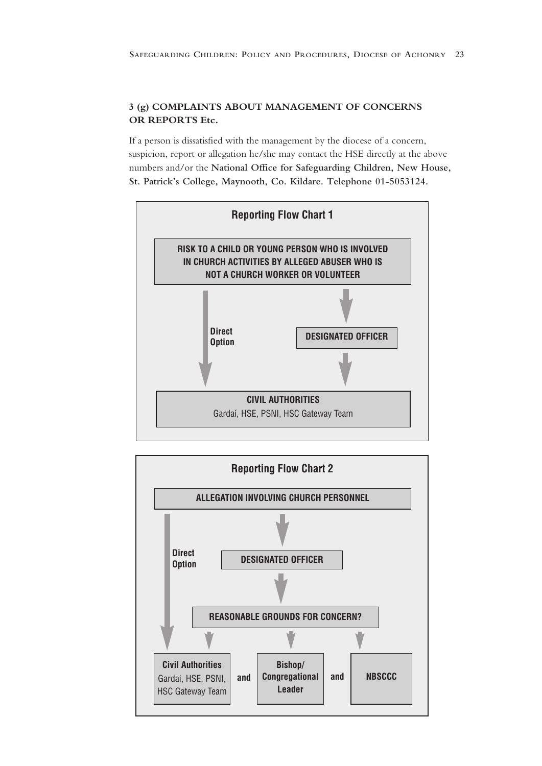### 3 (g) COMPLAINTS ABOUT MANAGEMENT OF CONCERNS OR REPORTS Etc.

If a person is dissatisfied with the management by the diocese of a concern, suspicion, report or allegation he/she may contact the HSE directly at the above numbers and/or the **National Office for Safeguarding Children, New House, St. Patrick's College, Maynooth, Co. Kildare. Telephone 01-5053124.**

**Reporting Flow Chart 1**

**RISK TO A CHILD OR YOUNG PERSON WHO IS INVOLVED IN CHURCH ACTIVITIES BY ALLEGED ABUSER WHO IS NOT A CHURCH WORKER OR VOLUNTEER**

**Direct Option**

**DESIGNATED OFFICER**

**CIVIL AUTHORITIES**
Gardaí, HSE, PSNI, HSC Gateway Team

**Reporting Flow Chart 2**

**ALLEGATION INVOLVING CHURCH PERSONNEL**

**Direct Option**

**DESIGNATED OFFICER**

**REASONABLE GROUNDS FOR CONCERN?**

**Civil Authorities** Gardai, HSE, PSNI, HSC Gateway Team **and** **Bishop/ Congregational Leader** **and** **NBSCCC**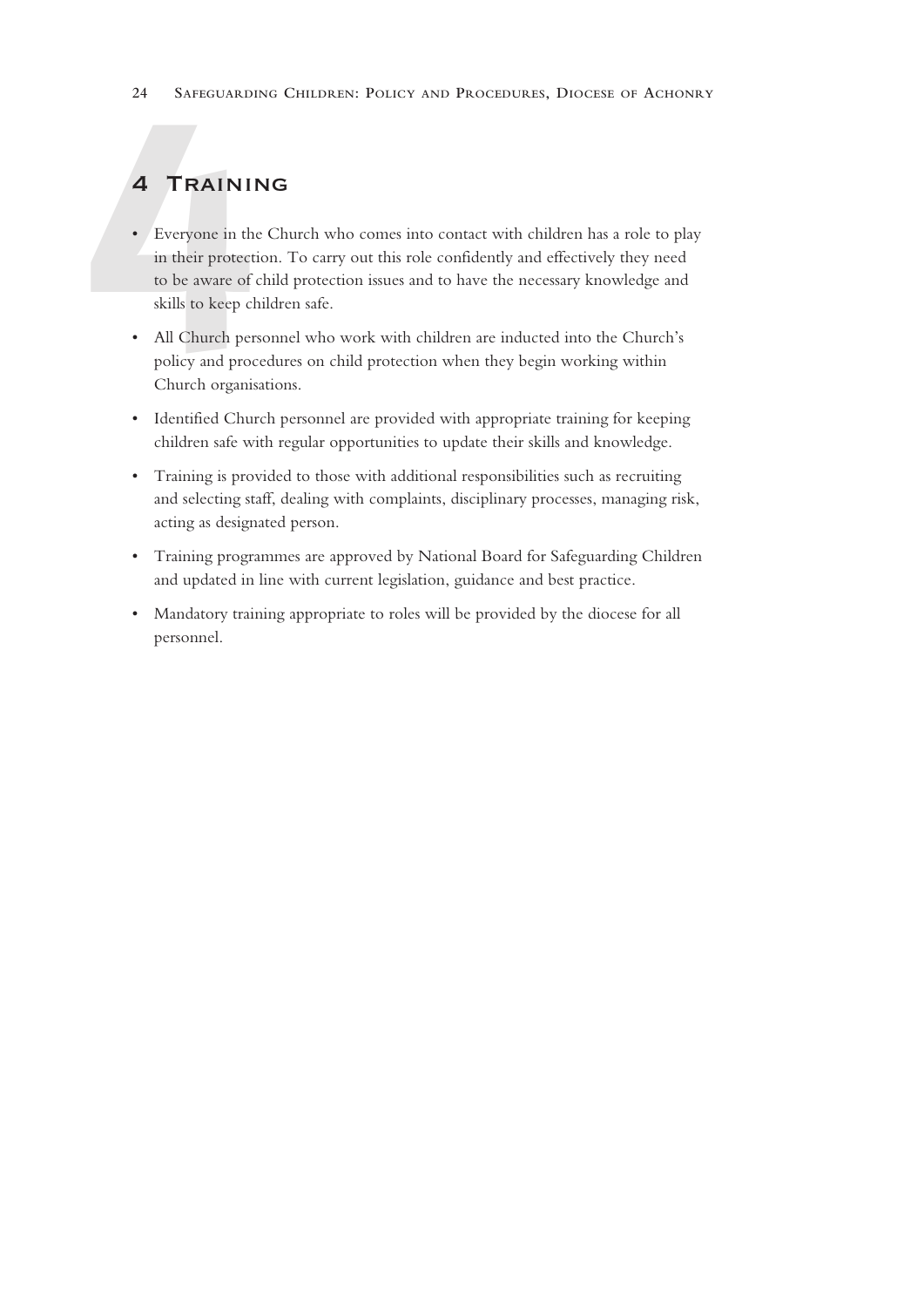# 4 Training

- Everyone in the Church who comes into contact with children has a role to play in their protection. To carry out this role confidently and effectively they need to be aware of child protection issues and to have the necessary knowledge and skills to keep children safe.
- All Church personnel who work with children are inducted into the Church's policy and procedures on child protection when they begin working within Church organisations.
- Identified Church personnel are provided with appropriate training for keeping children safe with regular opportunities to update their skills and knowledge.
- Training is provided to those with additional responsibilities such as recruiting and selecting staff, dealing with complaints, disciplinary processes, managing risk, acting as designated person.
- Training programmes are approved by National Board for Safeguarding Children and updated in line with current legislation, guidance and best practice.
- Mandatory training appropriate to roles will be provided by the diocese for all personnel.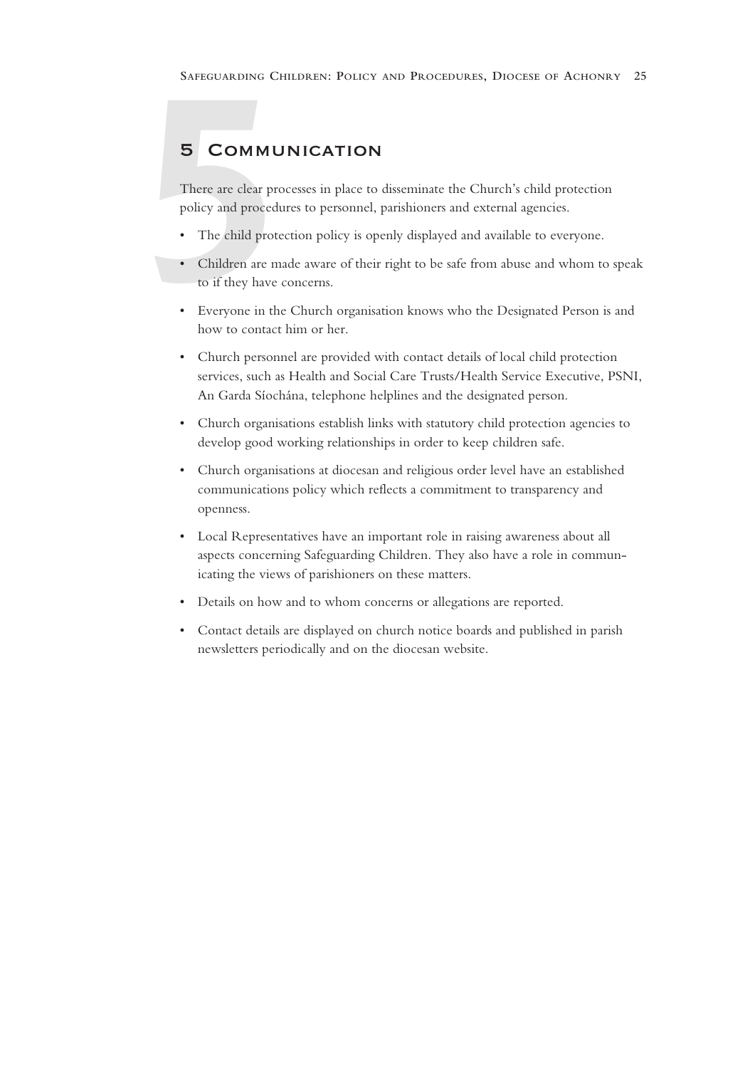# 5 Communication

There are clear processes in place to disseminate the Church's child protection policy and procedures to personnel, parishioners and external agencies.

- The child protection policy is openly displayed and available to everyone.
- Children are made aware of their right to be safe from abuse and whom to speak to if they have concerns.
- Everyone in the Church organisation knows who the Designated Person is and how to contact him or her.
- Church personnel are provided with contact details of local child protection services, such as Health and Social Care Trusts/Health Service Executive, PSNI, An Garda Síochána, telephone helplines and the designated person.
- Church organisations establish links with statutory child protection agencies to develop good working relationships in order to keep children safe.
- Church organisations at diocesan and religious order level have an established communications policy which reflects a commitment to transparency and openness.
- Local Representatives have an important role in raising awareness about all aspects concerning Safeguarding Children. They also have a role in communicating the views of parishioners on these matters.
- Details on how and to whom concerns or allegations are reported.
- Contact details are displayed on church notice boards and published in parish newsletters periodically and on the diocesan website.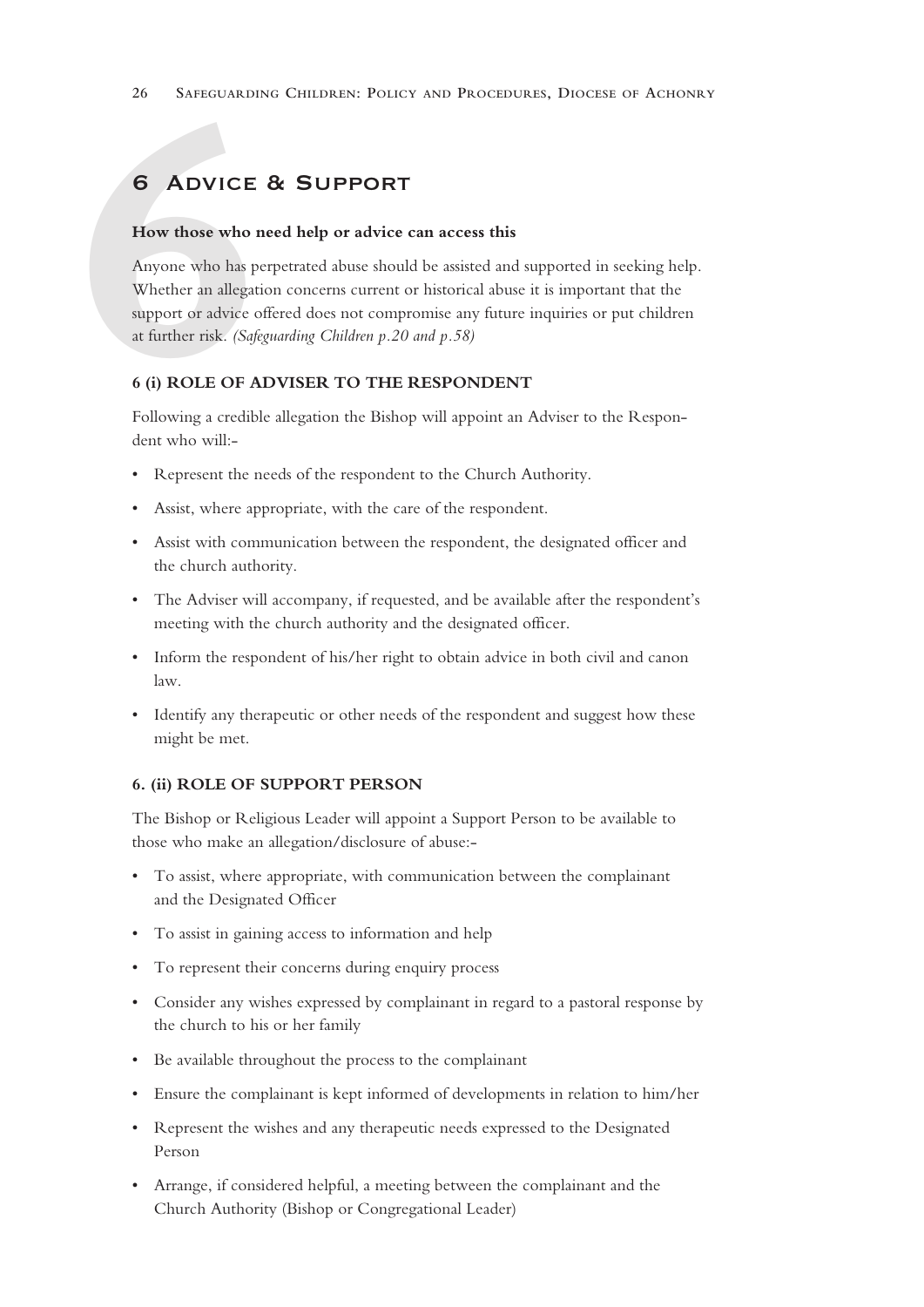# 6 Advice & Support

**How those who need help or advice can access this**

Anyone who has perpetrated abuse should be assisted and supported in seeking help. Whether an allegation concerns current or historical abuse it is important that the support or advice offered does not compromise any future inquiries or put children at further risk. *(Safeguarding Children p.20 and p.58)*

### 6 (i) ROLE OF ADVISER TO THE RESPONDENT

Following a credible allegation the Bishop will appoint an Adviser to the Respondent who will:-

- Represent the needs of the respondent to the Church Authority.
- Assist, where appropriate, with the care of the respondent.
- Assist with communication between the respondent, the designated officer and the church authority.
- The Adviser will accompany, if requested, and be available after the respondent's meeting with the church authority and the designated officer.
- Inform the respondent of his/her right to obtain advice in both civil and canon law.
- Identify any therapeutic or other needs of the respondent and suggest how these might be met.

### 6. (ii) ROLE OF SUPPORT PERSON

The Bishop or Religious Leader will appoint a Support Person to be available to those who make an allegation/disclosure of abuse:-

- To assist, where appropriate, with communication between the complainant and the Designated Officer
- To assist in gaining access to information and help
- To represent their concerns during enquiry process
- Consider any wishes expressed by complainant in regard to a pastoral response by the church to his or her family
- Be available throughout the process to the complainant
- Ensure the complainant is kept informed of developments in relation to him/her
- Represent the wishes and any therapeutic needs expressed to the Designated Person
- Arrange, if considered helpful, a meeting between the complainant and the Church Authority (Bishop or Congregational Leader)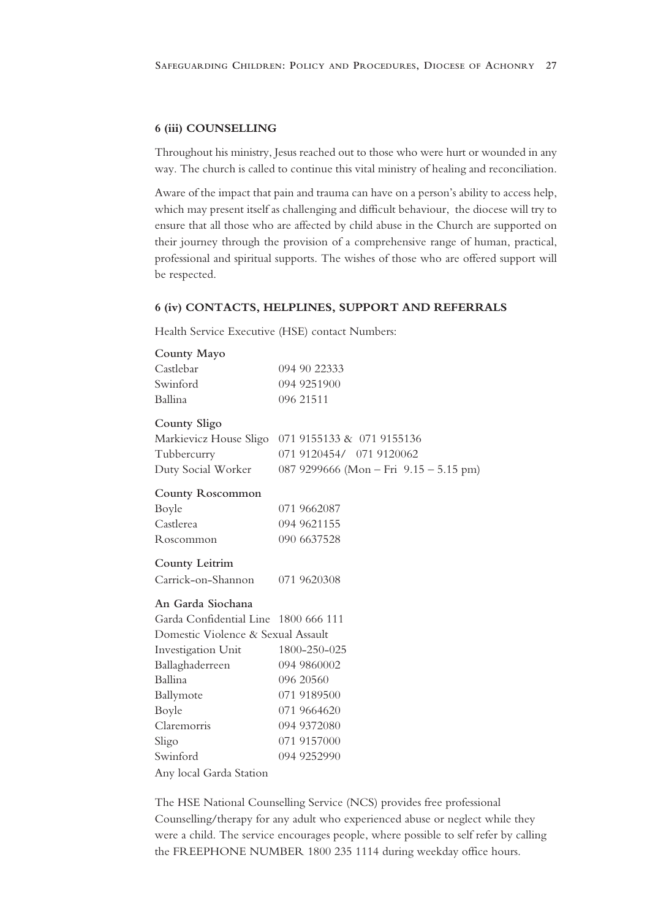### 6 (iii) COUNSELLING

Throughout his ministry, Jesus reached out to those who were hurt or wounded in any way. The church is called to continue this vital ministry of healing and reconciliation.

Aware of the impact that pain and trauma can have on a person's ability to access help, which may present itself as challenging and difficult behaviour, the diocese will try to ensure that all those who are affected by child abuse in the Church are supported on their journey through the provision of a comprehensive range of human, practical, professional and spiritual supports. The wishes of those who are offered support will be respected.

### 6 (iv) CONTACTS, HELPLINES, SUPPORT AND REFERRALS

Health Service Executive (HSE) contact Numbers:

**County Mayo**

| | |
|---|---|
| Castlebar | 094 90 22333 |
| Swinford | 094 9251900 |
| Ballina | 096 21511 |

**County Sligo**

| | |
|---|---|
| Markievicz House Sligo | 071 9155133 & 071 9155136 |
| Tubbercurry | 071 9120454/ 071 9120062 |
| Duty Social Worker | 087 9299666 (Mon – Fri 9.15 – 5.15 pm) |

**County Roscommon**

| | |
|---|---|
| Boyle | 071 9662087 |
| Castlerea | 094 9621155 |
| Roscommon | 090 6637528 |

**County Leitrim**

| | |
|---|---|
| Carrick-on-Shannon | 071 9620308 |

**An Garda Siochana**

| | |
|---|---|
| Garda Confidential Line | 1800 666 111 |
| Domestic Violence & Sexual Assault Investigation Unit | 1800-250-025 |
| Ballaghaderreen | 094 9860002 |
| Ballina | 096 20560 |
| Ballymote | 071 9189500 |
| Boyle | 071 9664620 |
| Claremorris | 094 9372080 |
| Sligo | 071 9157000 |
| Swinford | 094 9252990 |

Any local Garda Station

The HSE National Counselling Service (NCS) provides free professional Counselling/therapy for any adult who experienced abuse or neglect while they were a child. The service encourages people, where possible to self refer by calling the FREEPHONE NUMBER 1800 235 1114 during weekday office hours.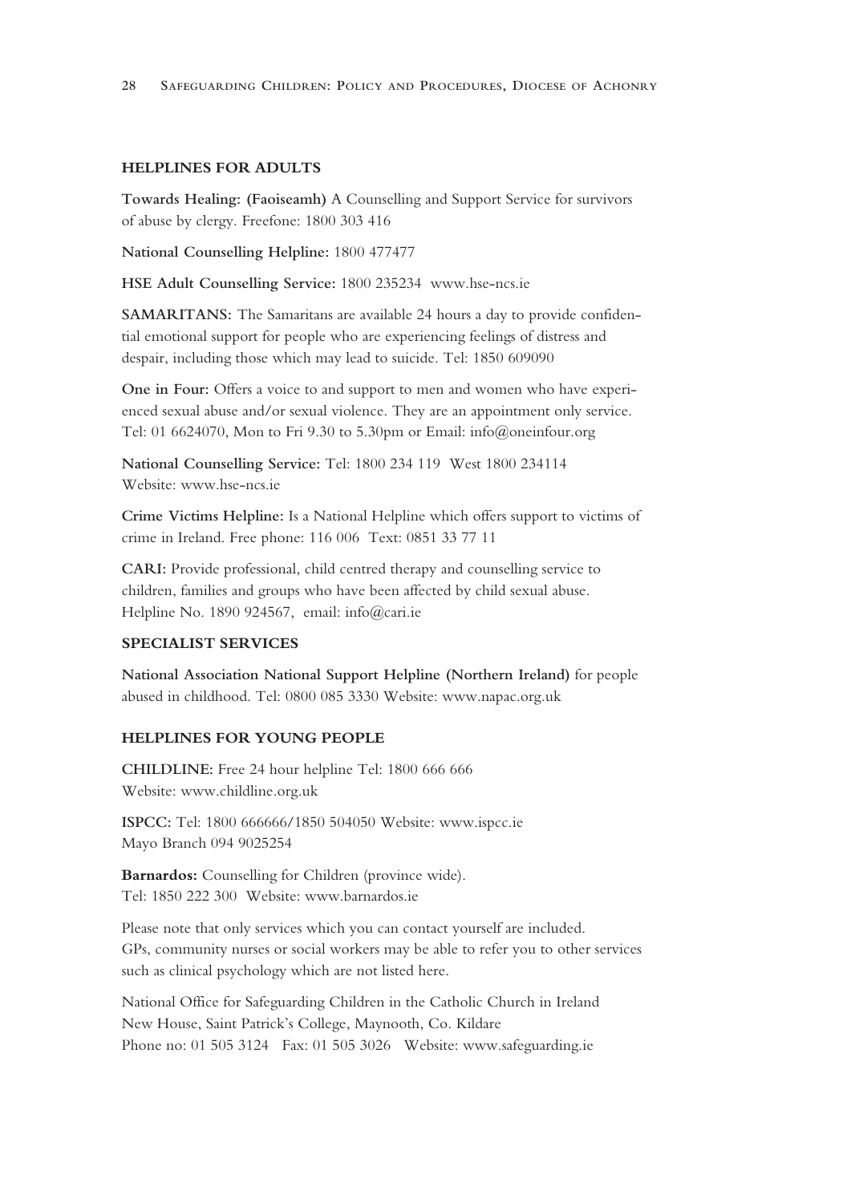## HELPLINES FOR ADULTS

**Towards Healing: (Faoiseamh)** A Counselling and Support Service for survivors of abuse by clergy. Freefone: 1800 303 416

**National Counselling Helpline:** 1800 477477

**HSE Adult Counselling Service:** 1800 235234 www.hse-ncs.ie

**SAMARITANS:** The Samaritans are available 24 hours a day to provide confidential emotional support for people who are experiencing feelings of distress and despair, including those which may lead to suicide. Tel: 1850 609090

**One in Four:** Offers a voice to and support to men and women who have experienced sexual abuse and/or sexual violence. They are an appointment only service. Tel: 01 6624070, Mon to Fri 9.30 to 5.30pm or Email: info@oneinfour.org

**National Counselling Service:** Tel: 1800 234 119 West 1800 234114
Website: www.hse-ncs.ie

**Crime Victims Helpline:** Is a National Helpline which offers support to victims of crime in Ireland. Free phone: 116 006 Text: 0851 33 77 11

**CARI:** Provide professional, child centred therapy and counselling service to children, families and groups who have been affected by child sexual abuse. Helpline No. 1890 924567, email: info@cari.ie

## SPECIALIST SERVICES

**National Association National Support Helpline (Northern Ireland)** for people abused in childhood. Tel: 0800 085 3330 Website: www.napac.org.uk

## HELPLINES FOR YOUNG PEOPLE

**CHILDLINE:** Free 24 hour helpline Tel: 1800 666 666
Website: www.childline.org.uk

**ISPCC:** Tel: 1800 666666/1850 504050 Website: www.ispcc.ie
Mayo Branch 094 9025254

**Barnardos:** Counselling for Children (province wide).
Tel: 1850 222 300 Website: www.barnardos.ie

Please note that only services which you can contact yourself are included. GPs, community nurses or social workers may be able to refer you to other services such as clinical psychology which are not listed here.

National Office for Safeguarding Children in the Catholic Church in Ireland
New House, Saint Patrick's College, Maynooth, Co. Kildare
Phone no: 01 505 3124 Fax: 01 505 3026 Website: www.safeguarding.ie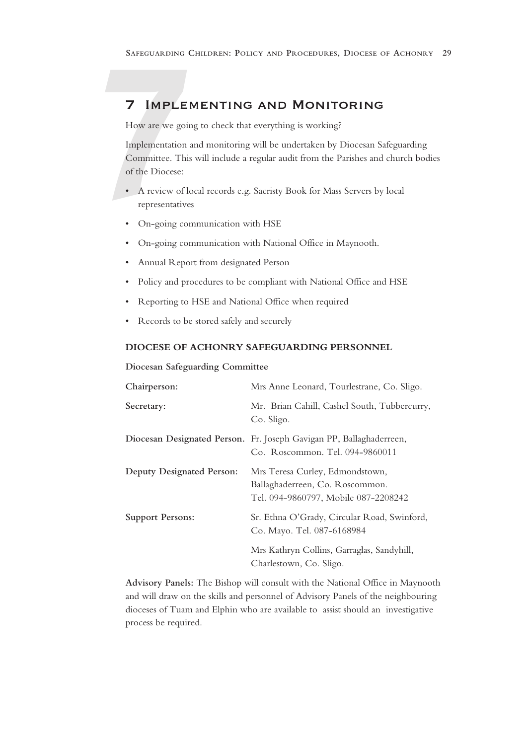# 7 Implementing and Monitoring

How are we going to check that everything is working?

Implementation and monitoring will be undertaken by Diocesan Safeguarding Committee. This will include a regular audit from the Parishes and church bodies of the Diocese:

- A review of local records e.g. Sacristy Book for Mass Servers by local representatives
- On-going communication with HSE
- On-going communication with National Office in Maynooth.
- Annual Report from designated Person
- Policy and procedures to be compliant with National Office and HSE
- Reporting to HSE and National Office when required
- Records to be stored safely and securely

### DIOCESE OF ACHONRY SAFEGUARDING PERSONNEL

**Diocesan Safeguarding Committee**

| | |
|---|---|
| **Chairperson:** | Mrs Anne Leonard, Tourlestrane, Co. Sligo. |
| **Secretary:** | Mr. Brian Cahill, Cashel South, Tubbercurry, Co. Sligo. |
| **Diocesan Designated Person.** | Fr. Joseph Gavigan PP, Ballaghaderreen, Co. Roscommon. Tel. 094-9860011 |
| **Deputy Designated Person:** | Mrs Teresa Curley, Edmondstown, Ballaghaderreen, Co. Roscommon. Tel. 094-9860797, Mobile 087-2208242 |
| **Support Persons:** | Sr. Ethna O'Grady, Circular Road, Swinford, Co. Mayo. Tel. 087-6168984 |
| | Mrs Kathryn Collins, Garraglas, Sandyhill, Charlestown, Co. Sligo. |

**Advisory Panels:** The Bishop will consult with the National Office in Maynooth and will draw on the skills and personnel of Advisory Panels of the neighbouring dioceses of Tuam and Elphin who are available to assist should an investigative process be required.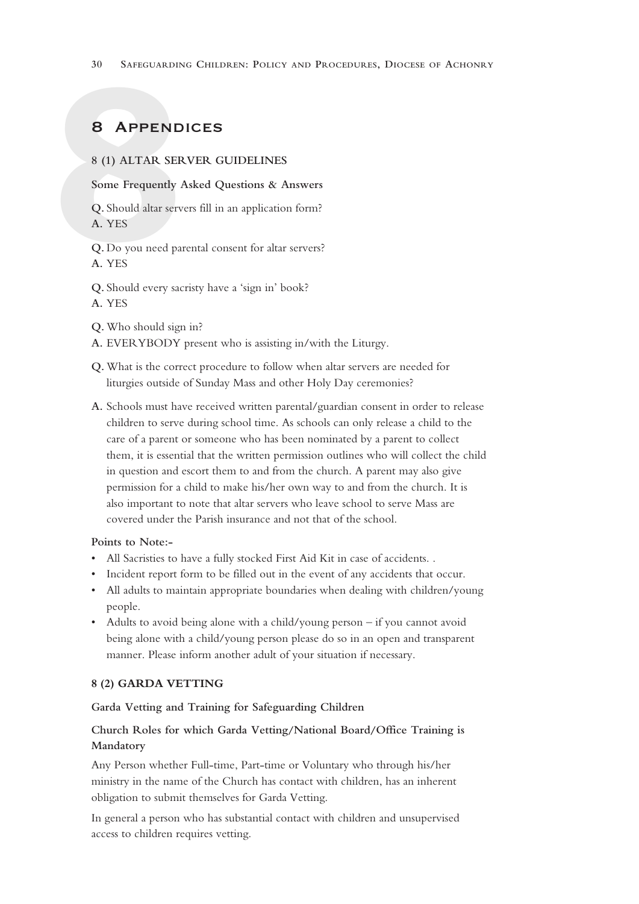# 8 Appendices

## 8 (1) ALTAR SERVER GUIDELINES

**Some Frequently Asked Questions & Answers**

**Q.** Should altar servers fill in an application form?
**A.** YES

**Q.** Do you need parental consent for altar servers?
**A.** YES

**Q.** Should every sacristy have a 'sign in' book?
**A.** YES

**Q.** Who should sign in?
**A.** EVERYBODY present who is assisting in/with the Liturgy.

**Q.** What is the correct procedure to follow when altar servers are needed for liturgies outside of Sunday Mass and other Holy Day ceremonies?

**A.** Schools must have received written parental/guardian consent in order to release children to serve during school time. As schools can only release a child to the care of a parent or someone who has been nominated by a parent to collect them, it is essential that the written permission outlines who will collect the child in question and escort them to and from the church. A parent may also give permission for a child to make his/her own way to and from the church. It is also important to note that altar servers who leave school to serve Mass are covered under the Parish insurance and not that of the school.

**Points to Note:-**

- All Sacristies to have a fully stocked First Aid Kit in case of accidents. .
- Incident report form to be filled out in the event of any accidents that occur.
- All adults to maintain appropriate boundaries when dealing with children/young people.
- Adults to avoid being alone with a child/young person – if you cannot avoid being alone with a child/young person please do so in an open and transparent manner. Please inform another adult of your situation if necessary.

## 8 (2) GARDA VETTING

**Garda Vetting and Training for Safeguarding Children**

**Church Roles for which Garda Vetting/National Board/Office Training is Mandatory**

Any Person whether Full-time, Part-time or Voluntary who through his/her ministry in the name of the Church has contact with children, has an inherent obligation to submit themselves for Garda Vetting.

In general a person who has substantial contact with children and unsupervised access to children requires vetting.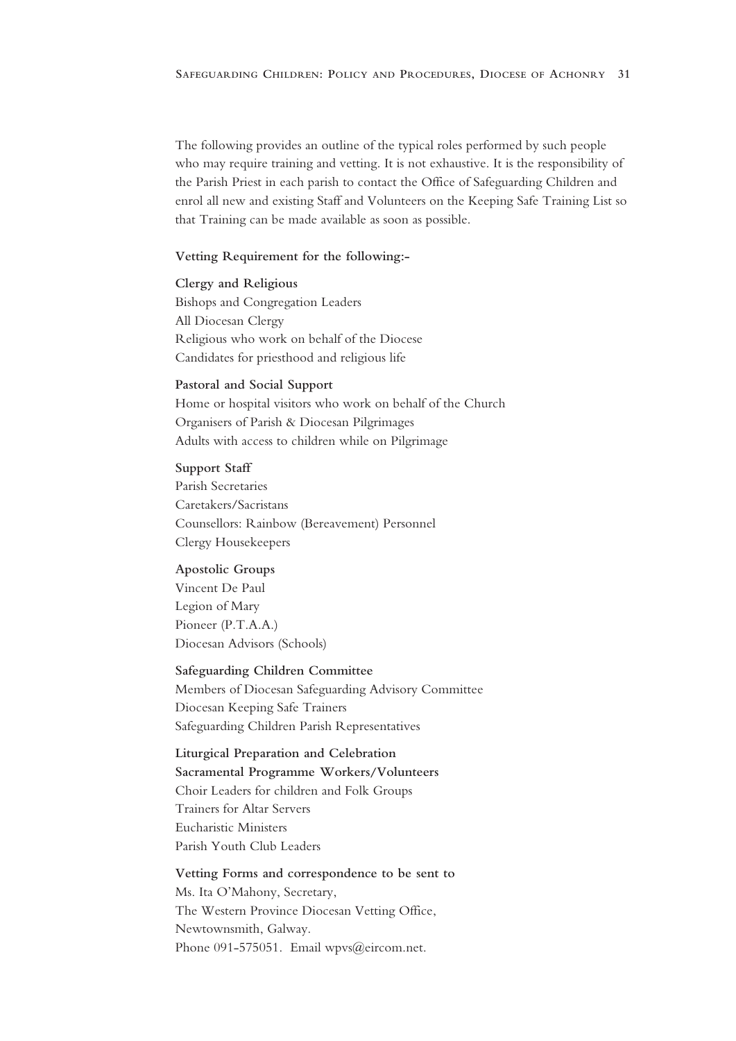The following provides an outline of the typical roles performed by such people who may require training and vetting. It is not exhaustive. It is the responsibility of the Parish Priest in each parish to contact the Office of Safeguarding Children and enrol all new and existing Staff and Volunteers on the Keeping Safe Training List so that Training can be made available as soon as possible.

**Vetting Requirement for the following:-**

**Clergy and Religious**
Bishops and Congregation Leaders
All Diocesan Clergy
Religious who work on behalf of the Diocese
Candidates for priesthood and religious life

**Pastoral and Social Support**
Home or hospital visitors who work on behalf of the Church
Organisers of Parish & Diocesan Pilgrimages
Adults with access to children while on Pilgrimage

**Support Staff**
Parish Secretaries
Caretakers/Sacristans
Counsellors: Rainbow (Bereavement) Personnel
Clergy Housekeepers

**Apostolic Groups**
Vincent De Paul
Legion of Mary
Pioneer (P.T.A.A.)
Diocesan Advisors (Schools)

**Safeguarding Children Committee**
Members of Diocesan Safeguarding Advisory Committee
Diocesan Keeping Safe Trainers
Safeguarding Children Parish Representatives

**Liturgical Preparation and Celebration**
**Sacramental Programme Workers/Volunteers**
Choir Leaders for children and Folk Groups
Trainers for Altar Servers
Eucharistic Ministers
Parish Youth Club Leaders

**Vetting Forms and correspondence to be sent to**
Ms. Ita O'Mahony, Secretary,
The Western Province Diocesan Vetting Office,
Newtownsmith, Galway.
Phone 091-575051. Email wpvs@eircom.net.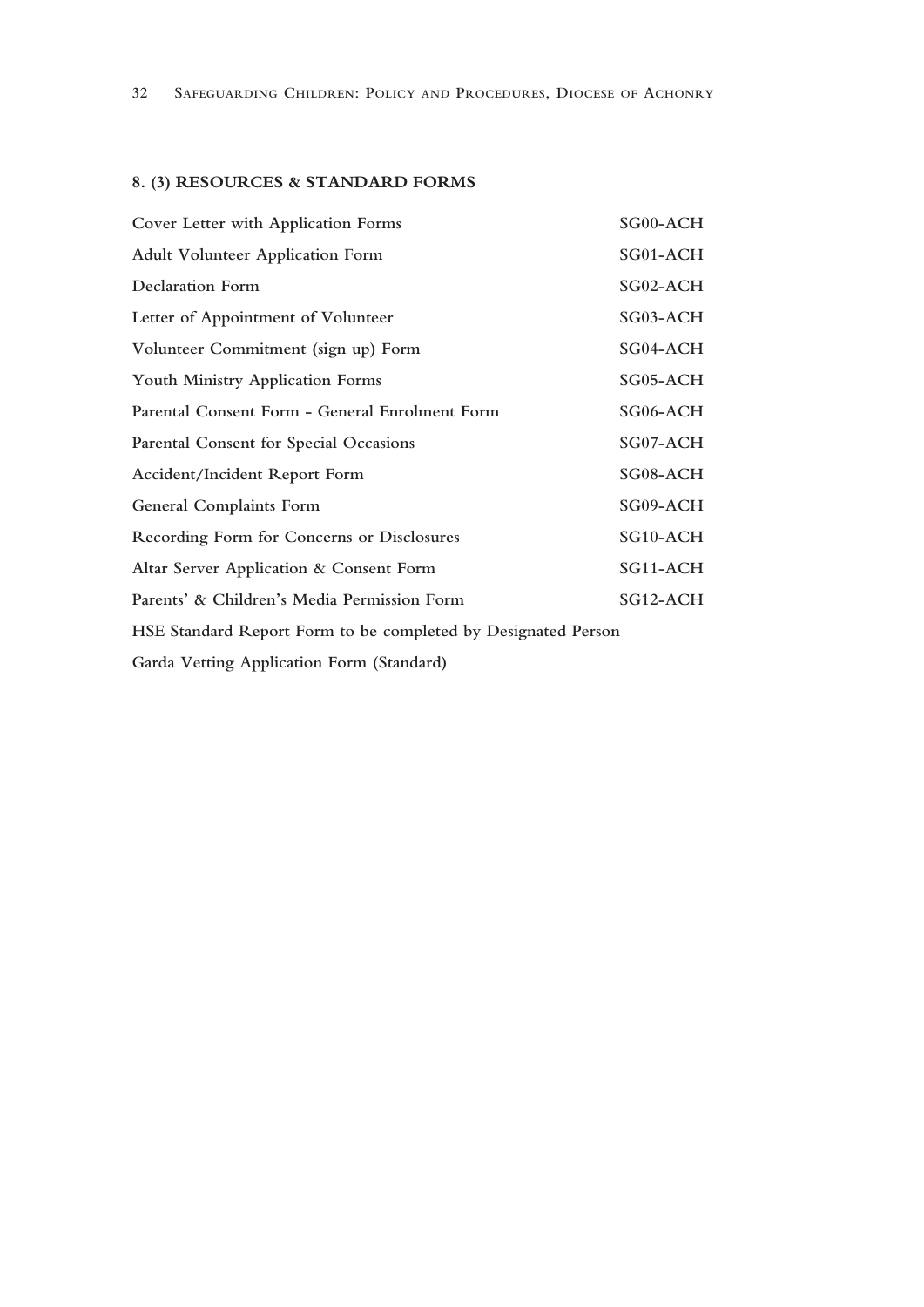## 8. (3) RESOURCES & STANDARD FORMS

| | |
|---|---|
| Cover Letter with Application Forms | SG00-ACH |
| Adult Volunteer Application Form | SG01-ACH |
| Declaration Form | SG02-ACH |
| Letter of Appointment of Volunteer | SG03-ACH |
| Volunteer Commitment (sign up) Form | SG04-ACH |
| Youth Ministry Application Forms | SG05-ACH |
| Parental Consent Form - General Enrolment Form | SG06-ACH |
| Parental Consent for Special Occasions | SG07-ACH |
| Accident/Incident Report Form | SG08-ACH |
| General Complaints Form | SG09-ACH |
| Recording Form for Concerns or Disclosures | SG10-ACH |
| Altar Server Application & Consent Form | SG11-ACH |
| Parents' & Children's Media Permission Form | SG12-ACH |
| HSE Standard Report Form to be completed by Designated Person | |
| Garda Vetting Application Form (Standard) | |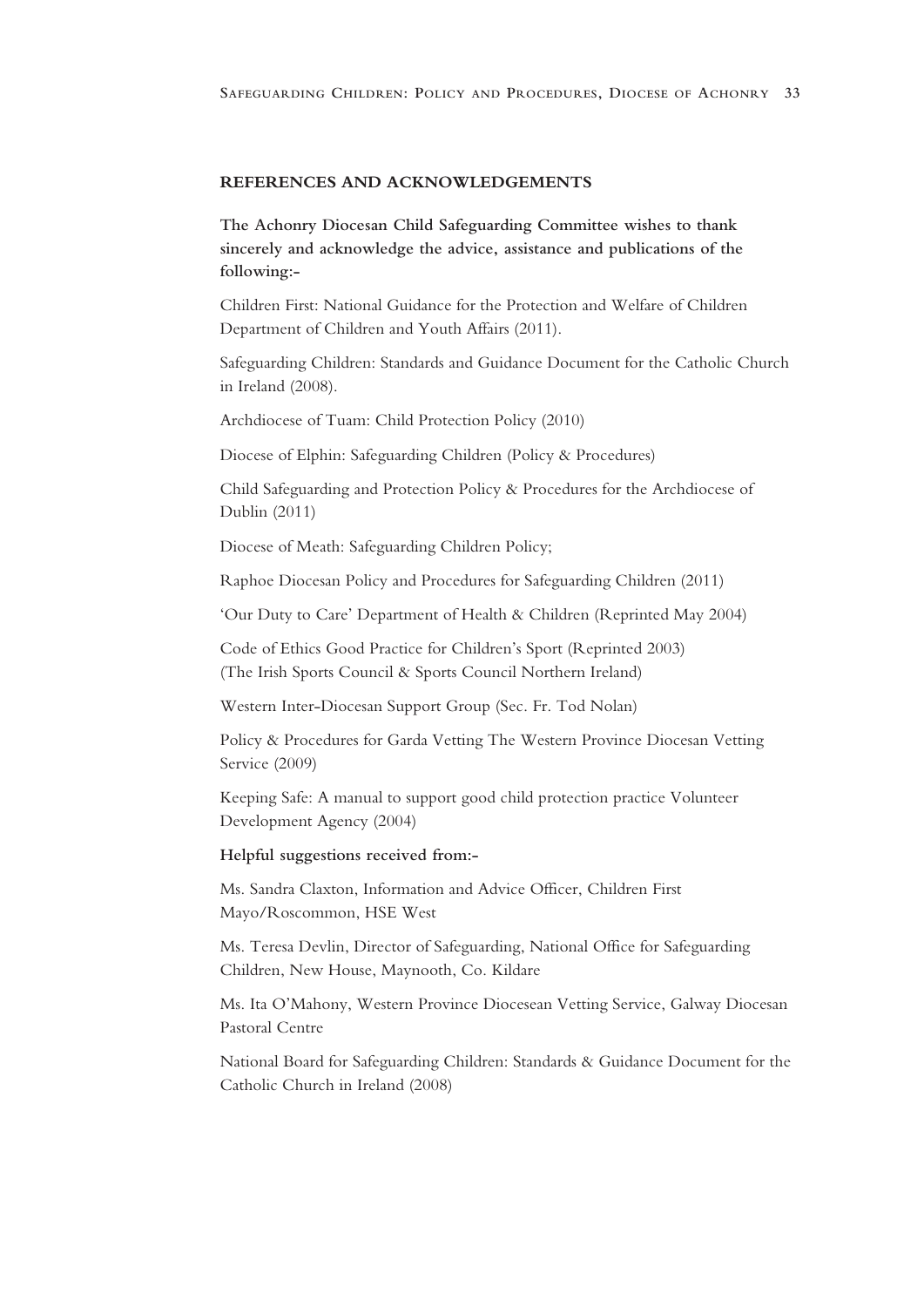## REFERENCES AND ACKNOWLEDGEMENTS

**The Achonry Diocesan Child Safeguarding Committee wishes to thank sincerely and acknowledge the advice, assistance and publications of the following:-**

Children First: National Guidance for the Protection and Welfare of Children Department of Children and Youth Affairs (2011).

Safeguarding Children: Standards and Guidance Document for the Catholic Church in Ireland (2008).

Archdiocese of Tuam: Child Protection Policy (2010)

Diocese of Elphin: Safeguarding Children (Policy & Procedures)

Child Safeguarding and Protection Policy & Procedures for the Archdiocese of Dublin (2011)

Diocese of Meath: Safeguarding Children Policy;

Raphoe Diocesan Policy and Procedures for Safeguarding Children (2011)

'Our Duty to Care' Department of Health & Children (Reprinted May 2004)

Code of Ethics Good Practice for Children's Sport (Reprinted 2003)
(The Irish Sports Council & Sports Council Northern Ireland)

Western Inter-Diocesan Support Group (Sec. Fr. Tod Nolan)

Policy & Procedures for Garda Vetting The Western Province Diocesan Vetting Service (2009)

Keeping Safe: A manual to support good child protection practice Volunteer Development Agency (2004)

**Helpful suggestions received from:-**

Ms. Sandra Claxton, Information and Advice Officer, Children First Mayo/Roscommon, HSE West

Ms. Teresa Devlin, Director of Safeguarding, National Office for Safeguarding Children, New House, Maynooth, Co. Kildare

Ms. Ita O'Mahony, Western Province Diocesean Vetting Service, Galway Diocesan Pastoral Centre

National Board for Safeguarding Children: Standards & Guidance Document for the Catholic Church in Ireland (2008)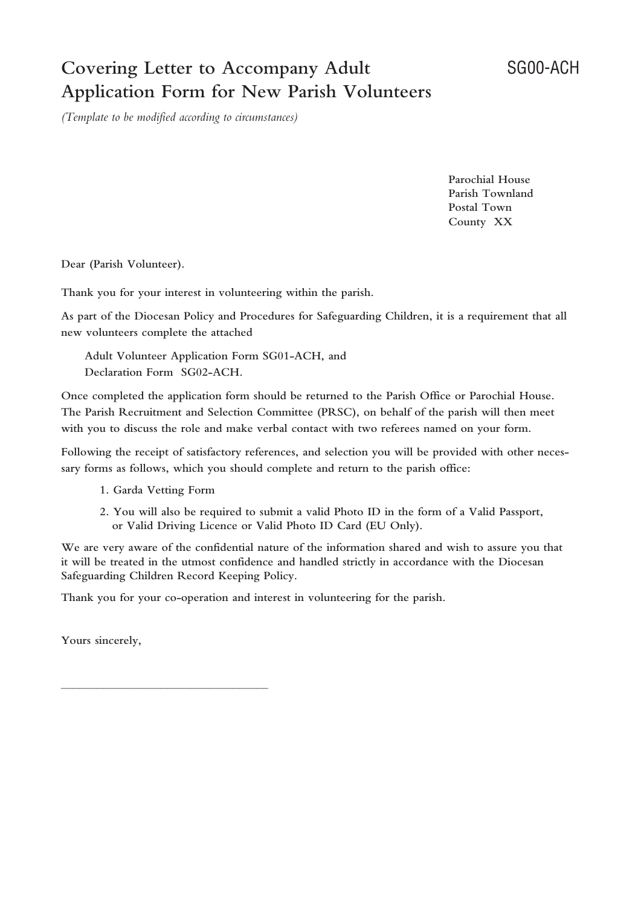# Covering Letter to Accompany Adult Application Form for New Parish Volunteers

SG00-ACH

*(Template to be modified according to circumstances)*

Parochial House
Parish Townland
Postal Town
County XX

Dear (Parish Volunteer).

Thank you for your interest in volunteering within the parish.

As part of the Diocesan Policy and Procedures for Safeguarding Children, it is a requirement that all new volunteers complete the attached

Adult Volunteer Application Form SG01-ACH, and
Declaration Form SG02-ACH.

Once completed the application form should be returned to the Parish Office or Parochial House. The Parish Recruitment and Selection Committee (PRSC), on behalf of the parish will then meet with you to discuss the role and make verbal contact with two referees named on your form.

Following the receipt of satisfactory references, and selection you will be provided with other necessary forms as follows, which you should complete and return to the parish office:

1. Garda Vetting Form
2. You will also be required to submit a valid Photo ID in the form of a Valid Passport, or Valid Driving Licence or Valid Photo ID Card (EU Only).

We are very aware of the confidential nature of the information shared and wish to assure you that it will be treated in the utmost confidence and handled strictly in accordance with the Diocesan Safeguarding Children Record Keeping Policy.

Thank you for your co-operation and interest in volunteering for the parish.

Yours sincerely,

\_\_\_\_\_\_\_\_\_\_\_\_\_\_\_\_\_\_\_\_\_\_\_\_\_\_\_\_\_\_\_\_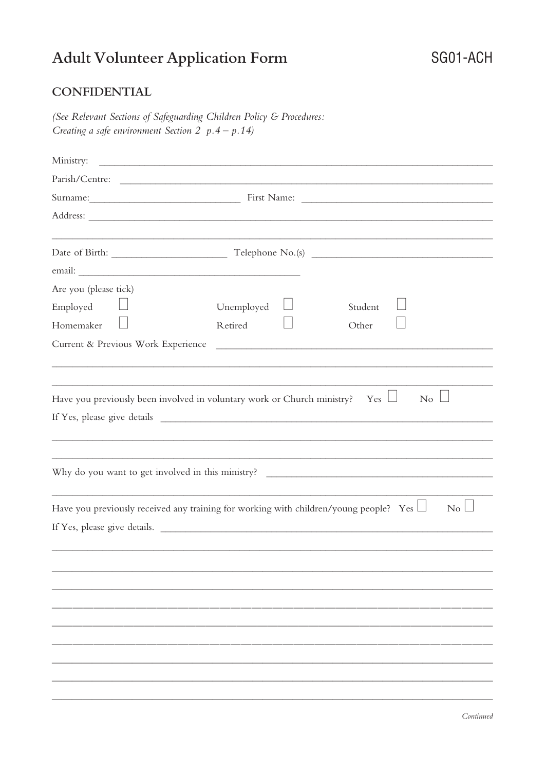# Adult Volunteer Application Form

SG01-ACH

## CONFIDENTIAL

*(See Relevant Sections of Safeguarding Children Policy & Procedures: Creating a safe environment Section 2 p.4 – p.14)*

Ministry: ____________________________________________

Parish/Centre: ____________________________________________

Surname: ____________________ First Name: ____________________

Address: ____________________________________________

____________________________________________

Date of Birth: ____________________ Telephone No.(s) ____________________

email: ____________________________________________

Are you (please tick)

| | | | | | |
|---|---|---|---|---|---|
| Employed | ☐ | Unemployed | ☐ | Student | ☐ |
| Homemaker | ☐ | Retired | ☐ | Other | ☐ |

Current & Previous Work Experience ____________________________________________

____________________________________________

____________________________________________

Have you previously been involved in voluntary work or Church ministry? Yes ☐ No ☐

If Yes, please give details ____________________________________________

____________________________________________

____________________________________________

Why do you want to get involved in this ministry? ____________________________________________

____________________________________________

Have you previously received any training for working with children/young people? Yes ☐ No ☐

If Yes, please give details. ____________________________________________

____________________________________________

____________________________________________

____________________________________________

____________________________________________

____________________________________________

____________________________________________

____________________________________________

____________________________________________

____________________________________________

*Continued*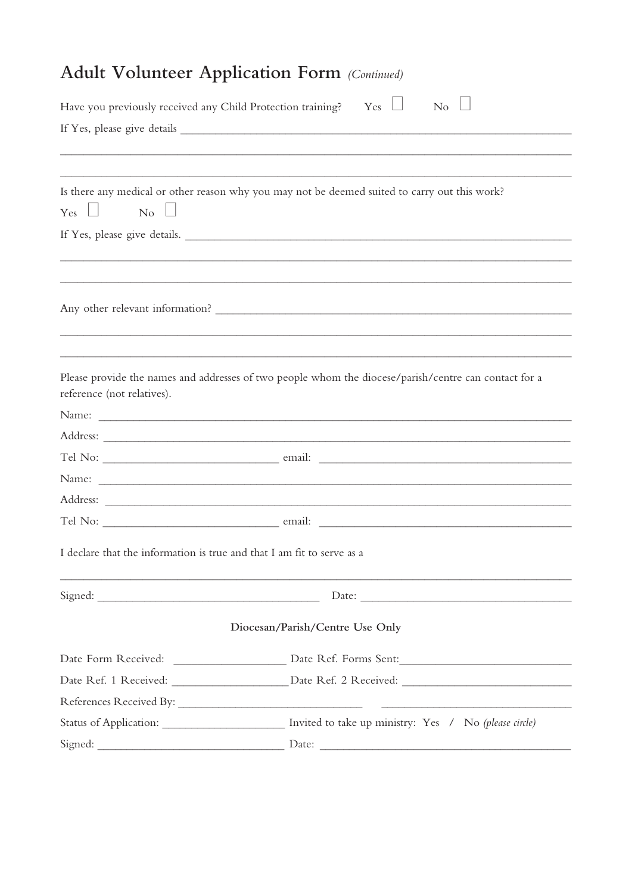# Adult Volunteer Application Form *(Continued)*

Have you previously received any Child Protection training? Yes ☐ No ☐

If Yes, please give details ______________________________________________

________________________________________________________________________

________________________________________________________________________

Is there any medical or other reason why you may not be deemed suited to carry out this work?

Yes ☐ No ☐

If Yes, please give details. ______________________________________________

________________________________________________________________________

________________________________________________________________________

Any other relevant information? ___________________________________________

________________________________________________________________________

________________________________________________________________________

Please provide the names and addresses of two people whom the diocese/parish/centre can contact for a reference (not relatives).

Name: __________________________________________________________________

Address: ________________________________________________________________

Tel No: ___________________________ email: ____________________________________

Name: __________________________________________________________________

Address: ________________________________________________________________

Tel No: ___________________________ email: ____________________________________

I declare that the information is true and that I am fit to serve as a

________________________________________________________________________

Signed: ___________________________________ Date: ______________________________

### Diocesan/Parish/Centre Use Only

Date Form Received: ________________ Date Ref. Forms Sent: ________________________

Date Ref. 1 Received: _________________ Date Ref. 2 Received: ________________________

References Received By: ____________________________ ____________________________

Status of Application: __________________ Invited to take up ministry: Yes / No *(please circle)*

Signed: _____________________________ Date: ______________________________________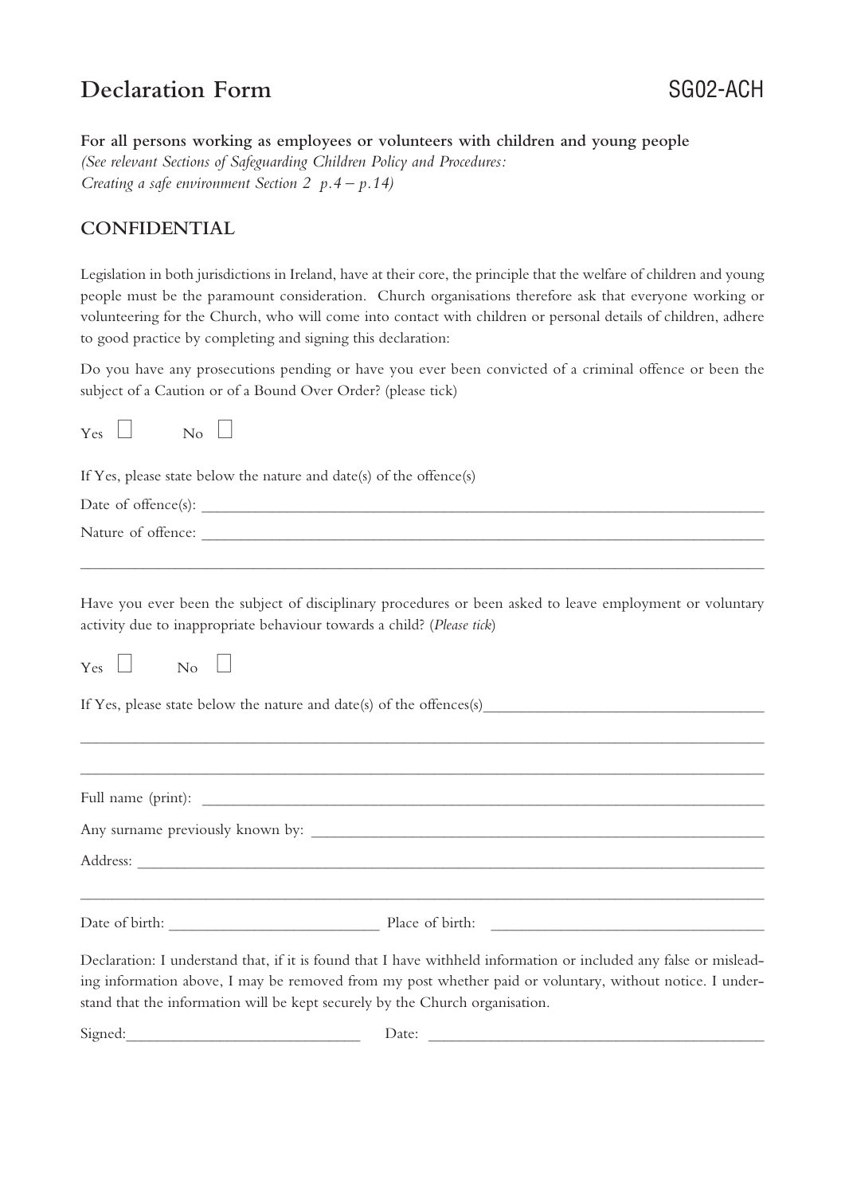# Declaration Form

SG02-ACH

**For all persons working as employees or volunteers with children and young people**
*(See relevant Sections of Safeguarding Children Policy and Procedures: Creating a safe environment Section 2 p.4 – p.14)*

## CONFIDENTIAL

Legislation in both jurisdictions in Ireland, have at their core, the principle that the welfare of children and young people must be the paramount consideration. Church organisations therefore ask that everyone working or volunteering for the Church, who will come into contact with children or personal details of children, adhere to good practice by completing and signing this declaration:

Do you have any prosecutions pending or have you ever been convicted of a criminal offence or been the subject of a Caution or of a Bound Over Order? (please tick)

Yes ☐ No ☐

If Yes, please state below the nature and date(s) of the offence(s)

Date of offence(s): ________________________________________________

Nature of offence: ________________________________________________

________________________________________________________________

Have you ever been the subject of disciplinary procedures or been asked to leave employment or voluntary activity due to inappropriate behaviour towards a child? (*Please tick*)

Yes ☐ No ☐

If Yes, please state below the nature and date(s) of the offences(s)____________________________

________________________________________________________________

________________________________________________________________

Full name (print): ________________________________________________

Any surname previously known by: ____________________________________

Address: ______________________________________________________

________________________________________________________________

Date of birth: ______________________ Place of birth: ______________________

Declaration: I understand that, if it is found that I have withheld information or included any false or misleading information above, I may be removed from my post whether paid or voluntary, without notice. I understand that the information will be kept securely by the Church organisation.

Signed:________________________ Date: ______________________________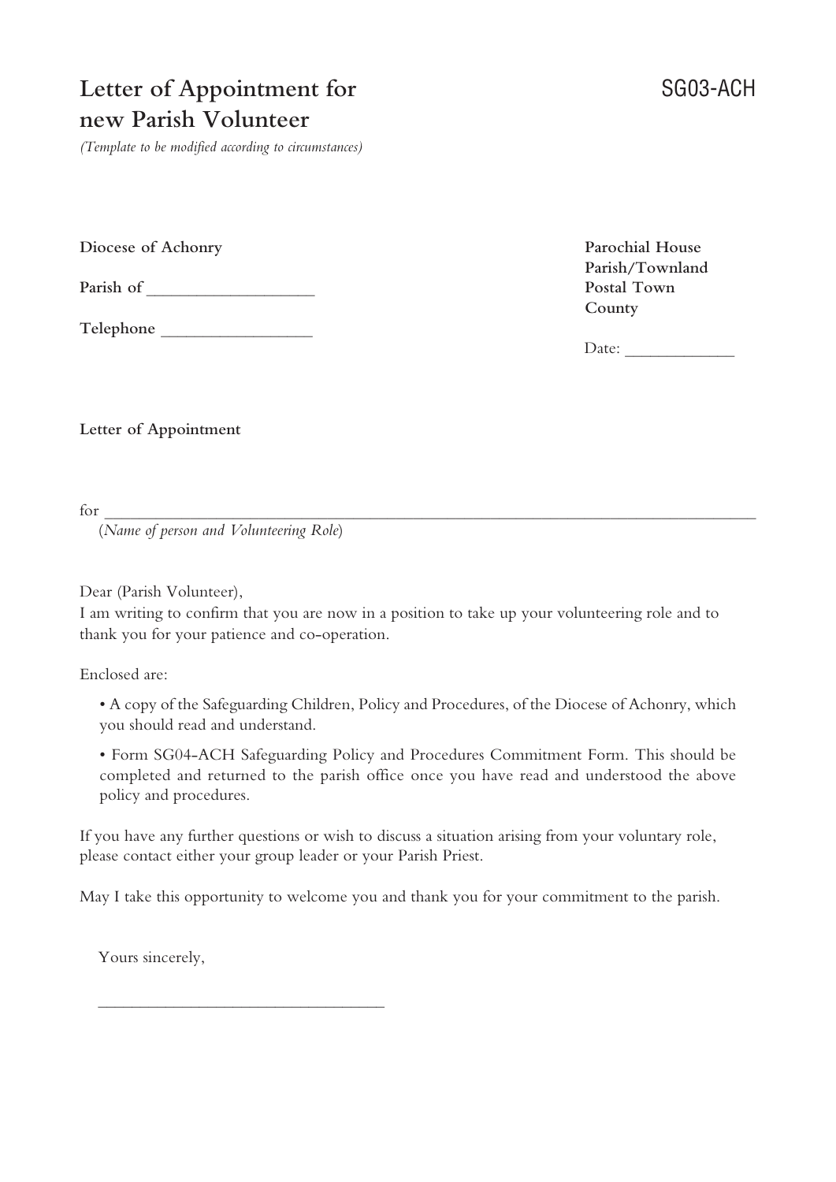# Letter of Appointment for new Parish Volunteer

SG03-ACH

*(Template to be modified according to circumstances)*

**Diocese of Achonry**

**Parish of** ___________________

**Telephone** _________________

**Parochial House**
**Parish/Townland**
**Postal Town**
**County**

Date: _____________

**Letter of Appointment**

for ______________________________________________________________________________
(*Name of person and Volunteering Role*)

Dear (Parish Volunteer),
I am writing to confirm that you are now in a position to take up your volunteering role and to thank you for your patience and co-operation.

Enclosed are:

- A copy of the Safeguarding Children, Policy and Procedures, of the Diocese of Achonry, which you should read and understand.
- Form SG04-ACH Safeguarding Policy and Procedures Commitment Form. This should be completed and returned to the parish office once you have read and understood the above policy and procedures.

If you have any further questions or wish to discuss a situation arising from your voluntary role, please contact either your group leader or your Parish Priest.

May I take this opportunity to welcome you and thank you for your commitment to the parish.

Yours sincerely,

__________________________________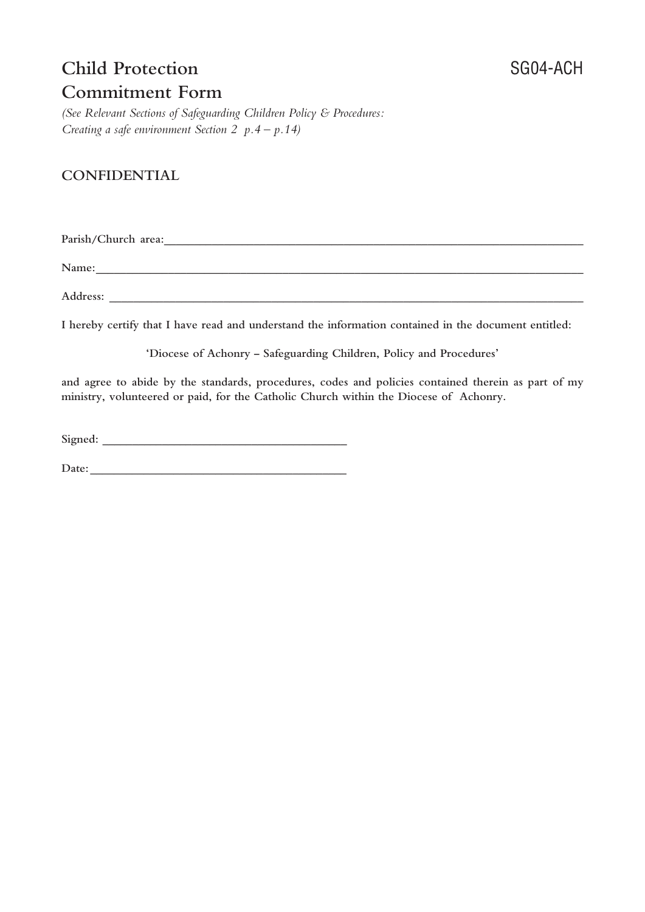# Child Protection Commitment Form

SG04-ACH

*(See Relevant Sections of Safeguarding Children Policy & Procedures: Creating a safe environment Section 2 p.4 – p.14)*

## CONFIDENTIAL

**Parish/Church area:**_______________________________________________________________

**Name:**_______________________________________________________________________

**Address:** _____________________________________________________________________

**I hereby certify that I have read and understand the information contained in the document entitled:**

**'Diocese of Achonry – Safeguarding Children, Policy and Procedures'**

**and agree to abide by the standards, procedures, codes and policies contained therein as part of my ministry, volunteered or paid, for the Catholic Church within the Diocese of Achonry.**

**Signed:** _______________________________________

**Date:**_________________________________________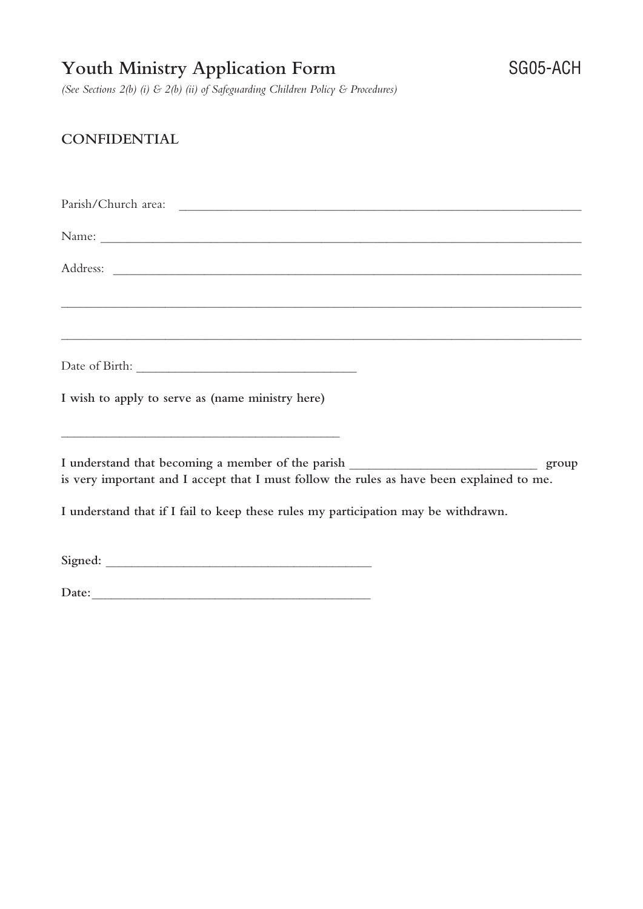# Youth Ministry Application Form

SG05-ACH

*(See Sections 2(b) (i) & 2(b) (ii) of Safeguarding Children Policy & Procedures)*

**CONFIDENTIAL**

Parish/Church area: ______________________________________________

Name: ______________________________________________

Address: ______________________________________________

______________________________________________

______________________________________________

Date of Birth: ______________________

**I wish to apply to serve as (name ministry here)**

______________________________

**I understand that becoming a member of the parish ____________________ group is very important and I accept that I must follow the rules as have been explained to me.**

**I understand that if I fail to keep these rules my participation may be withdrawn.**

**Signed:** ____________________________

**Date:** ____________________________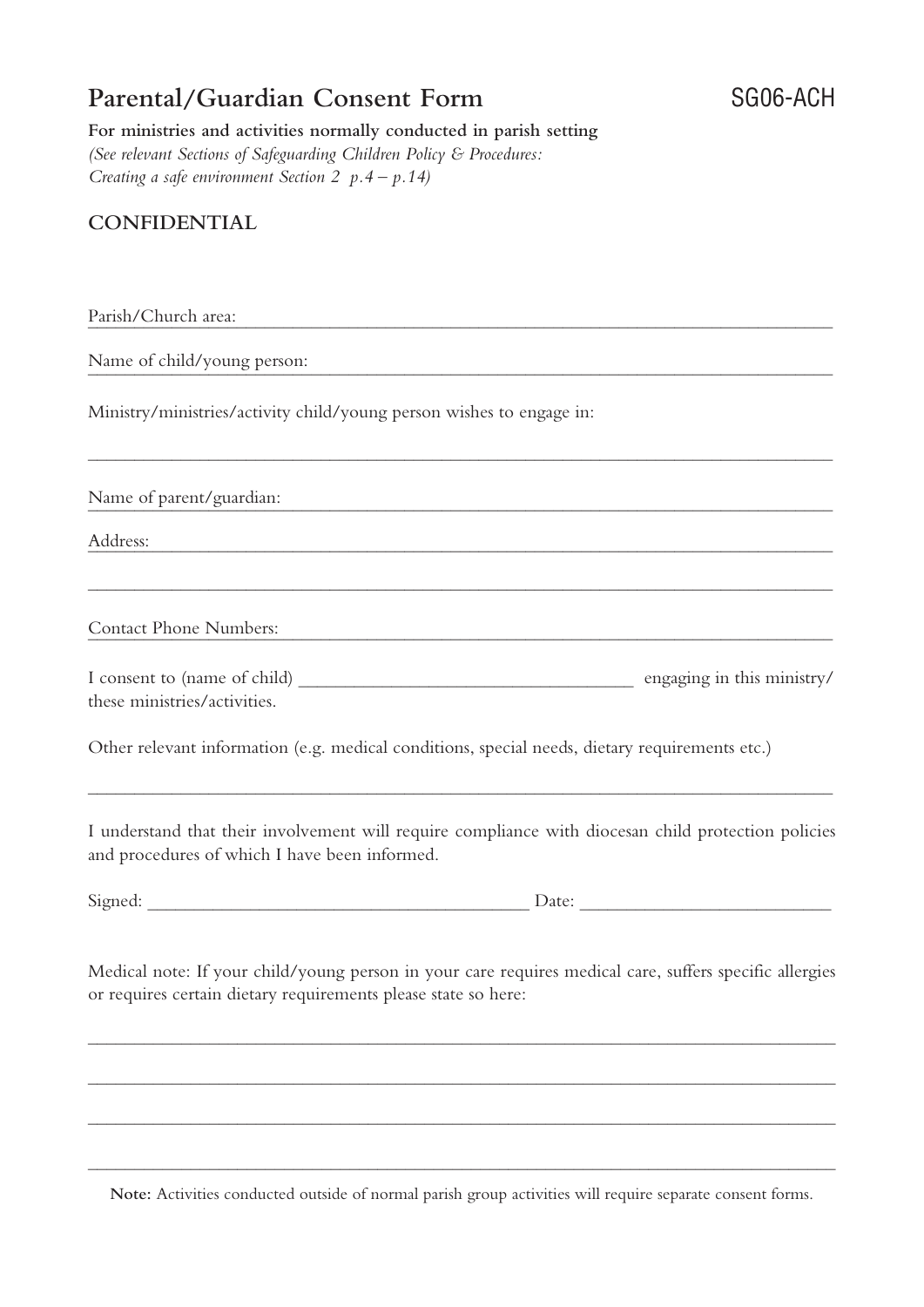# Parental/Guardian Consent Form

SG06-ACH

**For ministries and activities normally conducted in parish setting**
*(See relevant Sections of Safeguarding Children Policy & Procedures: Creating a safe environment Section 2 p.4 – p.14)*

**CONFIDENTIAL**

Parish/Church area: ____________________________________________

Name of child/young person: ____________________________________________

Ministry/ministries/activity child/young person wishes to engage in:

____________________________________________

Name of parent/guardian: ____________________________________________

Address: ____________________________________________

____________________________________________

Contact Phone Numbers: ____________________________________________

I consent to (name of child) ______________________ engaging in this ministry/ these ministries/activities.

Other relevant information (e.g. medical conditions, special needs, dietary requirements etc.)

____________________________________________

I understand that their involvement will require compliance with diocesan child protection policies and procedures of which I have been informed.

Signed: ______________________ Date: ______________________

Medical note: If your child/young person in your care requires medical care, suffers specific allergies or requires certain dietary requirements please state so here:

____________________________________________

____________________________________________

____________________________________________

____________________________________________

**Note:** Activities conducted outside of normal parish group activities will require separate consent forms.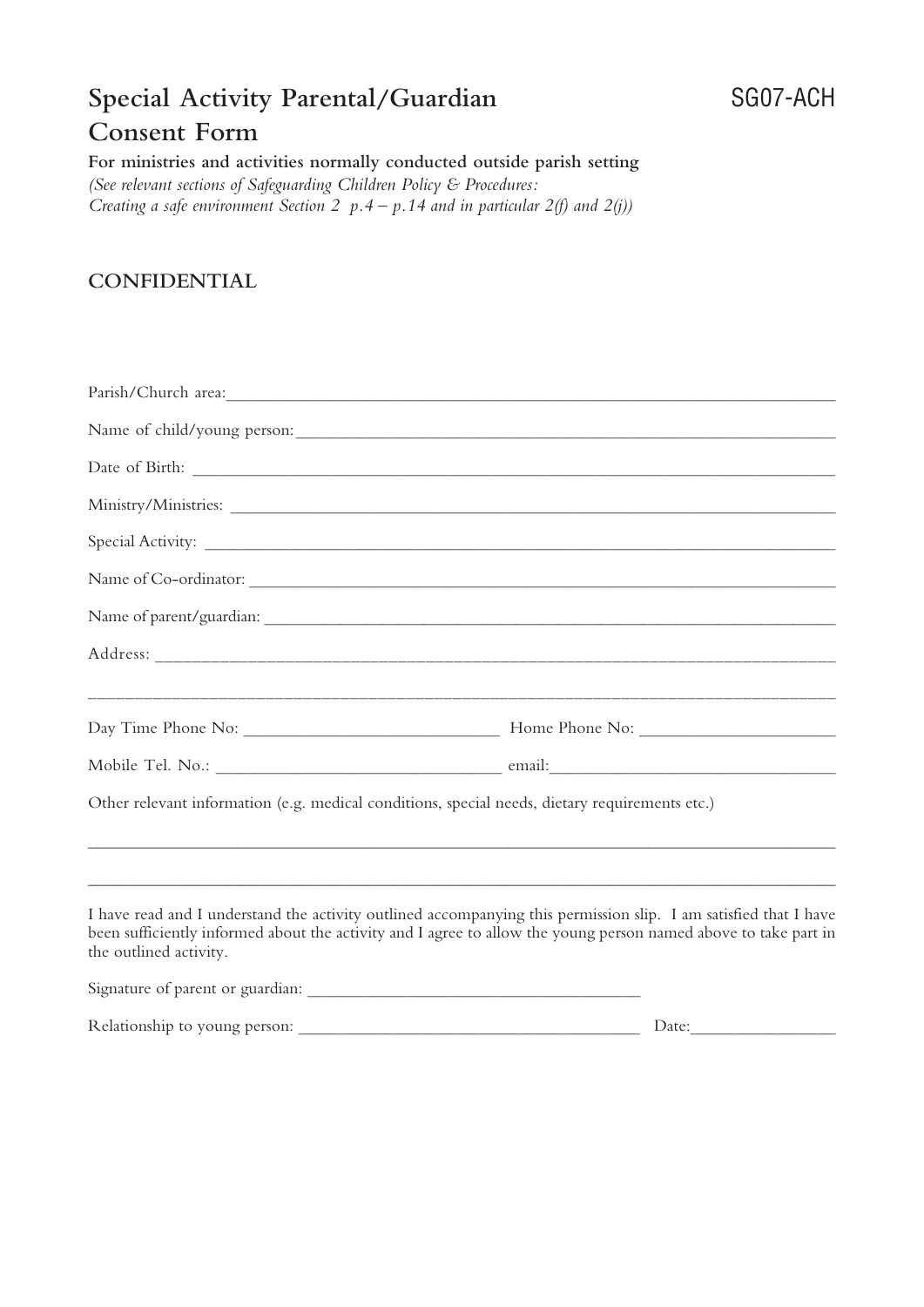# Special Activity Parental/Guardian Consent Form

SG07-ACH

**For ministries and activities normally conducted outside parish setting**

*(See relevant sections of Safeguarding Children Policy & Procedures: Creating a safe environment Section 2 p.4 – p.14 and in particular 2(f) and 2(j))*

**CONFIDENTIAL**

Parish/Church area:______________________________________________

Name of child/young person:______________________________________

Date of Birth: ___________________________________________________

Ministry/Ministries: ______________________________________________

Special Activity: _________________________________________________

Name of Co-ordinator: ____________________________________________

Name of parent/guardian: _________________________________________

Address: _______________________________________________________

________________________________________________________________

Day Time Phone No: ____________________ Home Phone No: ____________________

Mobile Tel. No.: ____________________ email:____________________

Other relevant information (e.g. medical conditions, special needs, dietary requirements etc.)

________________________________________________________________

________________________________________________________________

I have read and I understand the activity outlined accompanying this permission slip. I am satisfied that I have been sufficiently informed about the activity and I agree to allow the young person named above to take part in the outlined activity.

Signature of parent or guardian: ______________________________

Relationship to young person: ______________________________ Date:______________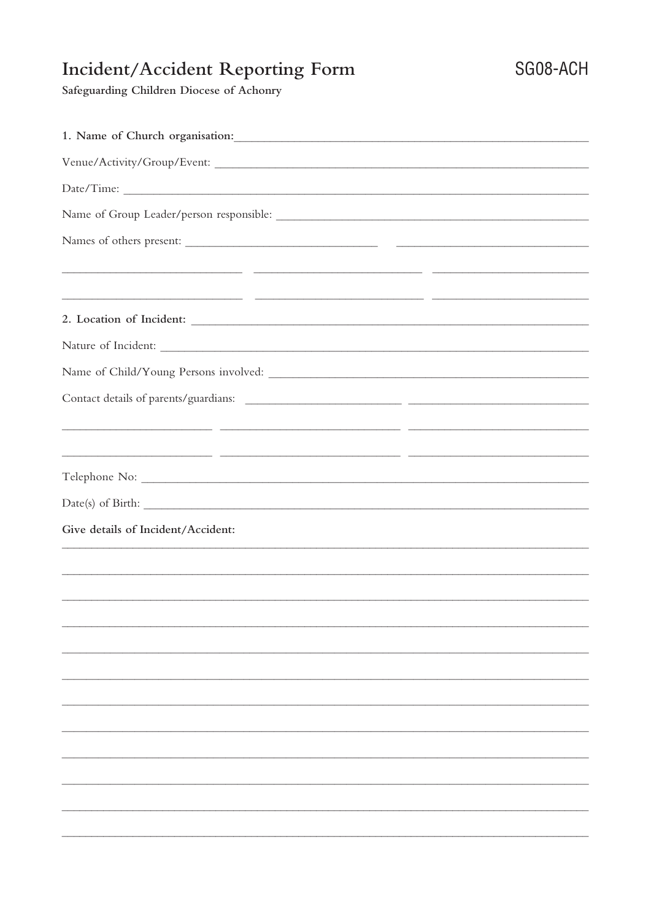# Incident/Accident Reporting Form

SG08-ACH

**Safeguarding Children Diocese of Achonry**

**1. Name of Church organisation:** ______________________________

Venue/Activity/Group/Event: ______________________________

Date/Time: ______________________________

Name of Group Leader/person responsible: ______________________________

Names of others present: ______________________________ ______________________________

______________________________ ______________________________ ______________________________

______________________________ ______________________________ ______________________________

**2. Location of Incident:** ______________________________

Nature of Incident: ______________________________

Name of Child/Young Persons involved: ______________________________

Contact details of parents/guardians: ______________________________ ______________________________

______________________________ ______________________________ ______________________________

______________________________ ______________________________ ______________________________

Telephone No: ______________________________

Date(s) of Birth: ______________________________

**Give details of Incident/Accident:**

______________________________________________________________________

______________________________________________________________________

______________________________________________________________________

______________________________________________________________________

______________________________________________________________________

______________________________________________________________________

______________________________________________________________________

______________________________________________________________________

______________________________________________________________________

______________________________________________________________________

______________________________________________________________________

______________________________________________________________________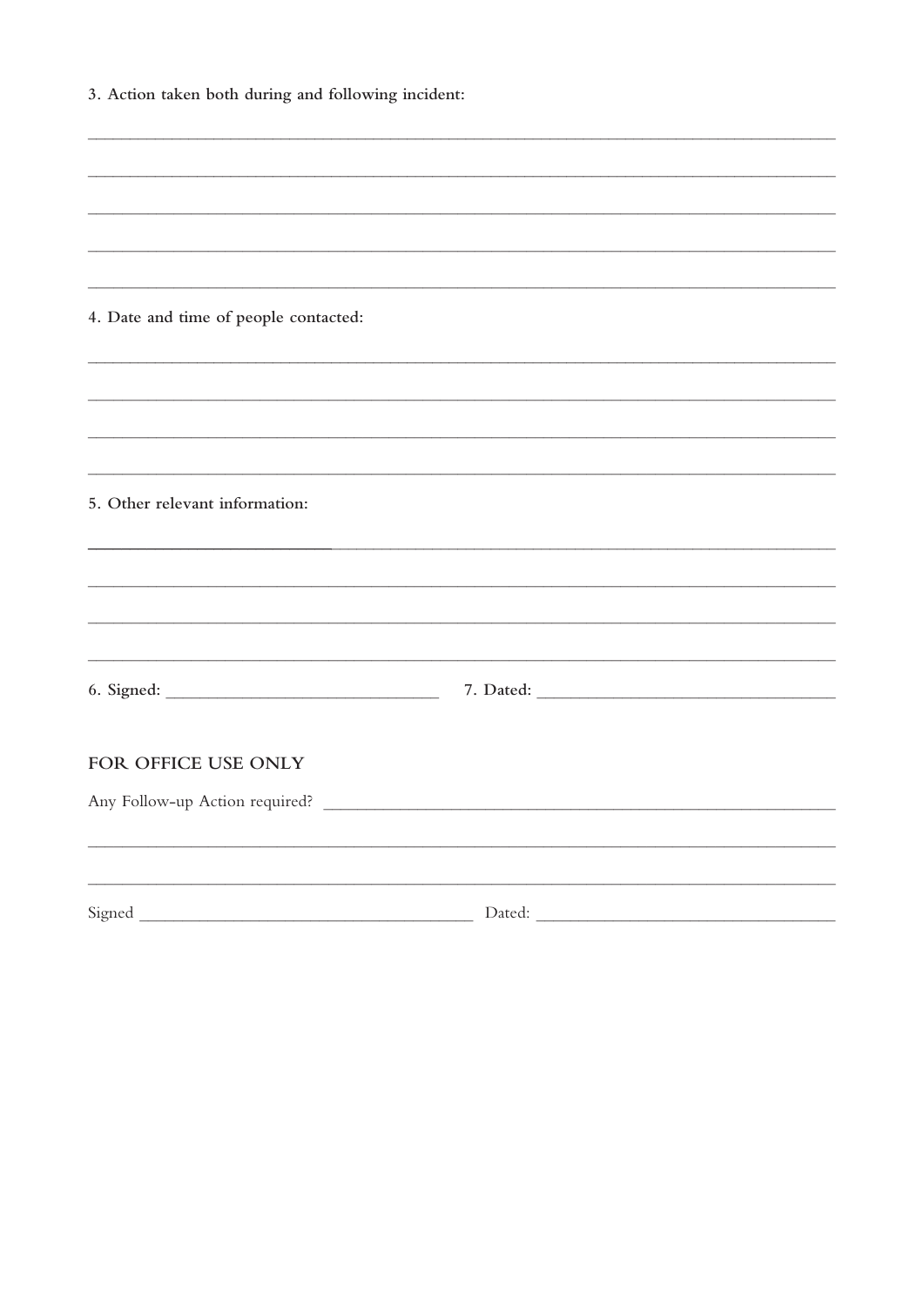3. Action taken both during and following incident:

_______________________________________________________________________________

_______________________________________________________________________________

_______________________________________________________________________________

_______________________________________________________________________________

_______________________________________________________________________________

4. Date and time of people contacted:

_______________________________________________________________________________

_______________________________________________________________________________

_______________________________________________________________________________

_______________________________________________________________________________

5. Other relevant information:

_______________________________________________________________________________

_______________________________________________________________________________

_______________________________________________________________________________

_______________________________________________________________________________

6. Signed: ______________________________ 7. Dated: ________________________________

## FOR OFFICE USE ONLY

Any Follow-up Action required? ________________________________________________________

_______________________________________________________________________________

_______________________________________________________________________________

Signed ____________________________________ Dated: ________________________________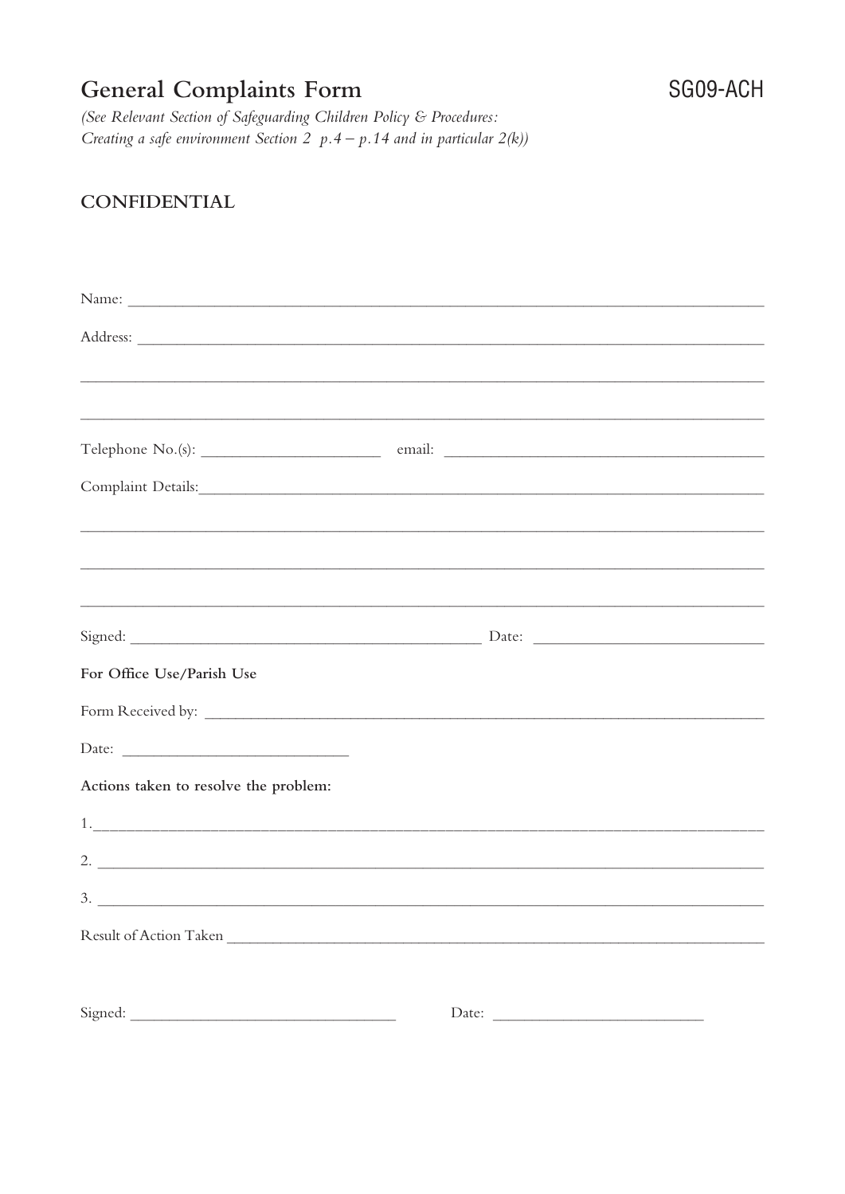# General Complaints Form

SG09-ACH

*(See Relevant Section of Safeguarding Children Policy & Procedures: Creating a safe environment Section 2 p.4 – p.14 and in particular 2(k))*

**CONFIDENTIAL**

Name: ______________________________________________

Address: ______________________________________________

______________________________________________

______________________________________________

Telephone No.(s): ____________________ email: ____________________

Complaint Details: ______________________________________________

______________________________________________

______________________________________________

______________________________________________

Signed: ______________________________ Date: ____________________

**For Office Use/Parish Use**

Form Received by: ______________________________________________

Date: ____________________

**Actions taken to resolve the problem:**

1. ______________________________________________

2. ______________________________________________

3. ______________________________________________

Result of Action Taken ______________________________________________

Signed: ______________________________ Date: ____________________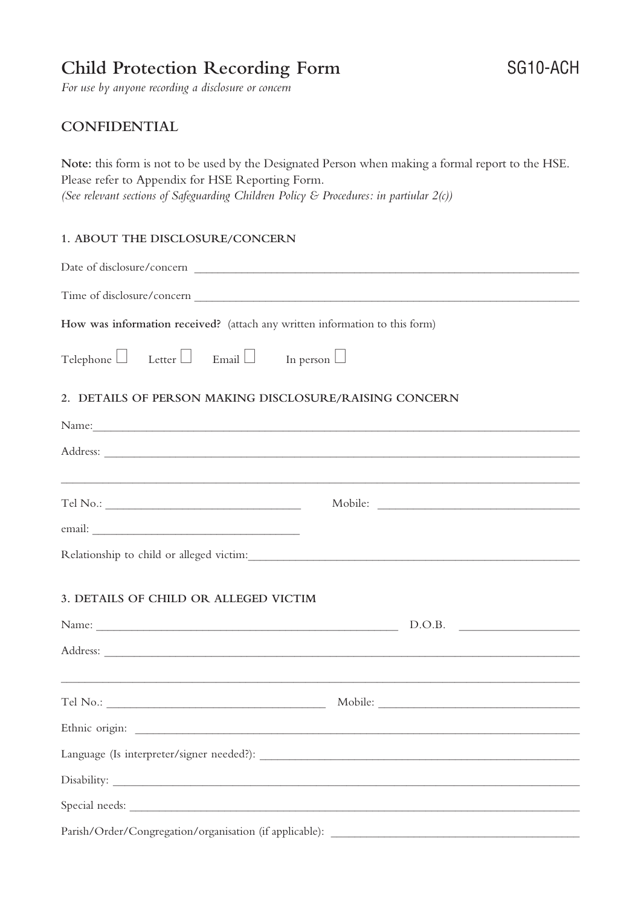# Child Protection Recording Form

SG10-ACH

*For use by anyone recording a disclosure or concern*

## CONFIDENTIAL

**Note:** this form is not to be used by the Designated Person when making a formal report to the HSE. Please refer to Appendix for HSE Reporting Form.
*(See relevant sections of Safeguarding Children Policy & Procedures: in partiular 2(c))*

### 1. ABOUT THE DISCLOSURE/CONCERN

Date of disclosure/concern ______________________________________________

Time of disclosure/concern ______________________________________________

**How was information received?** (attach any written information to this form)

Telephone ☐ Letter ☐ Email ☐ In person ☐

### 2. DETAILS OF PERSON MAKING DISCLOSURE/RAISING CONCERN

Name:______________________________________________

Address: ______________________________________________

______________________________________________

Tel No.: ______________________ Mobile: ______________________

email: ______________________

Relationship to child or alleged victim:______________________________________________

### 3. DETAILS OF CHILD OR ALLEGED VICTIM

Name: ______________________________ D.O.B. ______________

Address: ______________________________________________

______________________________________________

Tel No.: ______________________ Mobile: ______________________

Ethnic origin: ______________________________________________

Language (Is interpreter/signer needed?): ______________________________________________

Disability: ______________________________________________

Special needs: ______________________________________________

Parish/Order/Congregation/organisation (if applicable): ______________________________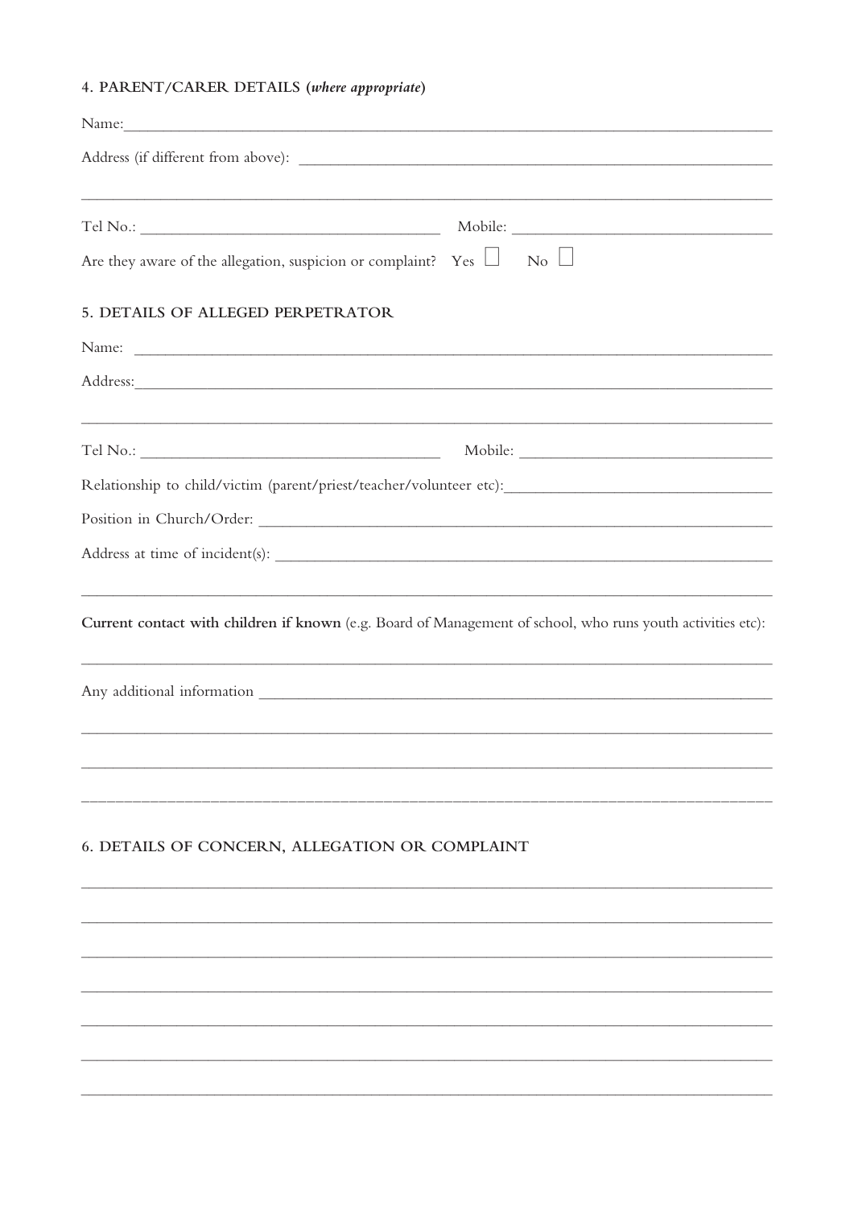#### 4. PARENT/CARER DETAILS (*where appropriate*)

Name: ____________________________________________________________________________

Address (if different from above): ______________________________________________________

________________________________________________________________________________

Tel No.: ___________________________________ Mobile: _____________________________

Are they aware of the allegation, suspicion or complaint? Yes ☐ No ☐

#### 5. DETAILS OF ALLEGED PERPETRATOR

Name: ____________________________________________________________________________

Address: __________________________________________________________________________

________________________________________________________________________________

Tel No.: ___________________________________ Mobile: _____________________________

Relationship to child/victim (parent/priest/teacher/volunteer etc): _____________________________

Position in Church/Order: ___________________________________________________________

Address at time of incident(s): _______________________________________________________

________________________________________________________________________________

**Current contact with children if known** (e.g. Board of Management of school, who runs youth activities etc):

________________________________________________________________________________

Any additional information __________________________________________________________

________________________________________________________________________________

________________________________________________________________________________

________________________________________________________________________________

#### 6. DETAILS OF CONCERN, ALLEGATION OR COMPLAINT

________________________________________________________________________________

________________________________________________________________________________

________________________________________________________________________________

________________________________________________________________________________

________________________________________________________________________________

________________________________________________________________________________

________________________________________________________________________________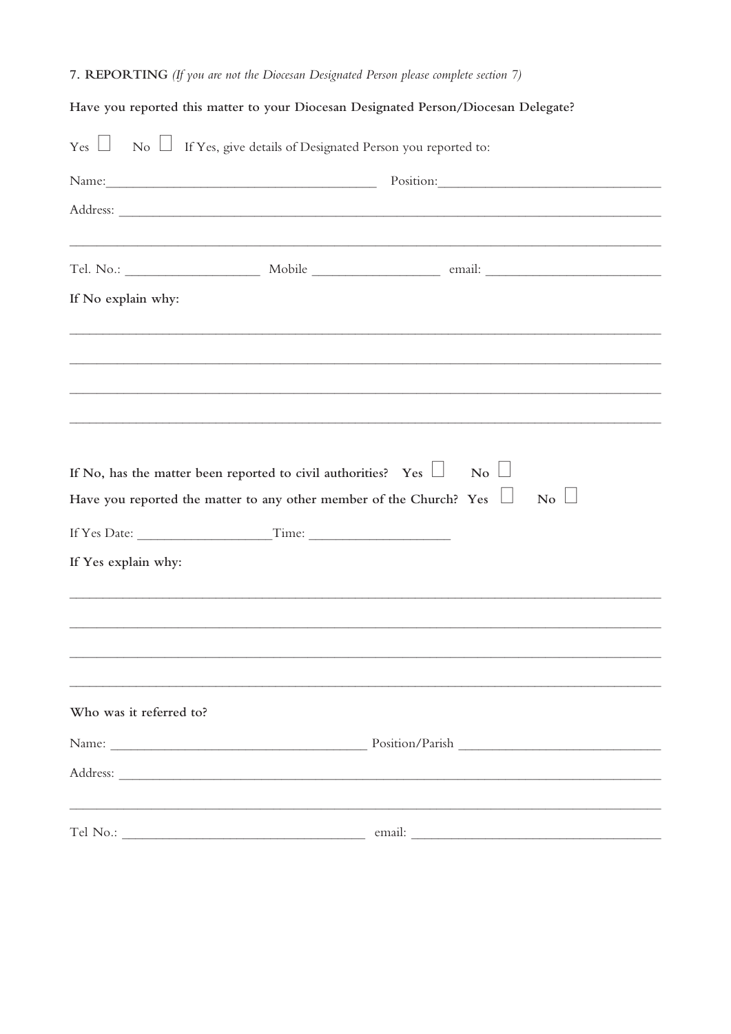**7. REPORTING** *(If you are not the Diocesan Designated Person please complete section 7)*

**Have you reported this matter to your Diocesan Designated Person/Diocesan Delegate?**

Yes ☐ No ☐ If Yes, give details of Designated Person you reported to:

Name:______________________________________ Position:______________________________

Address: ______________________________________________________________________________

_______________________________________________________________________________________

Tel. No.: ___________________ Mobile __________________ email: ________________________

**If No explain why:**

_______________________________________________________________________________________

_______________________________________________________________________________________

_______________________________________________________________________________________

_______________________________________________________________________________________

**If No, has the matter been reported to civil authorities? Yes ☐ No ☐**

**Have you reported the matter to any other member of the Church? Yes ☐ No ☐**

If Yes Date: ___________________Time: ____________________

**If Yes explain why:**

_______________________________________________________________________________________

_______________________________________________________________________________________

_______________________________________________________________________________________

_______________________________________________________________________________________

**Who was it referred to?**

Name: ____________________________________ Position/Parish ____________________________

Address: ______________________________________________________________________________

_______________________________________________________________________________________

Tel No.: __________________________________ email: ___________________________________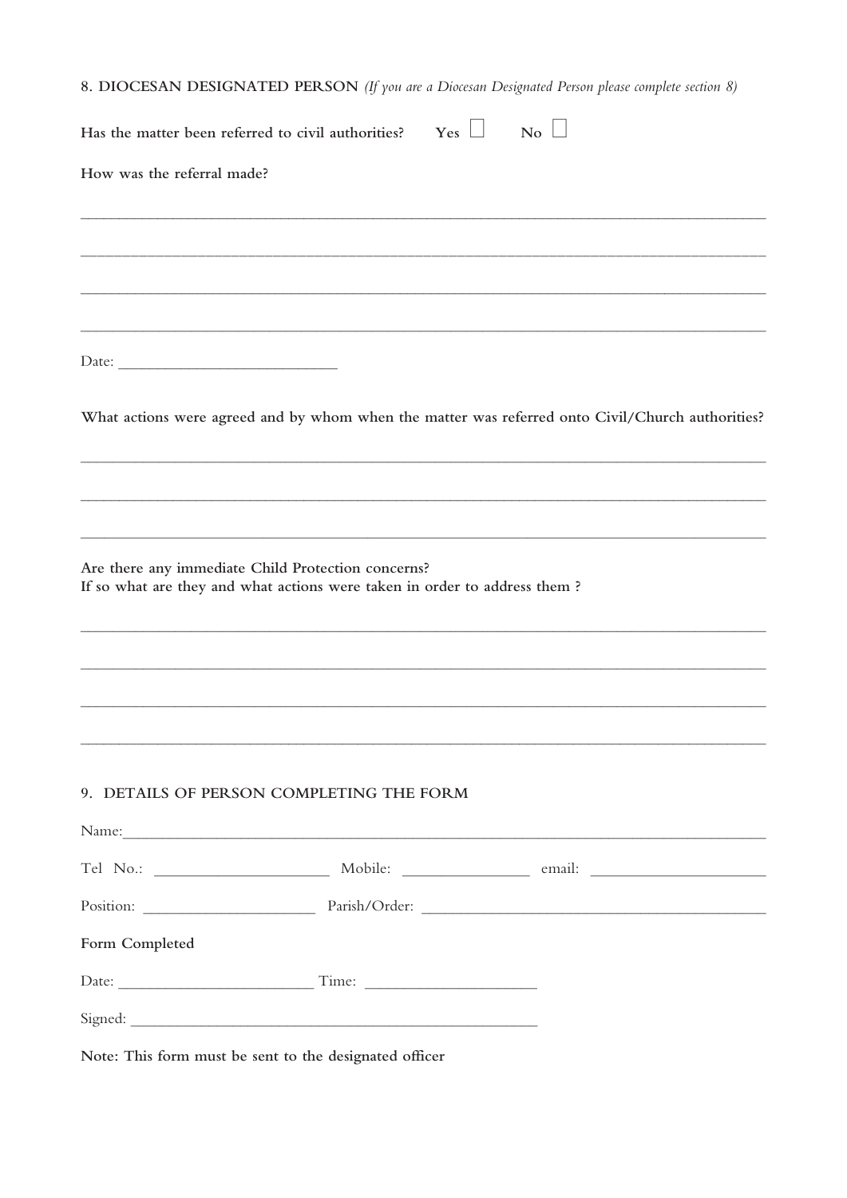## 8. DIOCESAN DESIGNATED PERSON *(If you are a Diocesan Designated Person please complete section 8)*

**Has the matter been referred to civil authorities?** **Yes** ☐ **No** ☐

**How was the referral made?**

\_\_\_\_\_\_\_\_\_\_\_\_\_\_\_\_\_\_\_\_\_\_\_\_\_\_\_\_\_\_\_\_\_\_\_\_\_\_\_\_\_\_\_\_\_\_\_\_\_\_\_\_\_\_\_\_\_\_\_\_\_\_\_\_\_\_\_\_\_\_\_\_\_\_\_\_\_\_

\_\_\_\_\_\_\_\_\_\_\_\_\_\_\_\_\_\_\_\_\_\_\_\_\_\_\_\_\_\_\_\_\_\_\_\_\_\_\_\_\_\_\_\_\_\_\_\_\_\_\_\_\_\_\_\_\_\_\_\_\_\_\_\_\_\_\_\_\_\_\_\_\_\_\_\_\_\_

\_\_\_\_\_\_\_\_\_\_\_\_\_\_\_\_\_\_\_\_\_\_\_\_\_\_\_\_\_\_\_\_\_\_\_\_\_\_\_\_\_\_\_\_\_\_\_\_\_\_\_\_\_\_\_\_\_\_\_\_\_\_\_\_\_\_\_\_\_\_\_\_\_\_\_\_\_\_

\_\_\_\_\_\_\_\_\_\_\_\_\_\_\_\_\_\_\_\_\_\_\_\_\_\_\_\_\_\_\_\_\_\_\_\_\_\_\_\_\_\_\_\_\_\_\_\_\_\_\_\_\_\_\_\_\_\_\_\_\_\_\_\_\_\_\_\_\_\_\_\_\_\_\_\_\_\_

Date: \_\_\_\_\_\_\_\_\_\_\_\_\_\_\_\_\_\_\_\_\_\_\_\_\_\_

**What actions were agreed and by whom when the matter was referred onto Civil/Church authorities?**

\_\_\_\_\_\_\_\_\_\_\_\_\_\_\_\_\_\_\_\_\_\_\_\_\_\_\_\_\_\_\_\_\_\_\_\_\_\_\_\_\_\_\_\_\_\_\_\_\_\_\_\_\_\_\_\_\_\_\_\_\_\_\_\_\_\_\_\_\_\_\_\_\_\_\_\_\_\_

\_\_\_\_\_\_\_\_\_\_\_\_\_\_\_\_\_\_\_\_\_\_\_\_\_\_\_\_\_\_\_\_\_\_\_\_\_\_\_\_\_\_\_\_\_\_\_\_\_\_\_\_\_\_\_\_\_\_\_\_\_\_\_\_\_\_\_\_\_\_\_\_\_\_\_\_\_\_

\_\_\_\_\_\_\_\_\_\_\_\_\_\_\_\_\_\_\_\_\_\_\_\_\_\_\_\_\_\_\_\_\_\_\_\_\_\_\_\_\_\_\_\_\_\_\_\_\_\_\_\_\_\_\_\_\_\_\_\_\_\_\_\_\_\_\_\_\_\_\_\_\_\_\_\_\_\_

**Are there any immediate Child Protection concerns?**
**If so what are they and what actions were taken in order to address them ?**

\_\_\_\_\_\_\_\_\_\_\_\_\_\_\_\_\_\_\_\_\_\_\_\_\_\_\_\_\_\_\_\_\_\_\_\_\_\_\_\_\_\_\_\_\_\_\_\_\_\_\_\_\_\_\_\_\_\_\_\_\_\_\_\_\_\_\_\_\_\_\_\_\_\_\_\_\_\_

\_\_\_\_\_\_\_\_\_\_\_\_\_\_\_\_\_\_\_\_\_\_\_\_\_\_\_\_\_\_\_\_\_\_\_\_\_\_\_\_\_\_\_\_\_\_\_\_\_\_\_\_\_\_\_\_\_\_\_\_\_\_\_\_\_\_\_\_\_\_\_\_\_\_\_\_\_\_

\_\_\_\_\_\_\_\_\_\_\_\_\_\_\_\_\_\_\_\_\_\_\_\_\_\_\_\_\_\_\_\_\_\_\_\_\_\_\_\_\_\_\_\_\_\_\_\_\_\_\_\_\_\_\_\_\_\_\_\_\_\_\_\_\_\_\_\_\_\_\_\_\_\_\_\_\_\_

\_\_\_\_\_\_\_\_\_\_\_\_\_\_\_\_\_\_\_\_\_\_\_\_\_\_\_\_\_\_\_\_\_\_\_\_\_\_\_\_\_\_\_\_\_\_\_\_\_\_\_\_\_\_\_\_\_\_\_\_\_\_\_\_\_\_\_\_\_\_\_\_\_\_\_\_\_\_

## 9. DETAILS OF PERSON COMPLETING THE FORM

Name: \_\_\_\_\_\_\_\_\_\_\_\_\_\_\_\_\_\_\_\_\_\_\_\_\_\_\_\_\_\_\_\_\_\_\_\_\_\_\_\_\_\_\_\_\_\_\_\_\_\_\_\_\_\_\_\_\_\_\_\_\_\_\_\_\_\_\_\_\_\_\_\_

Tel No.: \_\_\_\_\_\_\_\_\_\_\_\_\_\_\_\_\_\_\_\_\_ Mobile: \_\_\_\_\_\_\_\_\_\_\_\_\_\_\_ email: \_\_\_\_\_\_\_\_\_\_\_\_\_\_\_\_\_\_\_\_

Position: \_\_\_\_\_\_\_\_\_\_\_\_\_\_\_\_\_\_\_\_ Parish/Order: \_\_\_\_\_\_\_\_\_\_\_\_\_\_\_\_\_\_\_\_\_\_\_\_\_\_\_\_\_\_\_\_\_\_\_\_\_\_\_\_

**Form Completed**

Date: \_\_\_\_\_\_\_\_\_\_\_\_\_\_\_\_\_\_\_\_\_\_\_ Time: \_\_\_\_\_\_\_\_\_\_\_\_\_\_\_\_\_\_\_\_

Signed: \_\_\_\_\_\_\_\_\_\_\_\_\_\_\_\_\_\_\_\_\_\_\_\_\_\_\_\_\_\_\_\_\_\_\_\_\_\_\_\_\_\_\_\_\_\_\_\_\_\_\_\_

**Note: This form must be sent to the designated officer**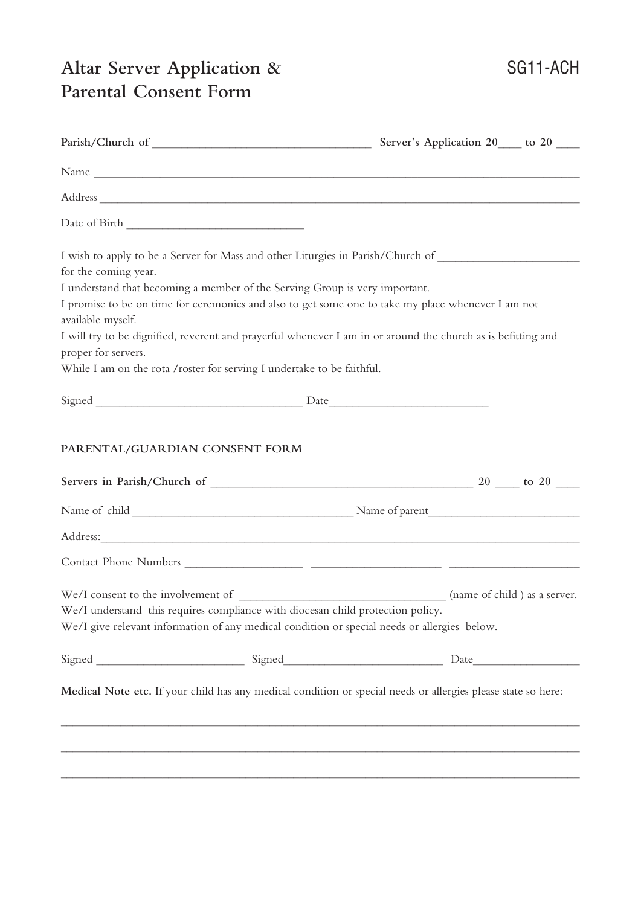# Altar Server Application & Parental Consent Form

SG11-ACH

**Parish/Church of** ___________________________________ **Server's Application 20**____ **to 20** ____

Name ________________________________________________________________________________

Address ______________________________________________________________________________

Date of Birth _____________________________

I wish to apply to be a Server for Mass and other Liturgies in Parish/Church of _______________________ for the coming year.

I understand that becoming a member of the Serving Group is very important.

I promise to be on time for ceremonies and also to get some one to take my place whenever I am not available myself.

I will try to be dignified, reverent and prayerful whenever I am in or around the church as is befitting and proper for servers.

While I am on the rota /roster for serving I undertake to be faithful.

Signed __________________________________ Date__________________________

## PARENTAL/GUARDIAN CONSENT FORM

**Servers in Parish/Church of** ___________________________________________ **20** ____ **to 20** ____

Name of child ____________________________________ Name of parent_________________________

Address:_______________________________________________________________________________

Contact Phone Numbers ___________________ _____________________ _____________________

We/I consent to the involvement of _________________________________ (name of child ) as a server.

We/I understand this requires compliance with diocesan child protection policy.

We/I give relevant information of any medical condition or special needs or allergies below.

Signed ________________________ Signed__________________________ Date_________________

**Medical Note etc.** If your child has any medical condition or special needs or allergies please state so here:

_______________________________________________________________________________________

_______________________________________________________________________________________

_______________________________________________________________________________________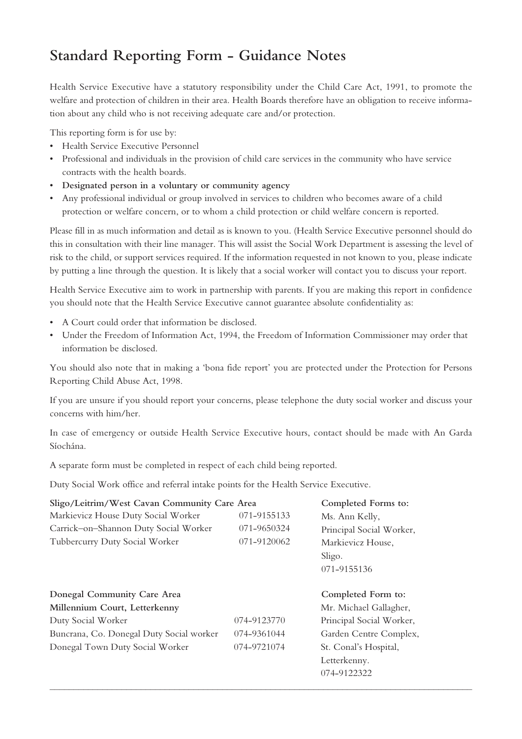# Standard Reporting Form - Guidance Notes

Health Service Executive have a statutory responsibility under the Child Care Act, 1991, to promote the welfare and protection of children in their area. Health Boards therefore have an obligation to receive information about any child who is not receiving adequate care and/or protection.

This reporting form is for use by:

- Health Service Executive Personnel
- Professional and individuals in the provision of child care services in the community who have service contracts with the health boards.
- **Designated person in a voluntary or community agency**
- Any professional individual or group involved in services to children who becomes aware of a child protection or welfare concern, or to whom a child protection or child welfare concern is reported.

Please fill in as much information and detail as is known to you. (Health Service Executive personnel should do this in consultation with their line manager. This will assist the Social Work Department is assessing the level of risk to the child, or support services required. If the information requested in not known to you, please indicate by putting a line through the question. It is likely that a social worker will contact you to discuss your report.

Health Service Executive aim to work in partnership with parents. If you are making this report in confidence you should note that the Health Service Executive cannot guarantee absolute confidentiality as:

- A Court could order that information be disclosed.
- Under the Freedom of Information Act, 1994, the Freedom of Information Commissioner may order that information be disclosed.

You should also note that in making a 'bona fide report' you are protected under the Protection for Persons Reporting Child Abuse Act, 1998.

If you are unsure if you should report your concerns, please telephone the duty social worker and discuss your concerns with him/her.

In case of emergency or outside Health Service Executive hours, contact should be made with An Garda Síochána.

A separate form must be completed in respect of each child being reported.

Duty Social Work office and referral intake points for the Health Service Executive.

**Sligo/Leitrim/West Cavan Community Care Area**

| | | |
|---|---|---|
| Markievicz House Duty Social Worker | 071-9155133 | |
| Carrick–on–Shannon Duty Social Worker | 071-9650324 | |
| Tubbercurry Duty Social Worker | 071-9120062 | |

**Completed Forms to:**
Ms. Ann Kelly,
Principal Social Worker,
Markievicz House,
Sligo.
071-9155136

**Donegal Community Care Area**
**Millennium Court, Letterkenny**

| | |
|---|---|
| Duty Social Worker | 074-9123770 |
| Buncrana, Co. Donegal Duty Social worker | 074-9361044 |
| Donegal Town Duty Social Worker | 074-9721074 |

**Completed Form to:**
Mr. Michael Gallagher,
Principal Social Worker,
Garden Centre Complex,
St. Conal's Hospital,
Letterkenny.
074-9122322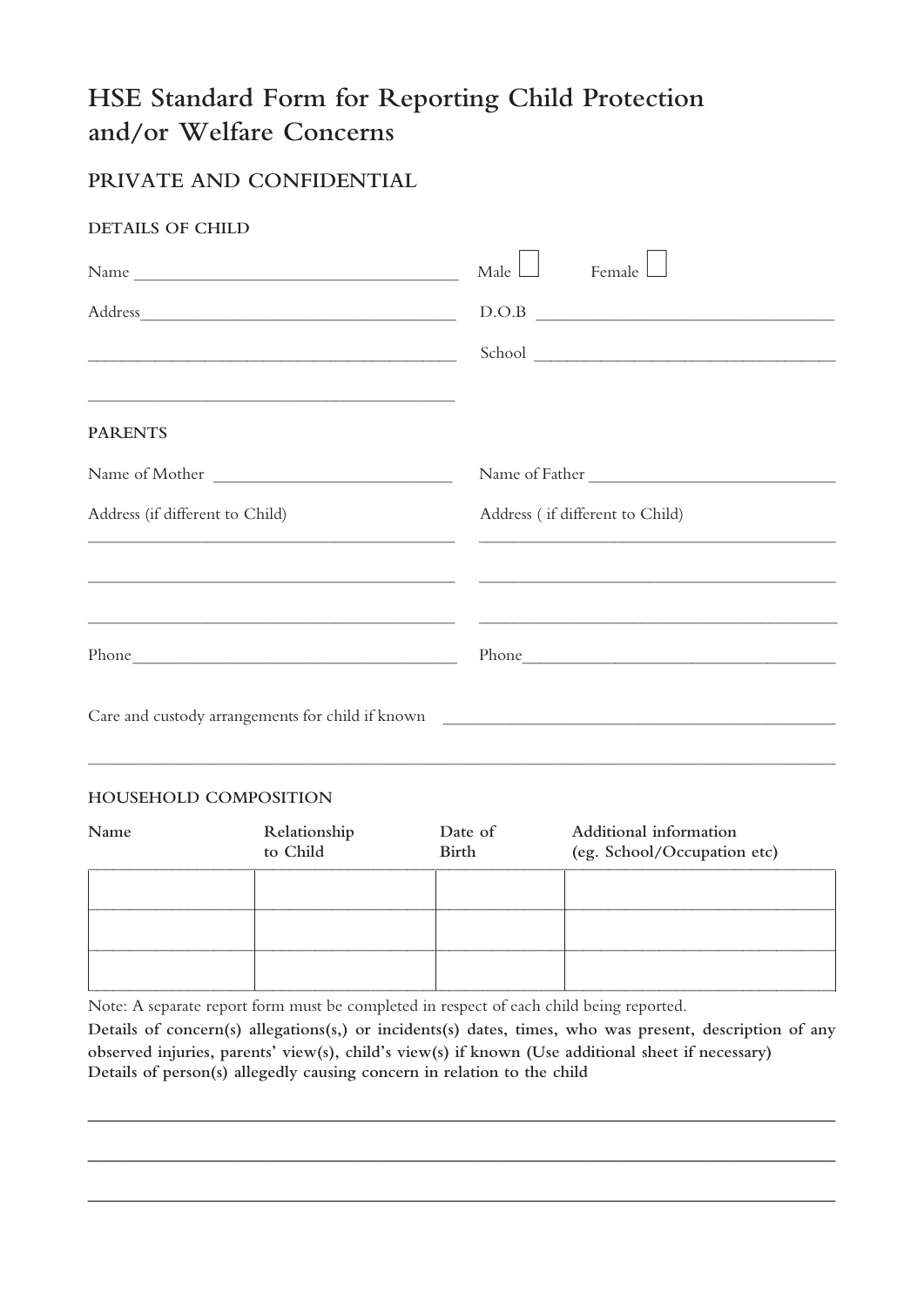# HSE Standard Form for Reporting Child Protection and/or Welfare Concerns

## PRIVATE AND CONFIDENTIAL

### DETAILS OF CHILD

Name ______________________________ Male ☐ Female ☐

Address ______________________________ D.O.B ______________________________

______________________________ School ______________________________

______________________________

### PARENTS

Name of Mother ______________________ Name of Father ______________________

Address (if different to Child) Address ( if different to Child)

______________________________ ______________________________

______________________________ ______________________________

______________________________ ______________________________

Phone ______________________________ Phone ______________________________

Care and custody arrangements for child if known ______________________________

______________________________________________________________

### HOUSEHOLD COMPOSITION

| Name | Relationship to Child | Date of Birth | Additional information (eg. School/Occupation etc) |
|---|---|---|---|
| | | | |
| | | | |
| | | | |

Note: A separate report form must be completed in respect of each child being reported.

**Details of concern(s) allegations(s,) or incidents(s) dates, times, who was present, description of any observed injuries, parents' view(s), child's view(s) if known (Use additional sheet if necessary)**

**Details of person(s) allegedly causing concern in relation to the child**

______________________________________________________________

______________________________________________________________

______________________________________________________________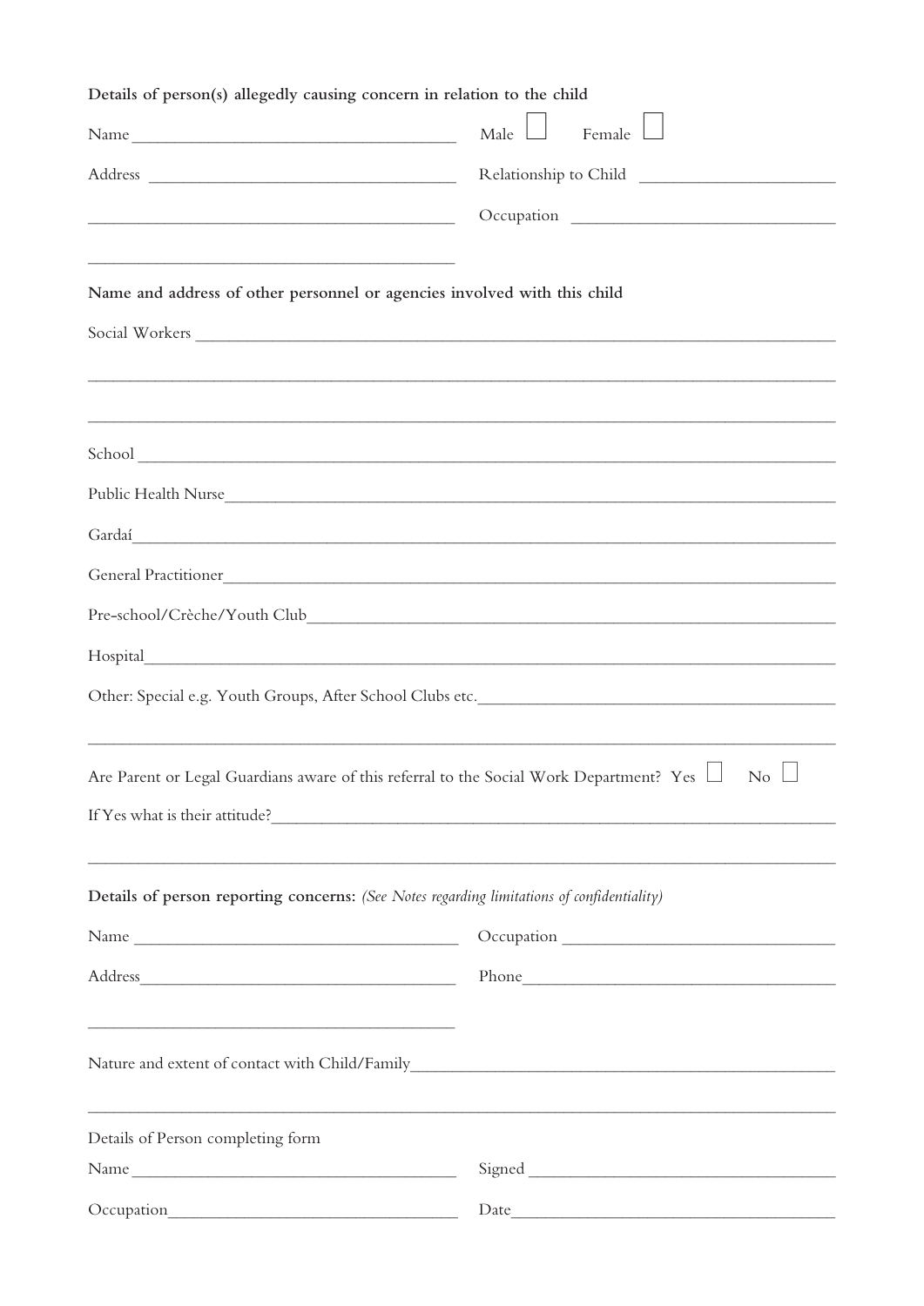**Details of person(s) allegedly causing concern in relation to the child**

Name ____________________________________ Male ☐ Female ☐

Address ____________________________________ Relationship to Child ______________________

____________________________________________ Occupation ______________________________

____________________________________________

**Name and address of other personnel or agencies involved with this child**

Social Workers ______________________________________________________________________

___________________________________________________________________________________

___________________________________________________________________________________

School ____________________________________________________________________________

Public Health Nurse__________________________________________________________________

Gardaí_____________________________________________________________________________

General Practitioner_________________________________________________________________

Pre-school/Crèche/Youth Club__________________________________________________________

Hospital___________________________________________________________________________

Other: Special e.g. Youth Groups, After School Clubs etc.__________________________________

___________________________________________________________________________________

Are Parent or Legal Guardians aware of this referral to the Social Work Department? Yes ☐ No ☐

If Yes what is their attitude?___________________________________________________________

___________________________________________________________________________________

**Details of person reporting concerns:** *(See Notes regarding limitations of confidentiality)*

Name ____________________________________ Occupation ______________________________

Address____________________________________ Phone___________________________________

____________________________________________

Nature and extent of contact with Child/Family____________________________________________

___________________________________________________________________________________

Details of Person completing form

Name ____________________________________ Signed _________________________________

Occupation_________________________________ Date___________________________________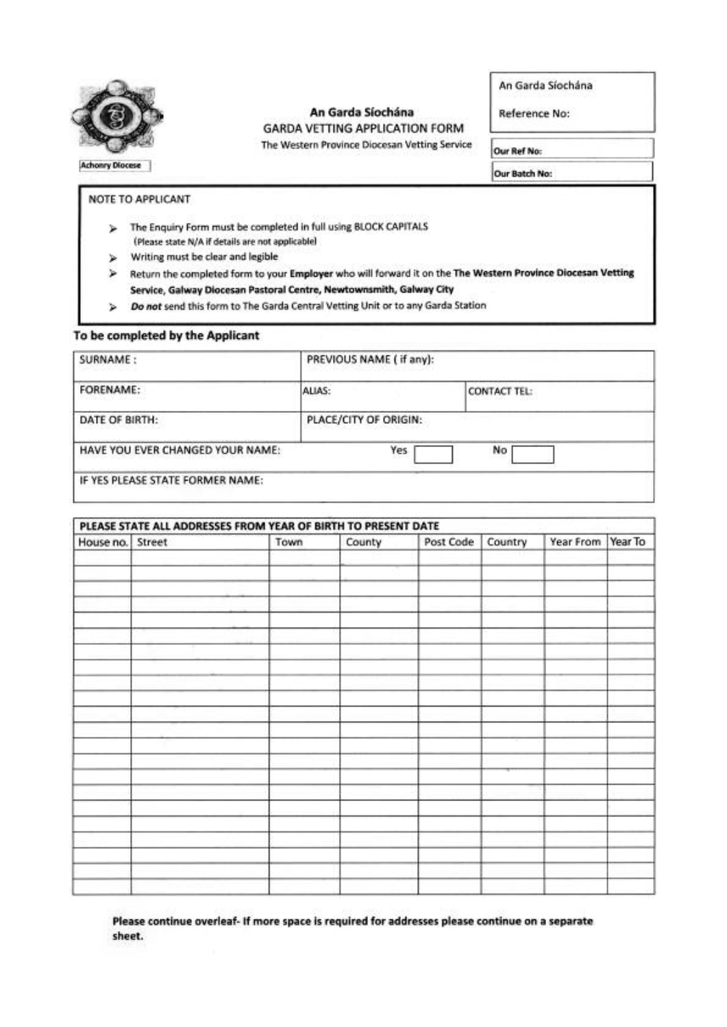Achonry Diocese

**An Garda Síochána**

GARDA VETTING APPLICATION FORM

The Western Province Diocesan Vetting Service

| An Garda Síochána |
|---|
| Reference No: |

**Our Ref No:**

**Our Batch No:**

NOTE TO APPLICANT

- The Enquiry Form must be completed in full using BLOCK CAPITALS (Please state N/A if details are not applicable)
- Writing must be clear and legible
- Return the completed form to your **Employer** who will forward it on the **The Western Province Diocesan Vetting Service, Galway Diocesan Pastoral Centre, Newtownsmith, Galway City**
- ***Do not*** send this form to The Garda Central Vetting Unit or to any Garda Station

**To be completed by the Applicant**

| SURNAME : | PREVIOUS NAME ( if any): | |
|---|---|---|
| FORENAME: | ALIAS: | CONTACT TEL: |
| DATE OF BIRTH: | PLACE/CITY OF ORIGIN: | |
| HAVE YOU EVER CHANGED YOUR NAME: | Yes ☐ | No ☐ |
| IF YES PLEASE STATE FORMER NAME: | | |

| PLEASE STATE ALL ADDRESSES FROM YEAR OF BIRTH TO PRESENT DATE | | | | | | | |
|---|---|---|---|---|---|---|---|
| House no. | Street | Town | County | Post Code | Country | Year From | Year To |
| | | | | | | | |
| | | | | | | | |
| | | | | | | | |
| | | | | | | | |
| | | | | | | | |
| | | | | | | | |
| | | | | | | | |
| | | | | | | | |
| | | | | | | | |
| | | | | | | | |
| | | | | | | | |
| | | | | | | | |
| | | | | | | | |
| | | | | | | | |
| | | | | | | | |
| | | | | | | | |
| | | | | | | | |
| | | | | | | | |
| | | | | | | | |
| | | | | | | | |
| | | | | | | | |

**Please continue overleaf- If more space is required for addresses please continue on a separate sheet.**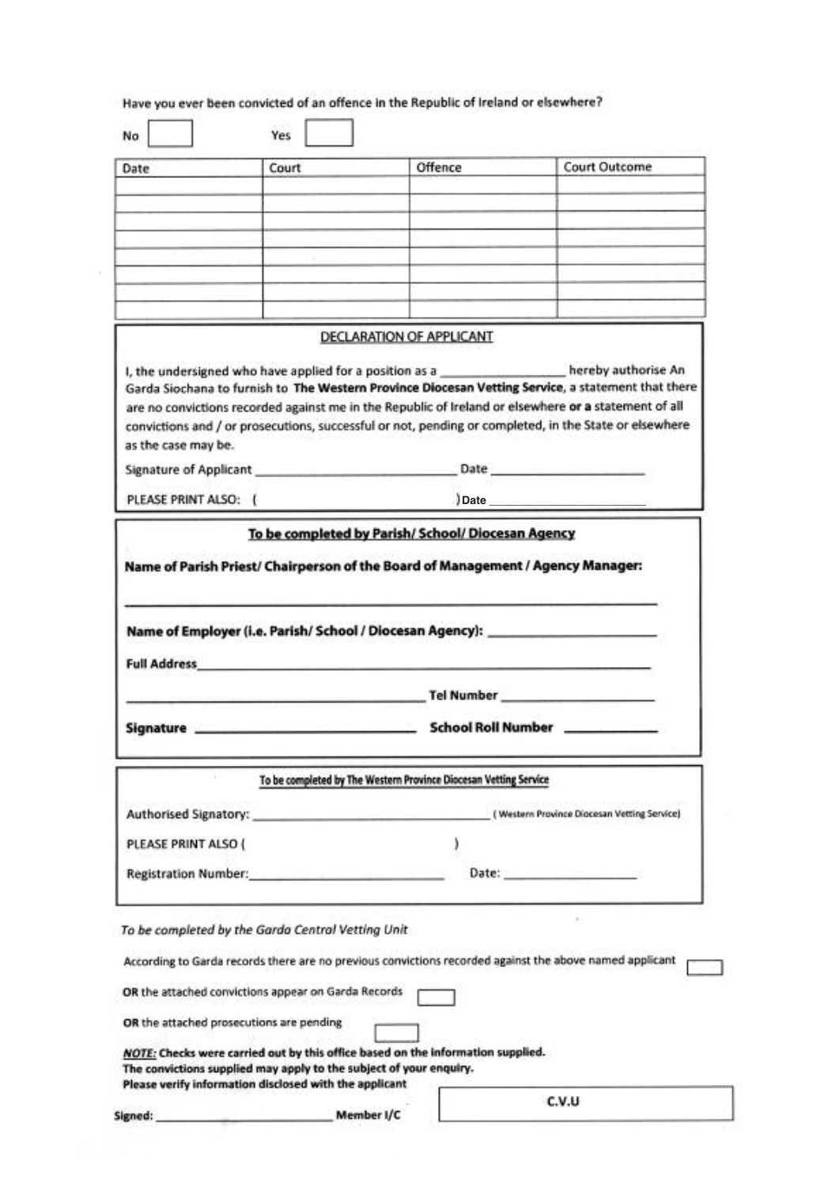Have you ever been convicted of an offence in the Republic of Ireland or elsewhere?

No ☐ Yes ☐

| Date | Court | Offence | Court Outcome |
|---|---|---|---|
| | | | |
| | | | |
| | | | |
| | | | |
| | | | |
| | | | |
| | | | |
| | | | |

## DECLARATION OF APPLICANT

I, the undersigned who have applied for a position as a _________________ hereby authorise An Garda Siochana to furnish to **The Western Province Diocesan Vetting Service**, a statement that there are no convictions recorded against me in the Republic of Ireland or elsewhere **or a** statement of all convictions and / or prosecutions, successful or not, pending or completed, in the State or elsewhere as the case may be.

Signature of Applicant ___________________________ Date ____________________

PLEASE PRINT ALSO: ( ) **Date** ____________________

## To be completed by Parish/ School/ Diocesan Agency

**Name of Parish Priest/ Chairperson of the Board of Management / Agency Manager:**

_____________________________________________________________

**Name of Employer (i.e. Parish/ School / Diocesan Agency):** ____________________

**Full Address**_____________________________________________________

_____________________________________ **Tel Number** ____________________

**Signature** ______________________________ **School Roll Number** ____________

## To be completed by The Western Province Diocesan Vetting Service

Authorised Signatory: ______________________________ (Western Province Diocesan Vetting Service)

PLEASE PRINT ALSO ( )

Registration Number:___________________________ Date: ____________________

*To be completed by the Garda Central Vetting Unit*

According to Garda records there are no previous convictions recorded against the above named applicant ☐

**OR** the attached convictions appear on Garda Records ☐

**OR** the attached prosecutions are pending ☐

***NOTE:*** **Checks were carried out by this office based on the information supplied.**
**The convictions supplied may apply to the subject of your enquiry.**
**Please verify information disclosed with the applicant**

**Signed:** ___________________________ **Member I/C**

C.V.U